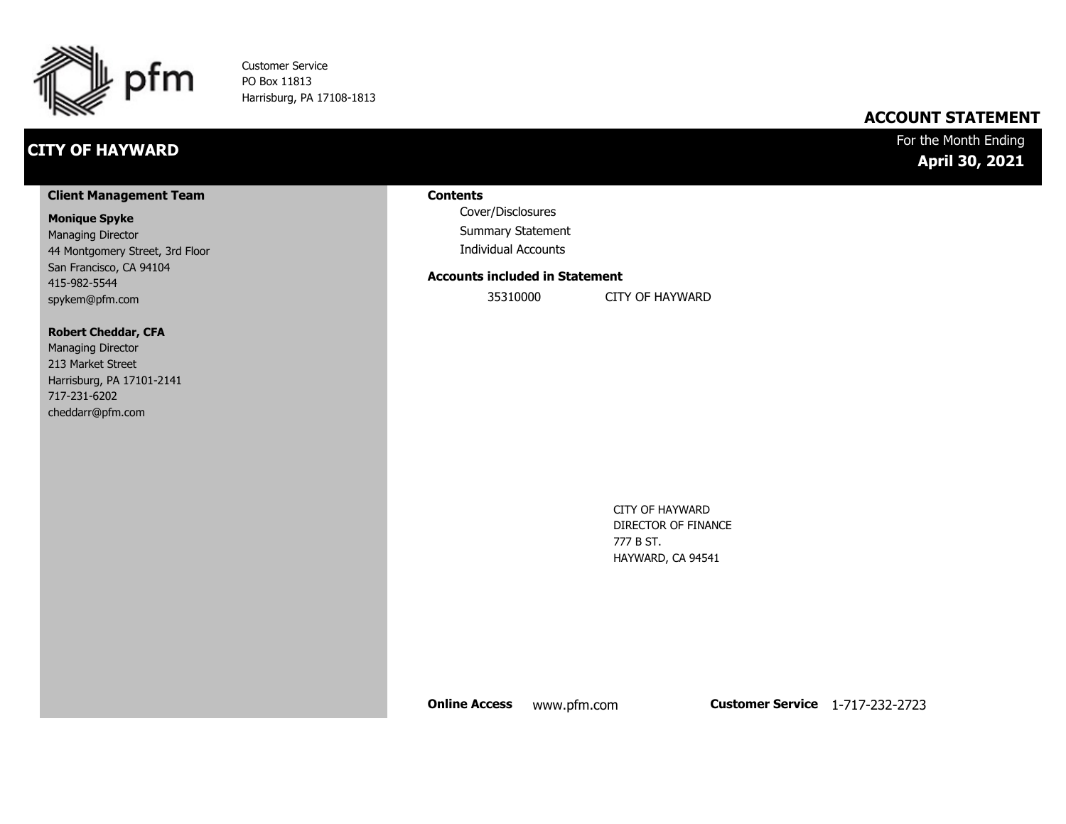pfm

Customer Service
PO Box 11813
Harrisburg, PA 17108-1813

# ACCOUNT STATEMENT

## CITY OF HAYWARD

For the Month Ending
**April 30, 2021**

### Client Management Team

**Monique Spyke**
Managing Director
44 Montgomery Street, 3rd Floor
San Francisco, CA 94104
415-982-5544
spykem@pfm.com

**Robert Cheddar, CFA**
Managing Director
213 Market Street
Harrisburg, PA 17101-2141
717-231-6202
cheddarr@pfm.com

### Contents

- Cover/Disclosures
- Summary Statement
- Individual Accounts

### Accounts included in Statement

| 35310000 | CITY OF HAYWARD |
|---|---|

CITY OF HAYWARD
DIRECTOR OF FINANCE
777 B ST.
HAYWARD, CA 94541

**Online Access** www.pfm.com **Customer Service** 1-717-232-2723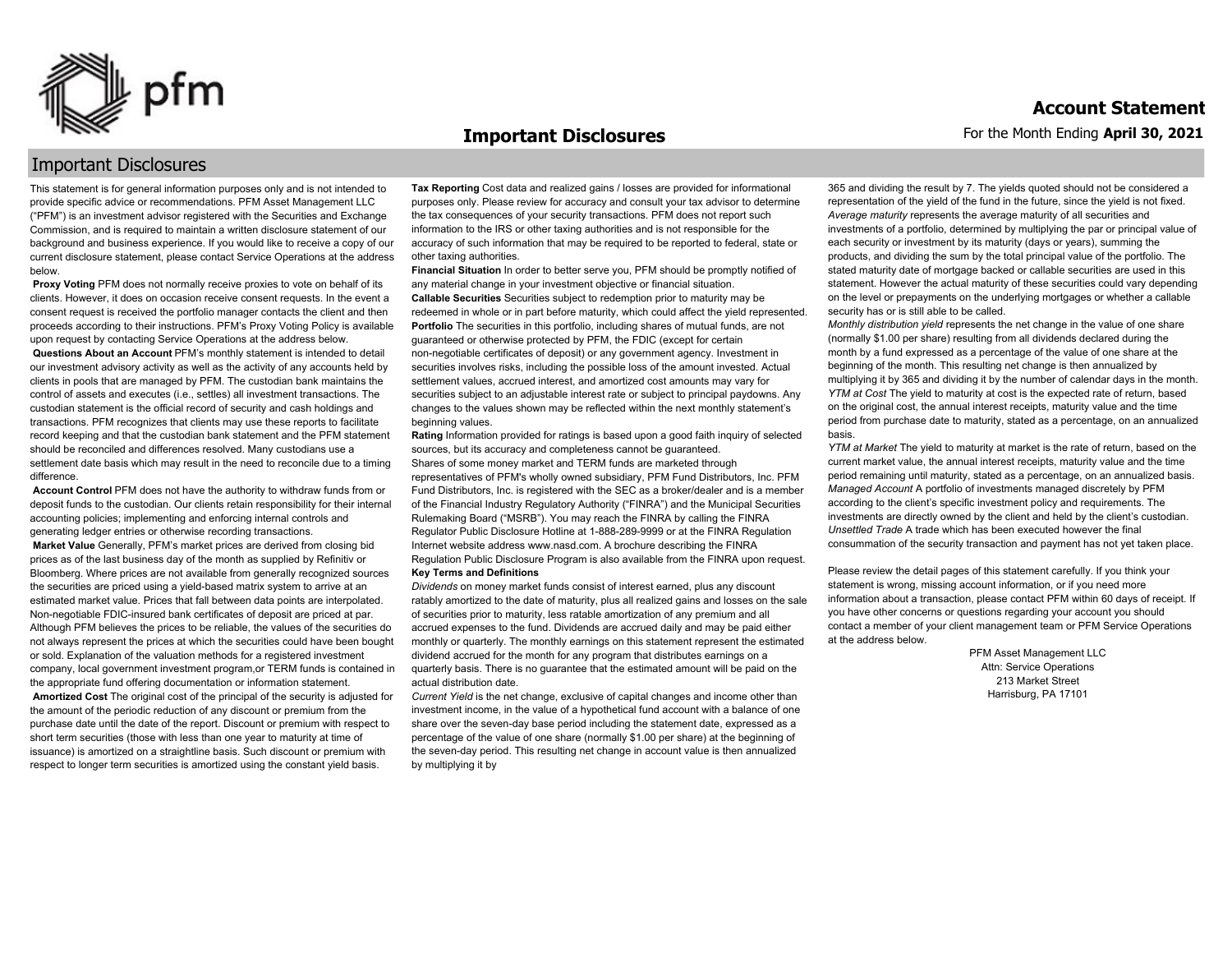# Important Disclosures

## Important Disclosures

This statement is for general information purposes only and is not intended to provide specific advice or recommendations. PFM Asset Management LLC ("PFM") is an investment advisor registered with the Securities and Exchange Commission, and is required to maintain a written disclosure statement of our background and business experience. If you would like to receive a copy of our current disclosure statement, please contact Service Operations at the address below.

**Proxy Voting** PFM does not normally receive proxies to vote on behalf of its clients. However, it does on occasion receive consent requests. In the event a consent request is received the portfolio manager contacts the client and then proceeds according to their instructions. PFM's Proxy Voting Policy is available upon request by contacting Service Operations at the address below.

**Questions About an Account** PFM's monthly statement is intended to detail our investment advisory activity as well as the activity of any accounts held by clients in pools that are managed by PFM. The custodian bank maintains the control of assets and executes (i.e., settles) all investment transactions. The custodian statement is the official record of security and cash holdings and transactions. PFM recognizes that clients may use these reports to facilitate record keeping and that the custodian bank statement and the PFM statement should be reconciled and differences resolved. Many custodians use a settlement date basis which may result in the need to reconcile due to a timing difference.

**Account Control** PFM does not have the authority to withdraw funds from or deposit funds to the custodian. Our clients retain responsibility for their internal accounting policies; implementing and enforcing internal controls and generating ledger entries or otherwise recording transactions.

**Market Value** Generally, PFM's market prices are derived from closing bid prices as of the last business day of the month as supplied by Refinitiv or Bloomberg. Where prices are not available from generally recognized sources the securities are priced using a yield-based matrix system to arrive at an estimated market value. Prices that fall between data points are interpolated. Non-negotiable FDIC-insured bank certificates of deposit are priced at par. Although PFM believes the prices to be reliable, the values of the securities do not always represent the prices at which the securities could have been bought or sold. Explanation of the valuation methods for a registered investment company, local government investment program,or TERM funds is contained in the appropriate fund offering documentation or information statement.

**Amortized Cost** The original cost of the principal of the security is adjusted for the amount of the periodic reduction of any discount or premium from the purchase date until the date of the report. Discount or premium with respect to short term securities (those with less than one year to maturity at time of issuance) is amortized on a straightline basis. Such discount or premium with respect to longer term securities is amortized using the constant yield basis.

**Tax Reporting** Cost data and realized gains / losses are provided for informational purposes only. Please review for accuracy and consult your tax advisor to determine the tax consequences of your security transactions. PFM does not report such information to the IRS or other taxing authorities and is not responsible for the accuracy of such information that may be required to be reported to federal, state or other taxing authorities.

**Financial Situation** In order to better serve you, PFM should be promptly notified of any material change in your investment objective or financial situation.

**Callable Securities** Securities subject to redemption prior to maturity may be redeemed in whole or in part before maturity, which could affect the yield represented.

**Portfolio** The securities in this portfolio, including shares of mutual funds, are not guaranteed or otherwise protected by PFM, the FDIC (except for certain non-negotiable certificates of deposit) or any government agency. Investment in securities involves risks, including the possible loss of the amount invested. Actual settlement values, accrued interest, and amortized cost amounts may vary for securities subject to an adjustable interest rate or subject to principal paydowns. Any changes to the values shown may be reflected within the next monthly statement's beginning values.

**Rating** Information provided for ratings is based upon a good faith inquiry of selected sources, but its accuracy and completeness cannot be guaranteed.

Shares of some money market and TERM funds are marketed through representatives of PFM's wholly owned subsidiary, PFM Fund Distributors, Inc. PFM Fund Distributors, Inc. is registered with the SEC as a broker/dealer and is a member of the Financial Industry Regulatory Authority ("FINRA") and the Municipal Securities Rulemaking Board ("MSRB"). You may reach the FINRA by calling the FINRA Regulator Public Disclosure Hotline at 1-888-289-9999 or at the FINRA Regulation Internet website address www.nasd.com. A brochure describing the FINRA Regulation Public Disclosure Program is also available from the FINRA upon request.

**Key Terms and Definitions**

*Dividends* on money market funds consist of interest earned, plus any discount ratably amortized to the date of maturity, plus all realized gains and losses on the sale of securities prior to maturity, less ratable amortization of any premium and all accrued expenses to the fund. Dividends are accrued daily and may be paid either monthly or quarterly. The monthly earnings on this statement represent the estimated dividend accrued for the month for any program that distributes earnings on a quarterly basis. There is no guarantee that the estimated amount will be paid on the actual distribution date.

*Current Yield* is the net change, exclusive of capital changes and income other than investment income, in the value of a hypothetical fund account with a balance of one share over the seven-day base period including the statement date, expressed as a percentage of the value of one share (normally $1.00 per share) at the beginning of the seven-day period. This resulting net change in account value is then annualized by multiplying it by 365 and dividing the result by 7. The yields quoted should not be considered a representation of the yield of the fund in the future, since the yield is not fixed.

*Average maturity* represents the average maturity of all securities and investments of a portfolio, determined by multiplying the par or principal value of each security or investment by its maturity (days or years), summing the products, and dividing the sum by the total principal value of the portfolio. The stated maturity date of mortgage backed or callable securities are used in this statement. However the actual maturity of these securities could vary depending on the level or prepayments on the underlying mortgages or whether a callable security has or is still able to be called.

*Monthly distribution yield* represents the net change in the value of one share (normally $1.00 per share) resulting from all dividends declared during the month by a fund expressed as a percentage of the value of one share at the beginning of the month. This resulting net change is then annualized by multiplying it by 365 and dividing it by the number of calendar days in the month.

*YTM at Cost* The yield to maturity at cost is the expected rate of return, based on the original cost, the annual interest receipts, maturity value and the time period from purchase date to maturity, stated as a percentage, on an annualized basis.

*YTM at Market* The yield to maturity at market is the rate of return, based on the current market value, the annual interest receipts, maturity value and the time period remaining until maturity, stated as a percentage, on an annualized basis.

*Managed Account* A portfolio of investments managed discretely by PFM according to the client's specific investment policy and requirements. The investments are directly owned by the client and held by the client's custodian.

*Unsettled Trade* A trade which has been executed however the final consummation of the security transaction and payment has not yet taken place.

Please review the detail pages of this statement carefully. If you think your statement is wrong, missing account information, or if you need more information about a transaction, please contact PFM within 60 days of receipt. If you have other concerns or questions regarding your account you should contact a member of your client management team or PFM Service Operations at the address below.

PFM Asset Management LLC
Attn: Service Operations
213 Market Street
Harrisburg, PA 17101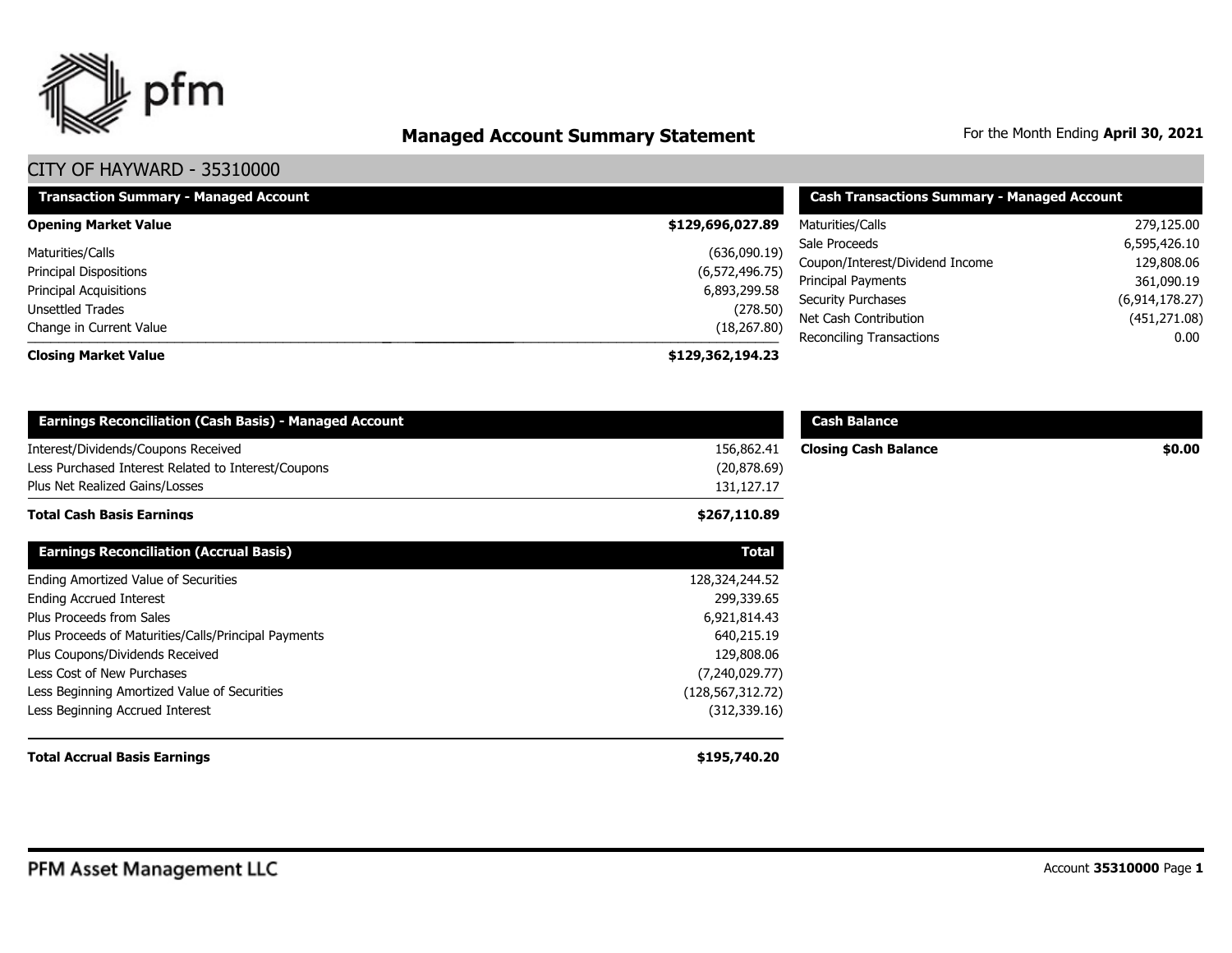pfm

# Managed Account Summary Statement

For the Month Ending **April 30, 2021**

## CITY OF HAYWARD - 35310000

| Transaction Summary - Managed Account | |
|---|---|
| **Opening Market Value** | **$129,696,027.89** |
| Maturities/Calls | (636,090.19) |
| Principal Dispositions | (6,572,496.75) |
| Principal Acquisitions | 6,893,299.58 |
| Unsettled Trades | (278.50) |
| Change in Current Value | (18,267.80) |
| **Closing Market Value** | **$129,362,194.23** |

| Cash Transactions Summary - Managed Account | |
|---|---|
| Maturities/Calls | 279,125.00 |
| Sale Proceeds | 6,595,426.10 |
| Coupon/Interest/Dividend Income | 129,808.06 |
| Principal Payments | 361,090.19 |
| Security Purchases | (6,914,178.27) |
| Net Cash Contribution | (451,271.08) |
| Reconciling Transactions | 0.00 |

| Earnings Reconciliation (Cash Basis) - Managed Account | |
|---|---|
| Interest/Dividends/Coupons Received | 156,862.41 |
| Less Purchased Interest Related to Interest/Coupons | (20,878.69) |
| Plus Net Realized Gains/Losses | 131,127.17 |
| **Total Cash Basis Earnings** | **$267,110.89** |

| Cash Balance | |
|---|---|
| **Closing Cash Balance** | **$0.00** |

| Earnings Reconciliation (Accrual Basis) | Total |
|---|---|
| Ending Amortized Value of Securities | 128,324,244.52 |
| Ending Accrued Interest | 299,339.65 |
| Plus Proceeds from Sales | 6,921,814.43 |
| Plus Proceeds of Maturities/Calls/Principal Payments | 640,215.19 |
| Plus Coupons/Dividends Received | 129,808.06 |
| Less Cost of New Purchases | (7,240,029.77) |
| Less Beginning Amortized Value of Securities | (128,567,312.72) |
| Less Beginning Accrued Interest | (312,339.16) |
| **Total Accrual Basis Earnings** | **$195,740.20** |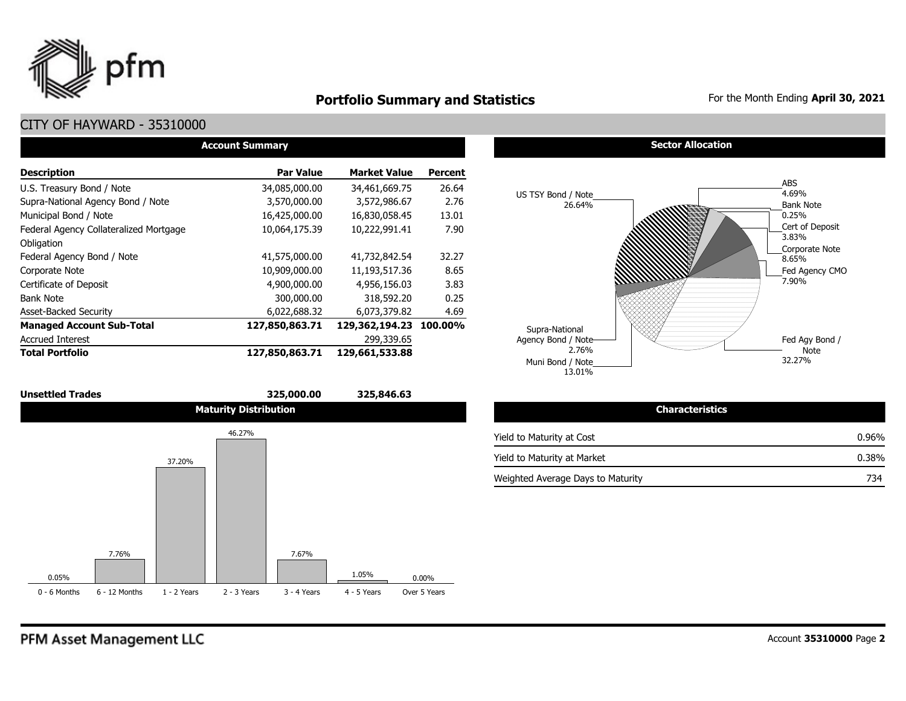# Portfolio Summary and Statistics

For the Month Ending **April 30, 2021**

## CITY OF HAYWARD - 35310000

### Account Summary

| Description | Par Value | Market Value | Percent |
|---|---|---|---|
| U.S. Treasury Bond / Note | 34,085,000.00 | 34,461,669.75 | 26.64 |
| Supra-National Agency Bond / Note | 3,570,000.00 | 3,572,986.67 | 2.76 |
| Municipal Bond / Note | 16,425,000.00 | 16,830,058.45 | 13.01 |
| Federal Agency Collateralized Mortgage Obligation | 10,064,175.39 | 10,222,991.41 | 7.90 |
| Federal Agency Bond / Note | 41,575,000.00 | 41,732,842.54 | 32.27 |
| Corporate Note | 10,909,000.00 | 11,193,517.36 | 8.65 |
| Certificate of Deposit | 4,900,000.00 | 4,956,156.03 | 3.83 |
| Bank Note | 300,000.00 | 318,592.20 | 0.25 |
| Asset-Backed Security | 6,022,688.32 | 6,073,379.82 | 4.69 |
| **Managed Account Sub-Total** | **127,850,863.71** | **129,362,194.23** | **100.00%** |
| Accrued Interest | | 299,339.65 | |
| **Total Portfolio** | **127,850,863.71** | **129,661,533.88** | |
| | | | |
| **Unsettled Trades** | **325,000.00** | **325,846.63** | |

### Sector Allocation

| Sector | Percent |
|---|---|
| US TSY Bond / Note | 26.64% |
| ABS | 4.69% |
| Bank Note | 0.25% |
| Cert of Deposit | 3.83% |
| Corporate Note | 8.65% |
| Fed Agency CMO | 7.90% |
| Fed Agy Bond / Note | 32.27% |
| Muni Bond / Note | 13.01% |
| Supra-National Agency Bond / Note | 2.76% |

### Maturity Distribution

| 0 - 6 Months | 6 - 12 Months | 1 - 2 Years | 2 - 3 Years | 3 - 4 Years | 4 - 5 Years | Over 5 Years |
|---|---|---|---|---|---|---|
| 0.05% | 7.76% | 37.20% | 46.27% | 7.67% | 1.05% | 0.00% |

### Characteristics

| | |
|---|---|
| Yield to Maturity at Cost | 0.96% |
| Yield to Maturity at Market | 0.38% |
| Weighted Average Days to Maturity | 734 |

PFM Asset Management LLC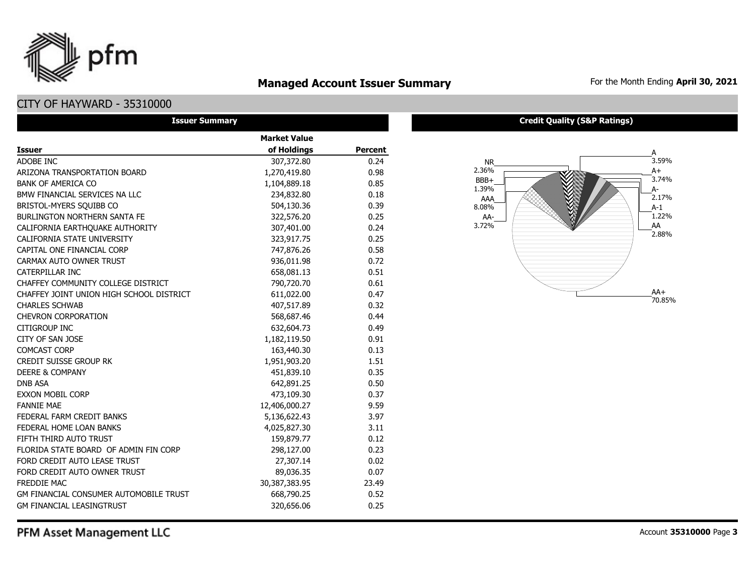# Managed Account Issuer Summary

For the Month Ending **April 30, 2021**

## CITY OF HAYWARD - 35310000

### Issuer Summary

| Issuer | Market Value of Holdings | Percent |
|---|---|---|
| ADOBE INC | 307,372.80 | 0.24 |
| ARIZONA TRANSPORTATION BOARD | 1,270,419.80 | 0.98 |
| BANK OF AMERICA CO | 1,104,889.18 | 0.85 |
| BMW FINANCIAL SERVICES NA LLC | 234,832.80 | 0.18 |
| BRISTOL-MYERS SQUIBB CO | 504,130.36 | 0.39 |
| BURLINGTON NORTHERN SANTA FE | 322,576.20 | 0.25 |
| CALIFORNIA EARTHQUAKE AUTHORITY | 307,401.00 | 0.24 |
| CALIFORNIA STATE UNIVERSITY | 323,917.75 | 0.25 |
| CAPITAL ONE FINANCIAL CORP | 747,876.26 | 0.58 |
| CARMAX AUTO OWNER TRUST | 936,011.98 | 0.72 |
| CATERPILLAR INC | 658,081.13 | 0.51 |
| CHAFFEY COMMUNITY COLLEGE DISTRICT | 790,720.70 | 0.61 |
| CHAFFEY JOINT UNION HIGH SCHOOL DISTRICT | 611,022.00 | 0.47 |
| CHARLES SCHWAB | 407,517.89 | 0.32 |
| CHEVRON CORPORATION | 568,687.46 | 0.44 |
| CITIGROUP INC | 632,604.73 | 0.49 |
| CITY OF SAN JOSE | 1,182,119.50 | 0.91 |
| COMCAST CORP | 163,440.30 | 0.13 |
| CREDIT SUISSE GROUP RK | 1,951,903.20 | 1.51 |
| DEERE & COMPANY | 451,839.10 | 0.35 |
| DNB ASA | 642,891.25 | 0.50 |
| EXXON MOBIL CORP | 473,109.30 | 0.37 |
| FANNIE MAE | 12,406,000.27 | 9.59 |
| FEDERAL FARM CREDIT BANKS | 5,136,622.43 | 3.97 |
| FEDERAL HOME LOAN BANKS | 4,025,827.30 | 3.11 |
| FIFTH THIRD AUTO TRUST | 159,879.77 | 0.12 |
| FLORIDA STATE BOARD OF ADMIN FIN CORP | 298,127.00 | 0.23 |
| FORD CREDIT AUTO LEASE TRUST | 27,307.14 | 0.02 |
| FORD CREDIT AUTO OWNER TRUST | 89,036.35 | 0.07 |
| FREDDIE MAC | 30,387,383.95 | 23.49 |
| GM FINANCIAL CONSUMER AUTOMOBILE TRUST | 668,790.25 | 0.52 |
| GM FINANCIAL LEASINGTRUST | 320,656.06 | 0.25 |

### Credit Quality (S&P Ratings)

| Rating | Percent |
|---|---|
| A | 3.59% |
| A+ | 3.74% |
| A- | 2.17% |
| A-1 | 1.22% |
| AA | 2.88% |
| AA+ | 70.85% |
| AA- | 3.72% |
| AAA | 8.08% |
| BBB+ | 1.39% |
| NR | 2.36% |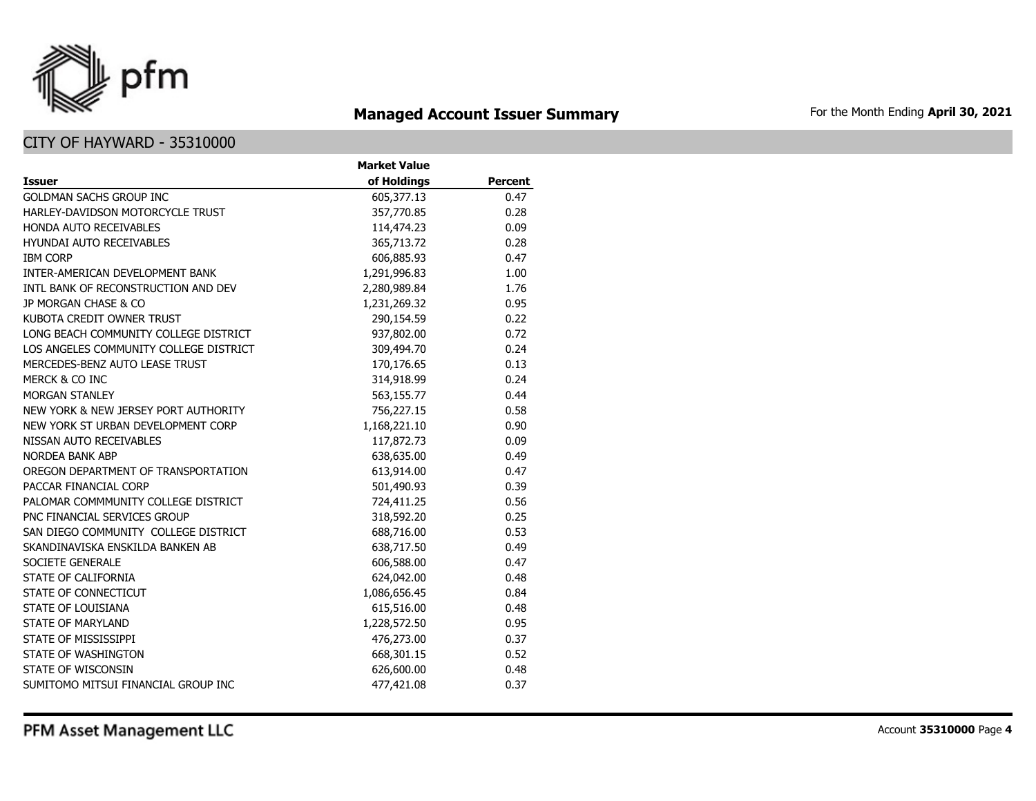# Managed Account Issuer Summary

For the Month Ending **April 30, 2021**

## CITY OF HAYWARD - 35310000

| Issuer | Market Value of Holdings | Percent |
|---|---|---|
| GOLDMAN SACHS GROUP INC | 605,377.13 | 0.47 |
| HARLEY-DAVIDSON MOTORCYCLE TRUST | 357,770.85 | 0.28 |
| HONDA AUTO RECEIVABLES | 114,474.23 | 0.09 |
| HYUNDAI AUTO RECEIVABLES | 365,713.72 | 0.28 |
| IBM CORP | 606,885.93 | 0.47 |
| INTER-AMERICAN DEVELOPMENT BANK | 1,291,996.83 | 1.00 |
| INTL BANK OF RECONSTRUCTION AND DEV | 2,280,989.84 | 1.76 |
| JP MORGAN CHASE & CO | 1,231,269.32 | 0.95 |
| KUBOTA CREDIT OWNER TRUST | 290,154.59 | 0.22 |
| LONG BEACH COMMUNITY COLLEGE DISTRICT | 937,802.00 | 0.72 |
| LOS ANGELES COMMUNITY COLLEGE DISTRICT | 309,494.70 | 0.24 |
| MERCEDES-BENZ AUTO LEASE TRUST | 170,176.65 | 0.13 |
| MERCK & CO INC | 314,918.99 | 0.24 |
| MORGAN STANLEY | 563,155.77 | 0.44 |
| NEW YORK & NEW JERSEY PORT AUTHORITY | 756,227.15 | 0.58 |
| NEW YORK ST URBAN DEVELOPMENT CORP | 1,168,221.10 | 0.90 |
| NISSAN AUTO RECEIVABLES | 117,872.73 | 0.09 |
| NORDEA BANK ABP | 638,635.00 | 0.49 |
| OREGON DEPARTMENT OF TRANSPORTATION | 613,914.00 | 0.47 |
| PACCAR FINANCIAL CORP | 501,490.93 | 0.39 |
| PALOMAR COMMMUNITY COLLEGE DISTRICT | 724,411.25 | 0.56 |
| PNC FINANCIAL SERVICES GROUP | 318,592.20 | 0.25 |
| SAN DIEGO COMMUNITY COLLEGE DISTRICT | 688,716.00 | 0.53 |
| SKANDINAVISKA ENSKILDA BANKEN AB | 638,717.50 | 0.49 |
| SOCIETE GENERALE | 606,588.00 | 0.47 |
| STATE OF CALIFORNIA | 624,042.00 | 0.48 |
| STATE OF CONNECTICUT | 1,086,656.45 | 0.84 |
| STATE OF LOUISIANA | 615,516.00 | 0.48 |
| STATE OF MARYLAND | 1,228,572.50 | 0.95 |
| STATE OF MISSISSIPPI | 476,273.00 | 0.37 |
| STATE OF WASHINGTON | 668,301.15 | 0.52 |
| STATE OF WISCONSIN | 626,600.00 | 0.48 |
| SUMITOMO MITSUI FINANCIAL GROUP INC | 477,421.08 | 0.37 |

PFM Asset Management LLC

Account **35310000**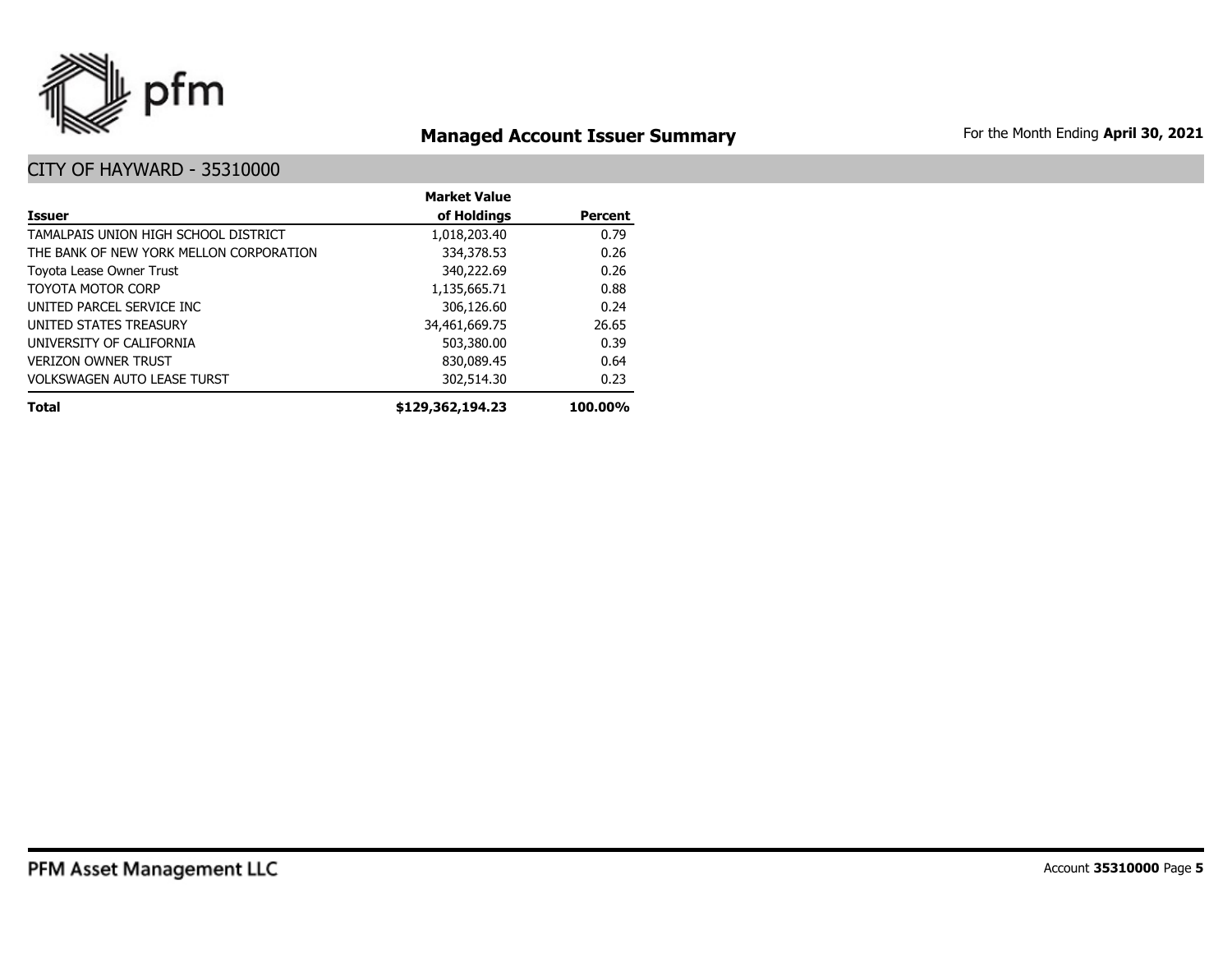## Managed Account Issuer Summary

For the Month Ending **April 30, 2021**

### CITY OF HAYWARD - 35310000

| Issuer | Market Value of Holdings | Percent |
|---|---|---|
| TAMALPAIS UNION HIGH SCHOOL DISTRICT | 1,018,203.40 | 0.79 |
| THE BANK OF NEW YORK MELLON CORPORATION | 334,378.53 | 0.26 |
| Toyota Lease Owner Trust | 340,222.69 | 0.26 |
| TOYOTA MOTOR CORP | 1,135,665.71 | 0.88 |
| UNITED PARCEL SERVICE INC | 306,126.60 | 0.24 |
| UNITED STATES TREASURY | 34,461,669.75 | 26.65 |
| UNIVERSITY OF CALIFORNIA | 503,380.00 | 0.39 |
| VERIZON OWNER TRUST | 830,089.45 | 0.64 |
| VOLKSWAGEN AUTO LEASE TURST | 302,514.30 | 0.23 |
| **Total** | **$129,362,194.23** | **100.00%** |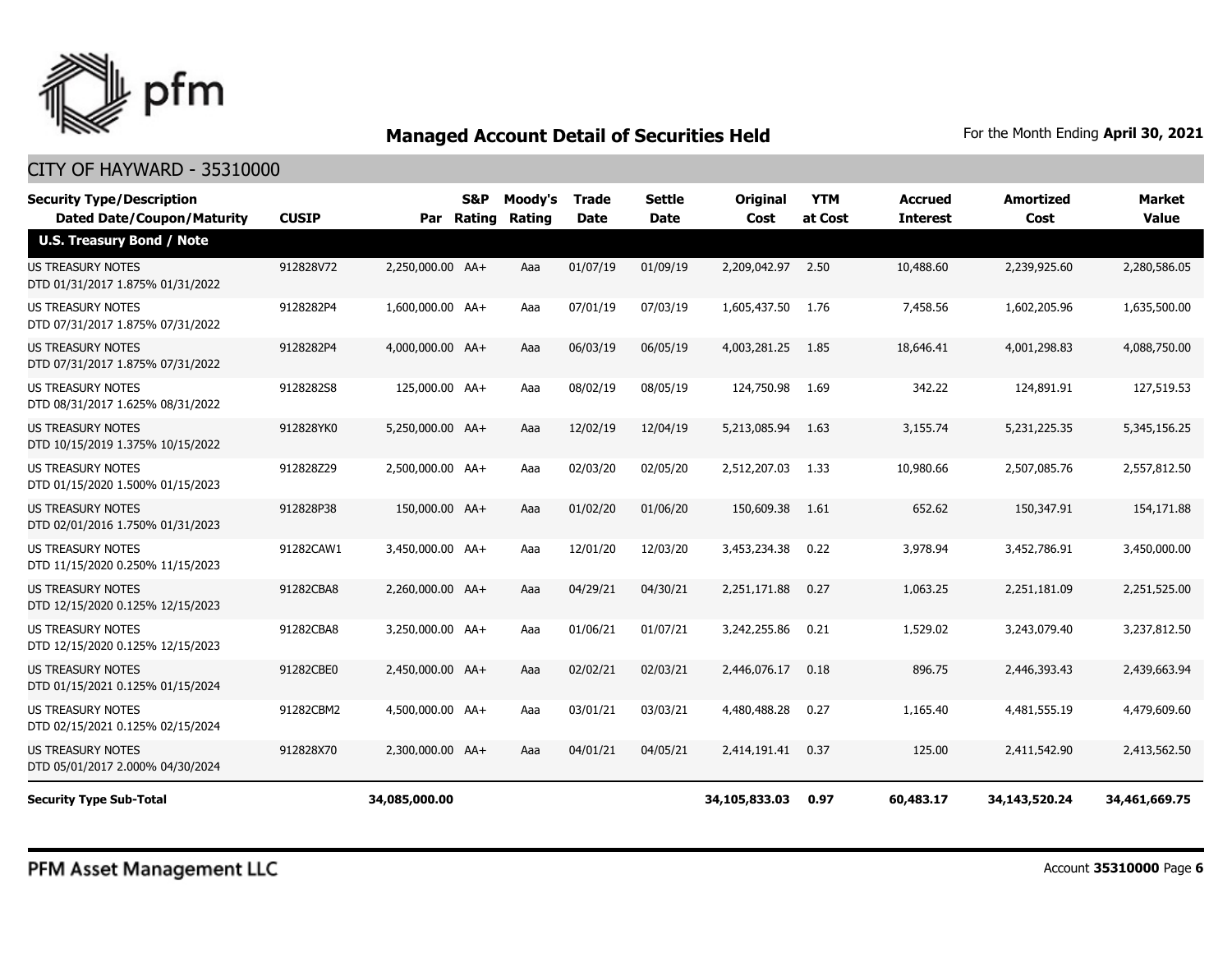## Managed Account Detail of Securities Held

For the Month Ending **April 30, 2021**

CITY OF HAYWARD - 35310000

| Security Type/Description Dated Date/Coupon/Maturity | CUSIP | Par | S&P Rating | Moody's Rating | Trade Date | Settle Date | Original Cost | YTM at Cost | Accrued Interest | Amortized Cost | Market Value |
|---|---|---|---|---|---|---|---|---|---|---|---|
| **U.S. Treasury Bond / Note** | | | | | | | | | | | |
| US TREASURY NOTES DTD 01/31/2017 1.875% 01/31/2022 | 912828V72 | 2,250,000.00 | AA+ | Aaa | 01/07/19 | 01/09/19 | 2,209,042.97 | 2.50 | 10,488.60 | 2,239,925.60 | 2,280,586.05 |
| US TREASURY NOTES DTD 07/31/2017 1.875% 07/31/2022 | 9128282P4 | 1,600,000.00 | AA+ | Aaa | 07/01/19 | 07/03/19 | 1,605,437.50 | 1.76 | 7,458.56 | 1,602,205.96 | 1,635,500.00 |
| US TREASURY NOTES DTD 07/31/2017 1.875% 07/31/2022 | 9128282P4 | 4,000,000.00 | AA+ | Aaa | 06/03/19 | 06/05/19 | 4,003,281.25 | 1.85 | 18,646.41 | 4,001,298.83 | 4,088,750.00 |
| US TREASURY NOTES DTD 08/31/2017 1.625% 08/31/2022 | 9128282S8 | 125,000.00 | AA+ | Aaa | 08/02/19 | 08/05/19 | 124,750.98 | 1.69 | 342.22 | 124,891.91 | 127,519.53 |
| US TREASURY NOTES DTD 10/15/2019 1.375% 10/15/2022 | 912828YK0 | 5,250,000.00 | AA+ | Aaa | 12/02/19 | 12/04/19 | 5,213,085.94 | 1.63 | 3,155.74 | 5,231,225.35 | 5,345,156.25 |
| US TREASURY NOTES DTD 01/15/2020 1.500% 01/15/2023 | 912828Z29 | 2,500,000.00 | AA+ | Aaa | 02/03/20 | 02/05/20 | 2,512,207.03 | 1.33 | 10,980.66 | 2,507,085.76 | 2,557,812.50 |
| US TREASURY NOTES DTD 02/01/2016 1.750% 01/31/2023 | 912828P38 | 150,000.00 | AA+ | Aaa | 01/02/20 | 01/06/20 | 150,609.38 | 1.61 | 652.62 | 150,347.91 | 154,171.88 |
| US TREASURY NOTES DTD 11/15/2020 0.250% 11/15/2023 | 91282CAW1 | 3,450,000.00 | AA+ | Aaa | 12/01/20 | 12/03/20 | 3,453,234.38 | 0.22 | 3,978.94 | 3,452,786.91 | 3,450,000.00 |
| US TREASURY NOTES DTD 12/15/2020 0.125% 12/15/2023 | 91282CBA8 | 2,260,000.00 | AA+ | Aaa | 04/29/21 | 04/30/21 | 2,251,171.88 | 0.27 | 1,063.25 | 2,251,181.09 | 2,251,525.00 |
| US TREASURY NOTES DTD 12/15/2020 0.125% 12/15/2023 | 91282CBA8 | 3,250,000.00 | AA+ | Aaa | 01/06/21 | 01/07/21 | 3,242,255.86 | 0.21 | 1,529.02 | 3,243,079.40 | 3,237,812.50 |
| US TREASURY NOTES DTD 01/15/2021 0.125% 01/15/2024 | 91282CBE0 | 2,450,000.00 | AA+ | Aaa | 02/02/21 | 02/03/21 | 2,446,076.17 | 0.18 | 896.75 | 2,446,393.43 | 2,439,663.94 |
| US TREASURY NOTES DTD 02/15/2021 0.125% 02/15/2024 | 91282CBM2 | 4,500,000.00 | AA+ | Aaa | 03/01/21 | 03/03/21 | 4,480,488.28 | 0.27 | 1,165.40 | 4,481,555.19 | 4,479,609.60 |
| US TREASURY NOTES DTD 05/01/2017 2.000% 04/30/2024 | 912828X70 | 2,300,000.00 | AA+ | Aaa | 04/01/21 | 04/05/21 | 2,414,191.41 | 0.37 | 125.00 | 2,411,542.90 | 2,413,562.50 |
| **Security Type Sub-Total** | | **34,085,000.00** | | | | | **34,105,833.03** | **0.97** | **60,483.17** | **34,143,520.24** | **34,461,669.75** |

PFM Asset Management LLC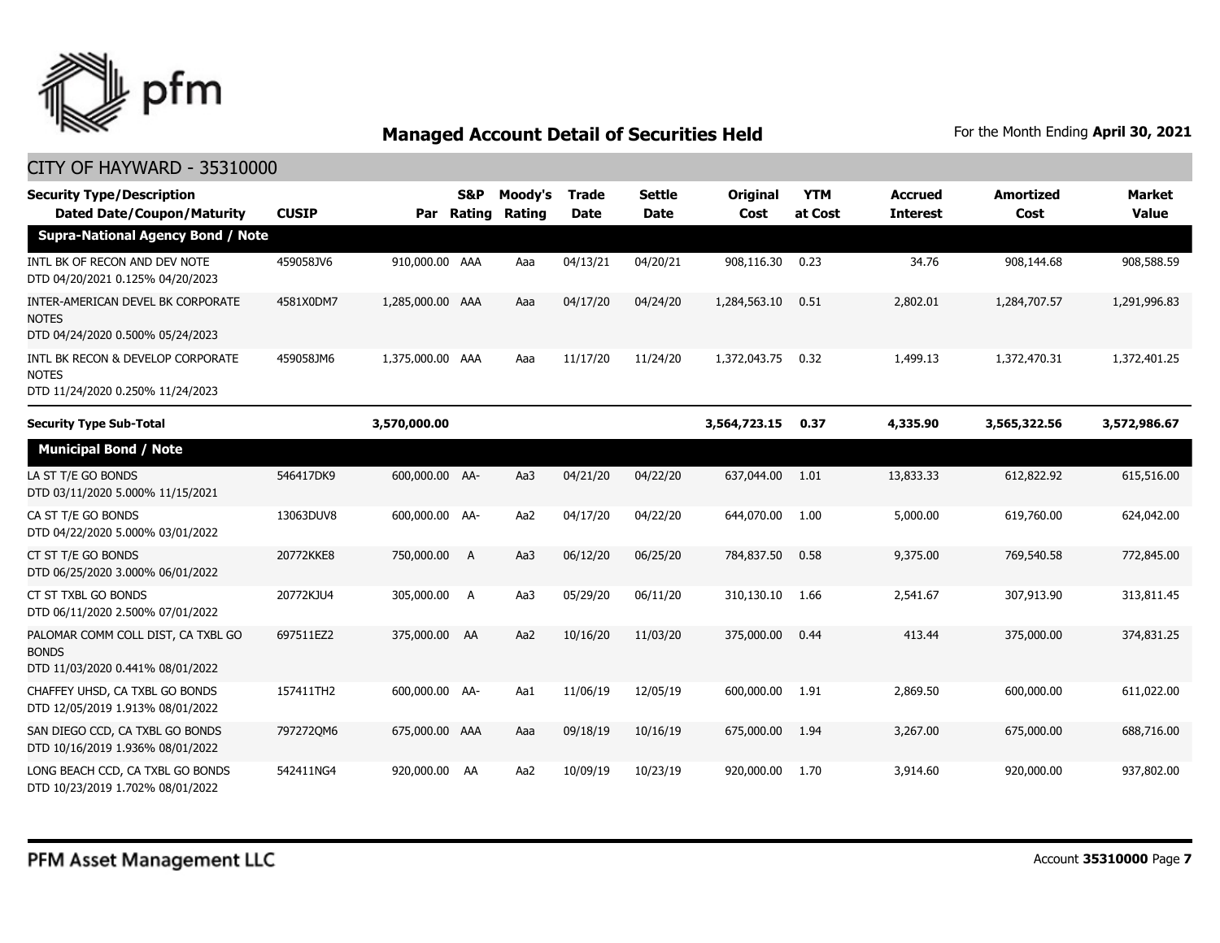## Managed Account Detail of Securities Held

For the Month Ending **April 30, 2021**

CITY OF HAYWARD - 35310000

| Security Type/Description Dated Date/Coupon/Maturity | CUSIP | Par | S&P Rating | Moody's Rating | Trade Date | Settle Date | Original Cost | YTM at Cost | Accrued Interest | Amortized Cost | Market Value |
|---|---|---|---|---|---|---|---|---|---|---|---|
| **Supra-National Agency Bond / Note** | | | | | | | | | | | |
| INTL BK OF RECON AND DEV NOTE DTD 04/20/2021 0.125% 04/20/2023 | 459058JV6 | 910,000.00 | AAA | Aaa | 04/13/21 | 04/20/21 | 908,116.30 | 0.23 | 34.76 | 908,144.68 | 908,588.59 |
| INTER-AMERICAN DEVEL BK CORPORATE NOTES DTD 04/24/2020 0.500% 05/24/2023 | 4581X0DM7 | 1,285,000.00 | AAA | Aaa | 04/17/20 | 04/24/20 | 1,284,563.10 | 0.51 | 2,802.01 | 1,284,707.57 | 1,291,996.83 |
| INTL BK RECON & DEVELOP CORPORATE NOTES DTD 11/24/2020 0.250% 11/24/2023 | 459058JM6 | 1,375,000.00 | AAA | Aaa | 11/17/20 | 11/24/20 | 1,372,043.75 | 0.32 | 1,499.13 | 1,372,470.31 | 1,372,401.25 |
| **Security Type Sub-Total** | | **3,570,000.00** | | | | | **3,564,723.15** | **0.37** | **4,335.90** | **3,565,322.56** | **3,572,986.67** |
| **Municipal Bond / Note** | | | | | | | | | | | |
| LA ST T/E GO BONDS DTD 03/11/2020 5.000% 11/15/2021 | 546417DK9 | 600,000.00 | AA- | Aa3 | 04/21/20 | 04/22/20 | 637,044.00 | 1.01 | 13,833.33 | 612,822.92 | 615,516.00 |
| CA ST T/E GO BONDS DTD 04/22/2020 5.000% 03/01/2022 | 13063DUV8 | 600,000.00 | AA- | Aa2 | 04/17/20 | 04/22/20 | 644,070.00 | 1.00 | 5,000.00 | 619,760.00 | 624,042.00 |
| CT ST T/E GO BONDS DTD 06/25/2020 3.000% 06/01/2022 | 20772KKE8 | 750,000.00 | A | Aa3 | 06/12/20 | 06/25/20 | 784,837.50 | 0.58 | 9,375.00 | 769,540.58 | 772,845.00 |
| CT ST TXBL GO BONDS DTD 06/11/2020 2.500% 07/01/2022 | 20772KJU4 | 305,000.00 | A | Aa3 | 05/29/20 | 06/11/20 | 310,130.10 | 1.66 | 2,541.67 | 307,913.90 | 313,811.45 |
| PALOMAR COMM COLL DIST, CA TXBL GO BONDS DTD 11/03/2020 0.441% 08/01/2022 | 697511EZ2 | 375,000.00 | AA | Aa2 | 10/16/20 | 11/03/20 | 375,000.00 | 0.44 | 413.44 | 375,000.00 | 374,831.25 |
| CHAFFEY UHSD, CA TXBL GO BONDS DTD 12/05/2019 1.913% 08/01/2022 | 157411TH2 | 600,000.00 | AA- | Aa1 | 11/06/19 | 12/05/19 | 600,000.00 | 1.91 | 2,869.50 | 600,000.00 | 611,022.00 |
| SAN DIEGO CCD, CA TXBL GO BONDS DTD 10/16/2019 1.936% 08/01/2022 | 797272QM6 | 675,000.00 | AAA | Aaa | 09/18/19 | 10/16/19 | 675,000.00 | 1.94 | 3,267.00 | 675,000.00 | 688,716.00 |
| LONG BEACH CCD, CA TXBL GO BONDS DTD 10/23/2019 1.702% 08/01/2022 | 542411NG4 | 920,000.00 | AA | Aa2 | 10/09/19 | 10/23/19 | 920,000.00 | 1.70 | 3,914.60 | 920,000.00 | 937,802.00 |

PFM Asset Management LLC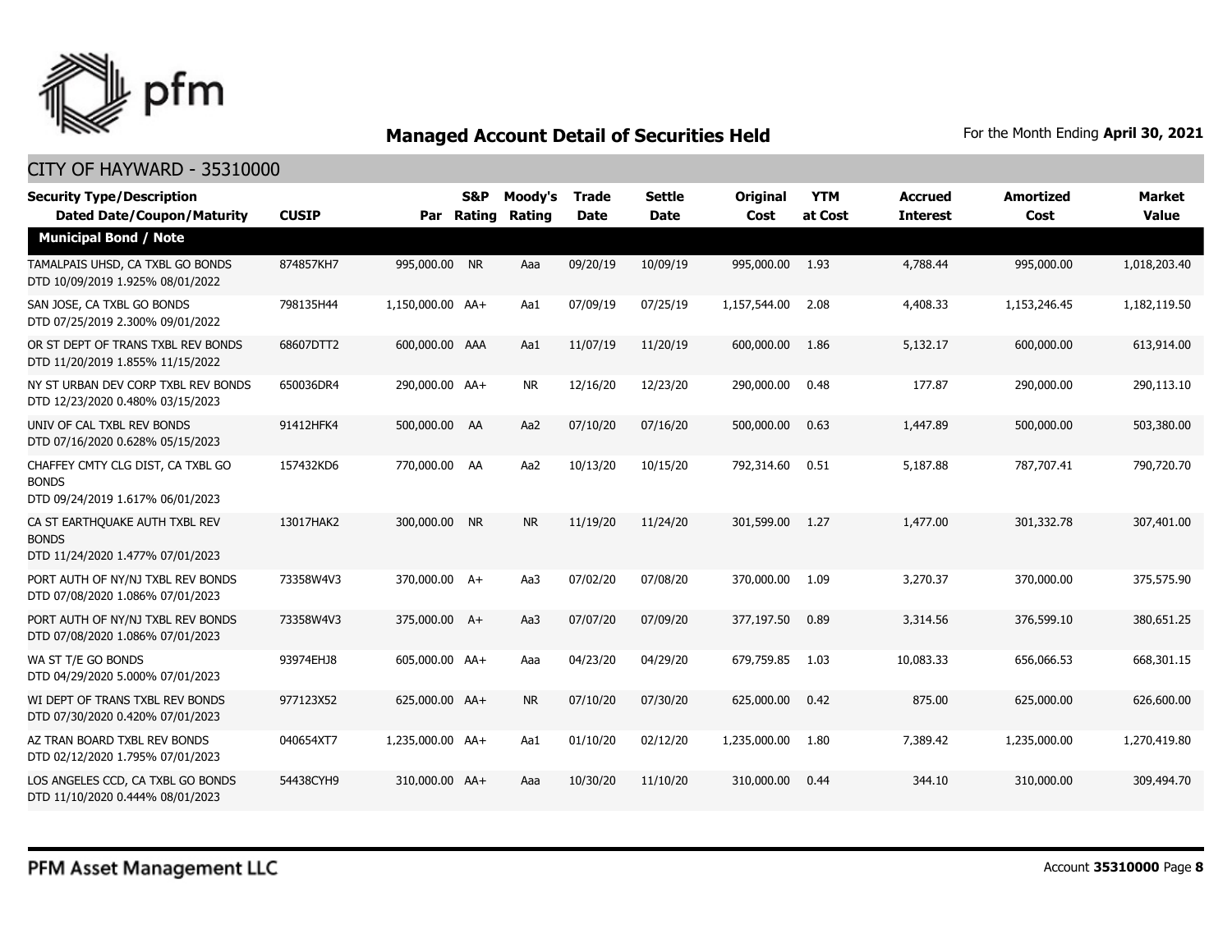## Managed Account Detail of Securities Held

For the Month Ending **April 30, 2021**

### CITY OF HAYWARD - 35310000

| Security Type/Description Dated Date/Coupon/Maturity | CUSIP | Par | S&P Rating | Moody's Rating | Trade Date | Settle Date | Original Cost | YTM at Cost | Accrued Interest | Amortized Cost | Market Value |
|---|---|---|---|---|---|---|---|---|---|---|---|
| **Municipal Bond / Note** | | | | | | | | | | | |
| TAMALPAIS UHSD, CA TXBL GO BONDS DTD 10/09/2019 1.925% 08/01/2022 | 874857KH7 | 995,000.00 | NR | Aaa | 09/20/19 | 10/09/19 | 995,000.00 | 1.93 | 4,788.44 | 995,000.00 | 1,018,203.40 |
| SAN JOSE, CA TXBL GO BONDS DTD 07/25/2019 2.300% 09/01/2022 | 798135H44 | 1,150,000.00 | AA+ | Aa1 | 07/09/19 | 07/25/19 | 1,157,544.00 | 2.08 | 4,408.33 | 1,153,246.45 | 1,182,119.50 |
| OR ST DEPT OF TRANS TXBL REV BONDS DTD 11/20/2019 1.855% 11/15/2022 | 68607DTT2 | 600,000.00 | AAA | Aa1 | 11/07/19 | 11/20/19 | 600,000.00 | 1.86 | 5,132.17 | 600,000.00 | 613,914.00 |
| NY ST URBAN DEV CORP TXBL REV BONDS DTD 12/23/2020 0.480% 03/15/2023 | 650036DR4 | 290,000.00 | AA+ | NR | 12/16/20 | 12/23/20 | 290,000.00 | 0.48 | 177.87 | 290,000.00 | 290,113.10 |
| UNIV OF CAL TXBL REV BONDS DTD 07/16/2020 0.628% 05/15/2023 | 91412HFK4 | 500,000.00 | AA | Aa2 | 07/10/20 | 07/16/20 | 500,000.00 | 0.63 | 1,447.89 | 500,000.00 | 503,380.00 |
| CHAFFEY CMTY CLG DIST, CA TXBL GO BONDS DTD 09/24/2019 1.617% 06/01/2023 | 157432KD6 | 770,000.00 | AA | Aa2 | 10/13/20 | 10/15/20 | 792,314.60 | 0.51 | 5,187.88 | 787,707.41 | 790,720.70 |
| CA ST EARTHQUAKE AUTH TXBL REV BONDS DTD 11/24/2020 1.477% 07/01/2023 | 13017HAK2 | 300,000.00 | NR | NR | 11/19/20 | 11/24/20 | 301,599.00 | 1.27 | 1,477.00 | 301,332.78 | 307,401.00 |
| PORT AUTH OF NY/NJ TXBL REV BONDS DTD 07/08/2020 1.086% 07/01/2023 | 73358W4V3 | 370,000.00 | A+ | Aa3 | 07/02/20 | 07/08/20 | 370,000.00 | 1.09 | 3,270.37 | 370,000.00 | 375,575.90 |
| PORT AUTH OF NY/NJ TXBL REV BONDS DTD 07/08/2020 1.086% 07/01/2023 | 73358W4V3 | 375,000.00 | A+ | Aa3 | 07/07/20 | 07/09/20 | 377,197.50 | 0.89 | 3,314.56 | 376,599.10 | 380,651.25 |
| WA ST T/E GO BONDS DTD 04/29/2020 5.000% 07/01/2023 | 93974EHJ8 | 605,000.00 | AA+ | Aaa | 04/23/20 | 04/29/20 | 679,759.85 | 1.03 | 10,083.33 | 656,066.53 | 668,301.15 |
| WI DEPT OF TRANS TXBL REV BONDS DTD 07/30/2020 0.420% 07/01/2023 | 977123X52 | 625,000.00 | AA+ | NR | 07/10/20 | 07/30/20 | 625,000.00 | 0.42 | 875.00 | 625,000.00 | 626,600.00 |
| AZ TRAN BOARD TXBL REV BONDS DTD 02/12/2020 1.795% 07/01/2023 | 040654XT7 | 1,235,000.00 | AA+ | Aa1 | 01/10/20 | 02/12/20 | 1,235,000.00 | 1.80 | 7,389.42 | 1,235,000.00 | 1,270,419.80 |
| LOS ANGELES CCD, CA TXBL GO BONDS DTD 11/10/2020 0.444% 08/01/2023 | 54438CYH9 | 310,000.00 | AA+ | Aaa | 10/30/20 | 11/10/20 | 310,000.00 | 0.44 | 344.10 | 310,000.00 | 309,494.70 |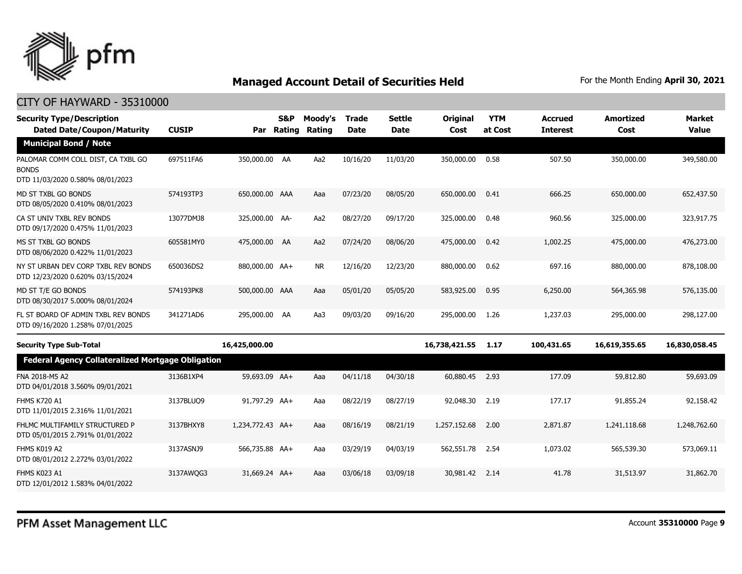# Managed Account Detail of Securities Held

For the Month Ending **April 30, 2021**

## CITY OF HAYWARD - 35310000

| Security Type/Description Dated Date/Coupon/Maturity | CUSIP | Par | S&P Rating | Moody's Rating | Trade Date | Settle Date | Original Cost | YTM at Cost | Accrued Interest | Amortized Cost | Market Value |
|---|---|---|---|---|---|---|---|---|---|---|---|
| **Municipal Bond / Note** | | | | | | | | | | | |
| PALOMAR COMM COLL DIST, CA TXBL GO BONDS DTD 11/03/2020 0.580% 08/01/2023 | 697511FA6 | 350,000.00 | AA | Aa2 | 10/16/20 | 11/03/20 | 350,000.00 | 0.58 | 507.50 | 350,000.00 | 349,580.00 |
| MD ST TXBL GO BONDS DTD 08/05/2020 0.410% 08/01/2023 | 574193TP3 | 650,000.00 | AAA | Aaa | 07/23/20 | 08/05/20 | 650,000.00 | 0.41 | 666.25 | 650,000.00 | 652,437.50 |
| CA ST UNIV TXBL REV BONDS DTD 09/17/2020 0.475% 11/01/2023 | 13077DMJ8 | 325,000.00 | AA- | Aa2 | 08/27/20 | 09/17/20 | 325,000.00 | 0.48 | 960.56 | 325,000.00 | 323,917.75 |
| MS ST TXBL GO BONDS DTD 08/06/2020 0.422% 11/01/2023 | 605581MY0 | 475,000.00 | AA | Aa2 | 07/24/20 | 08/06/20 | 475,000.00 | 0.42 | 1,002.25 | 475,000.00 | 476,273.00 |
| NY ST URBAN DEV CORP TXBL REV BONDS DTD 12/23/2020 0.620% 03/15/2024 | 650036DS2 | 880,000.00 | AA+ | NR | 12/16/20 | 12/23/20 | 880,000.00 | 0.62 | 697.16 | 880,000.00 | 878,108.00 |
| MD ST T/E GO BONDS DTD 08/30/2017 5.000% 08/01/2024 | 574193PK8 | 500,000.00 | AAA | Aaa | 05/01/20 | 05/05/20 | 583,925.00 | 0.95 | 6,250.00 | 564,365.98 | 576,135.00 |
| FL ST BOARD OF ADMIN TXBL REV BONDS DTD 09/16/2020 1.258% 07/01/2025 | 341271AD6 | 295,000.00 | AA | Aa3 | 09/03/20 | 09/16/20 | 295,000.00 | 1.26 | 1,237.03 | 295,000.00 | 298,127.00 |
| **Security Type Sub-Total** | | **16,425,000.00** | | | | | **16,738,421.55** | **1.17** | **100,431.65** | **16,619,355.65** | **16,830,058.45** |
| **Federal Agency Collateralized Mortgage Obligation** | | | | | | | | | | | |
| FNA 2018-M5 A2 DTD 04/01/2018 3.560% 09/01/2021 | 3136B1XP4 | 59,693.09 | AA+ | Aaa | 04/11/18 | 04/30/18 | 60,880.45 | 2.93 | 177.09 | 59,812.80 | 59,693.09 |
| FHMS K720 A1 DTD 11/01/2015 2.316% 11/01/2021 | 3137BLUQ9 | 91,797.29 | AA+ | Aaa | 08/22/19 | 08/27/19 | 92,048.30 | 2.19 | 177.17 | 91,855.24 | 92,158.42 |
| FHLMC MULTIFAMILY STRUCTURED P DTD 05/01/2015 2.791% 01/01/2022 | 3137BHXY8 | 1,234,772.43 | AA+ | Aaa | 08/16/19 | 08/21/19 | 1,257,152.68 | 2.00 | 2,871.87 | 1,241,118.68 | 1,248,762.60 |
| FHMS K019 A2 DTD 08/01/2012 2.272% 03/01/2022 | 3137ASNJ9 | 566,735.88 | AA+ | Aaa | 03/29/19 | 04/03/19 | 562,551.78 | 2.54 | 1,073.02 | 565,539.30 | 573,069.11 |
| FHMS K023 A1 DTD 12/01/2012 1.583% 04/01/2022 | 3137AWQG3 | 31,669.24 | AA+ | Aaa | 03/06/18 | 03/09/18 | 30,981.42 | 2.14 | 41.78 | 31,513.97 | 31,862.70 |

PFM Asset Management LLC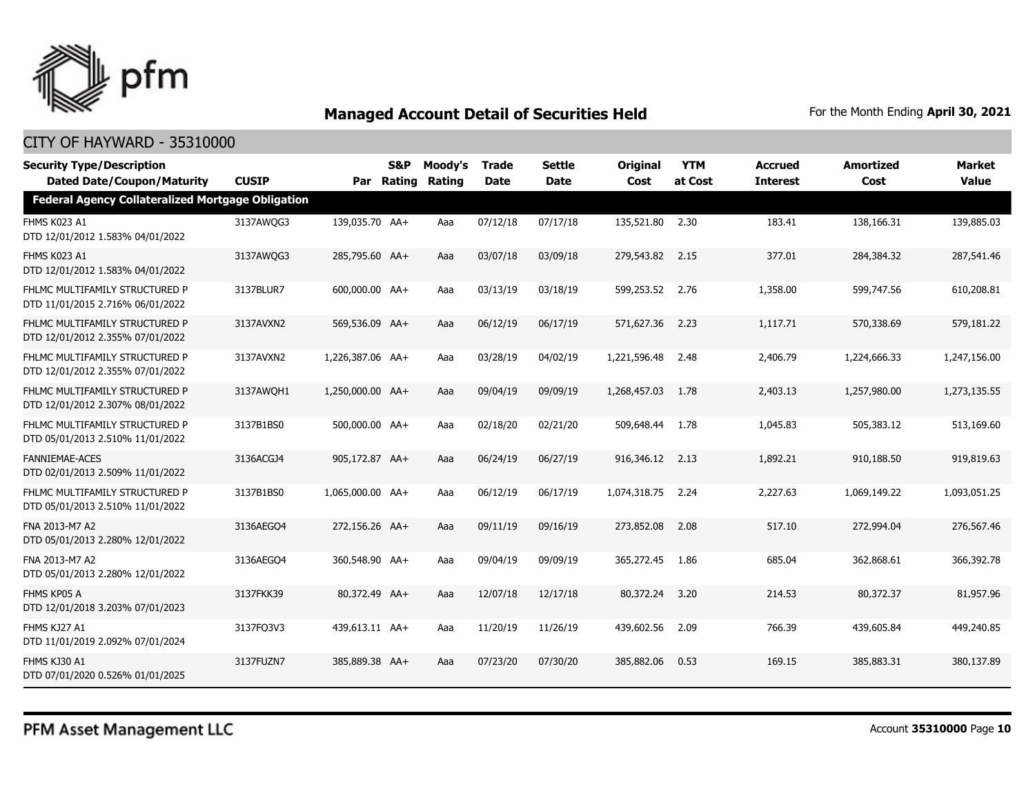## Managed Account Detail of Securities Held

For the Month Ending **April 30, 2021**

CITY OF HAYWARD - 35310000

| Security Type/Description<br>Dated Date/Coupon/Maturity | CUSIP | Par | S&P Rating | Moody's Rating | Trade Date | Settle Date | Original Cost | YTM at Cost | Accrued Interest | Amortized Cost | Market Value |
|---|---|---|---|---|---|---|---|---|---|---|---|
| **Federal Agency Collateralized Mortgage Obligation** | | | | | | | | | | | |
| FHMS K023 A1<br>DTD 12/01/2012 1.583% 04/01/2022 | 3137AWQG3 | 139,035.70 | AA+ | Aaa | 07/12/18 | 07/17/18 | 135,521.80 | 2.30 | 183.41 | 138,166.31 | 139,885.03 |
| FHMS K023 A1<br>DTD 12/01/2012 1.583% 04/01/2022 | 3137AWQG3 | 285,795.60 | AA+ | Aaa | 03/07/18 | 03/09/18 | 279,543.82 | 2.15 | 377.01 | 284,384.32 | 287,541.46 |
| FHLMC MULTIFAMILY STRUCTURED P<br>DTD 11/01/2015 2.716% 06/01/2022 | 3137BLUR7 | 600,000.00 | AA+ | Aaa | 03/13/19 | 03/18/19 | 599,253.52 | 2.76 | 1,358.00 | 599,747.56 | 610,208.81 |
| FHLMC MULTIFAMILY STRUCTURED P<br>DTD 12/01/2012 2.355% 07/01/2022 | 3137AVXN2 | 569,536.09 | AA+ | Aaa | 06/12/19 | 06/17/19 | 571,627.36 | 2.23 | 1,117.71 | 570,338.69 | 579,181.22 |
| FHLMC MULTIFAMILY STRUCTURED P<br>DTD 12/01/2012 2.355% 07/01/2022 | 3137AVXN2 | 1,226,387.06 | AA+ | Aaa | 03/28/19 | 04/02/19 | 1,221,596.48 | 2.48 | 2,406.79 | 1,224,666.33 | 1,247,156.00 |
| FHLMC MULTIFAMILY STRUCTURED P<br>DTD 12/01/2012 2.307% 08/01/2022 | 3137AWQH1 | 1,250,000.00 | AA+ | Aaa | 09/04/19 | 09/09/19 | 1,268,457.03 | 1.78 | 2,403.13 | 1,257,980.00 | 1,273,135.55 |
| FHLMC MULTIFAMILY STRUCTURED P<br>DTD 05/01/2013 2.510% 11/01/2022 | 3137B1BS0 | 500,000.00 | AA+ | Aaa | 02/18/20 | 02/21/20 | 509,648.44 | 1.78 | 1,045.83 | 505,383.12 | 513,169.60 |
| FANNIEMAE-ACES<br>DTD 02/01/2013 2.509% 11/01/2022 | 3136ACGJ4 | 905,172.87 | AA+ | Aaa | 06/24/19 | 06/27/19 | 916,346.12 | 2.13 | 1,892.21 | 910,188.50 | 919,819.63 |
| FHLMC MULTIFAMILY STRUCTURED P<br>DTD 05/01/2013 2.510% 11/01/2022 | 3137B1BS0 | 1,065,000.00 | AA+ | Aaa | 06/12/19 | 06/17/19 | 1,074,318.75 | 2.24 | 2,227.63 | 1,069,149.22 | 1,093,051.25 |
| FNA 2013-M7 A2<br>DTD 05/01/2013 2.280% 12/01/2022 | 3136AEGO4 | 272,156.26 | AA+ | Aaa | 09/11/19 | 09/16/19 | 273,852.08 | 2.08 | 517.10 | 272,994.04 | 276,567.46 |
| FNA 2013-M7 A2<br>DTD 05/01/2013 2.280% 12/01/2022 | 3136AEGO4 | 360,548.90 | AA+ | Aaa | 09/04/19 | 09/09/19 | 365,272.45 | 1.86 | 685.04 | 362,868.61 | 366,392.78 |
| FHMS KP05 A<br>DTD 12/01/2018 3.203% 07/01/2023 | 3137FKK39 | 80,372.49 | AA+ | Aaa | 12/07/18 | 12/17/18 | 80,372.24 | 3.20 | 214.53 | 80,372.37 | 81,957.96 |
| FHMS KJ27 A1<br>DTD 11/01/2019 2.092% 07/01/2024 | 3137FQ3V3 | 439,613.11 | AA+ | Aaa | 11/20/19 | 11/26/19 | 439,602.56 | 2.09 | 766.39 | 439,605.84 | 449,240.85 |
| FHMS KJ30 A1<br>DTD 07/01/2020 0.526% 01/01/2025 | 3137FUZN7 | 385,889.38 | AA+ | Aaa | 07/23/20 | 07/30/20 | 385,882.06 | 0.53 | 169.15 | 385,883.31 | 380,137.89 |

PFM Asset Management LLC

Account **35310000** Page **10**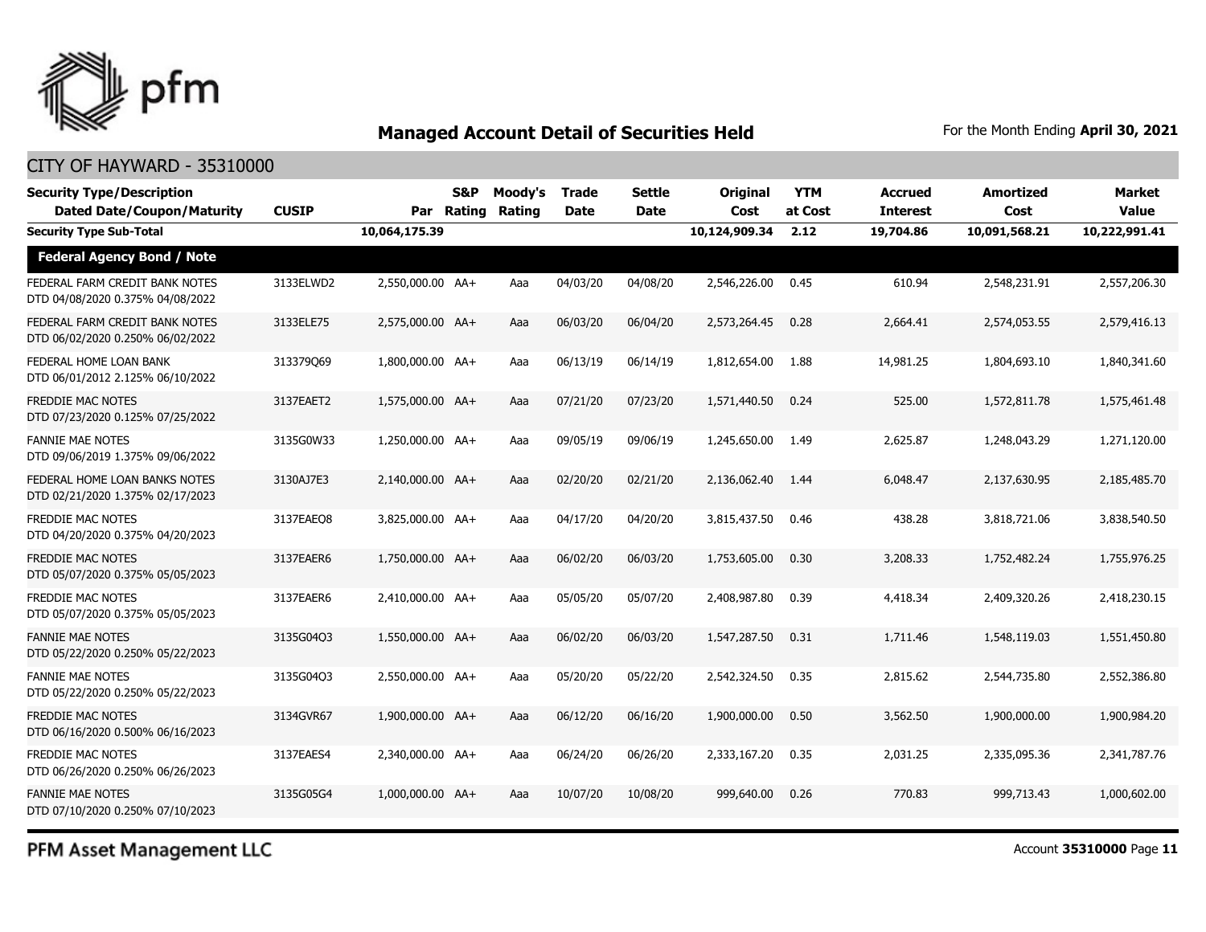## Managed Account Detail of Securities Held

For the Month Ending **April 30, 2021**

CITY OF HAYWARD - 35310000

| Security Type/Description Dated Date/Coupon/Maturity | CUSIP | Par | S&P Rating | Moody's Rating | Trade Date | Settle Date | Original Cost | YTM at Cost | Accrued Interest | Amortized Cost | Market Value |
|---|---|---|---|---|---|---|---|---|---|---|---|
| **Security Type Sub-Total** | | **10,064,175.39** | | | | | **10,124,909.34** | **2.12** | **19,704.86** | **10,091,568.21** | **10,222,991.41** |
| **Federal Agency Bond / Note** | | | | | | | | | | | |
| FEDERAL FARM CREDIT BANK NOTES DTD 04/08/2020 0.375% 04/08/2022 | 3133ELWD2 | 2,550,000.00 | AA+ | Aaa | 04/03/20 | 04/08/20 | 2,546,226.00 | 0.45 | 610.94 | 2,548,231.91 | 2,557,206.30 |
| FEDERAL FARM CREDIT BANK NOTES DTD 06/02/2020 0.250% 06/02/2022 | 3133ELE75 | 2,575,000.00 | AA+ | Aaa | 06/03/20 | 06/04/20 | 2,573,264.45 | 0.28 | 2,664.41 | 2,574,053.55 | 2,579,416.13 |
| FEDERAL HOME LOAN BANK DTD 06/01/2012 2.125% 06/10/2022 | 313379Q69 | 1,800,000.00 | AA+ | Aaa | 06/13/19 | 06/14/19 | 1,812,654.00 | 1.88 | 14,981.25 | 1,804,693.10 | 1,840,341.60 |
| FREDDIE MAC NOTES DTD 07/23/2020 0.125% 07/25/2022 | 3137EAET2 | 1,575,000.00 | AA+ | Aaa | 07/21/20 | 07/23/20 | 1,571,440.50 | 0.24 | 525.00 | 1,572,811.78 | 1,575,461.48 |
| FANNIE MAE NOTES DTD 09/06/2019 1.375% 09/06/2022 | 3135G0W33 | 1,250,000.00 | AA+ | Aaa | 09/05/19 | 09/06/19 | 1,245,650.00 | 1.49 | 2,625.87 | 1,248,043.29 | 1,271,120.00 |
| FEDERAL HOME LOAN BANKS NOTES DTD 02/21/2020 1.375% 02/17/2023 | 3130AJ7E3 | 2,140,000.00 | AA+ | Aaa | 02/20/20 | 02/21/20 | 2,136,062.40 | 1.44 | 6,048.47 | 2,137,630.95 | 2,185,485.70 |
| FREDDIE MAC NOTES DTD 04/20/2020 0.375% 04/20/2023 | 3137EAEQ8 | 3,825,000.00 | AA+ | Aaa | 04/17/20 | 04/20/20 | 3,815,437.50 | 0.46 | 438.28 | 3,818,721.06 | 3,838,540.50 |
| FREDDIE MAC NOTES DTD 05/07/2020 0.375% 05/05/2023 | 3137EAER6 | 1,750,000.00 | AA+ | Aaa | 06/02/20 | 06/03/20 | 1,753,605.00 | 0.30 | 3,208.33 | 1,752,482.24 | 1,755,976.25 |
| FREDDIE MAC NOTES DTD 05/07/2020 0.375% 05/05/2023 | 3137EAER6 | 2,410,000.00 | AA+ | Aaa | 05/05/20 | 05/07/20 | 2,408,987.80 | 0.39 | 4,418.34 | 2,409,320.26 | 2,418,230.15 |
| FANNIE MAE NOTES DTD 05/22/2020 0.250% 05/22/2023 | 3135G04Q3 | 1,550,000.00 | AA+ | Aaa | 06/02/20 | 06/03/20 | 1,547,287.50 | 0.31 | 1,711.46 | 1,548,119.03 | 1,551,450.80 |
| FANNIE MAE NOTES DTD 05/22/2020 0.250% 05/22/2023 | 3135G04Q3 | 2,550,000.00 | AA+ | Aaa | 05/20/20 | 05/22/20 | 2,542,324.50 | 0.35 | 2,815.62 | 2,544,735.80 | 2,552,386.80 |
| FREDDIE MAC NOTES DTD 06/16/2020 0.500% 06/16/2023 | 3134GVR67 | 1,900,000.00 | AA+ | Aaa | 06/12/20 | 06/16/20 | 1,900,000.00 | 0.50 | 3,562.50 | 1,900,000.00 | 1,900,984.20 |
| FREDDIE MAC NOTES DTD 06/26/2020 0.250% 06/26/2023 | 3137EAES4 | 2,340,000.00 | AA+ | Aaa | 06/24/20 | 06/26/20 | 2,333,167.20 | 0.35 | 2,031.25 | 2,335,095.36 | 2,341,787.76 |
| FANNIE MAE NOTES DTD 07/10/2020 0.250% 07/10/2023 | 3135G05G4 | 1,000,000.00 | AA+ | Aaa | 10/07/20 | 10/08/20 | 999,640.00 | 0.26 | 770.83 | 999,713.43 | 1,000,602.00 |

PFM Asset Management LLC

Account **35310000**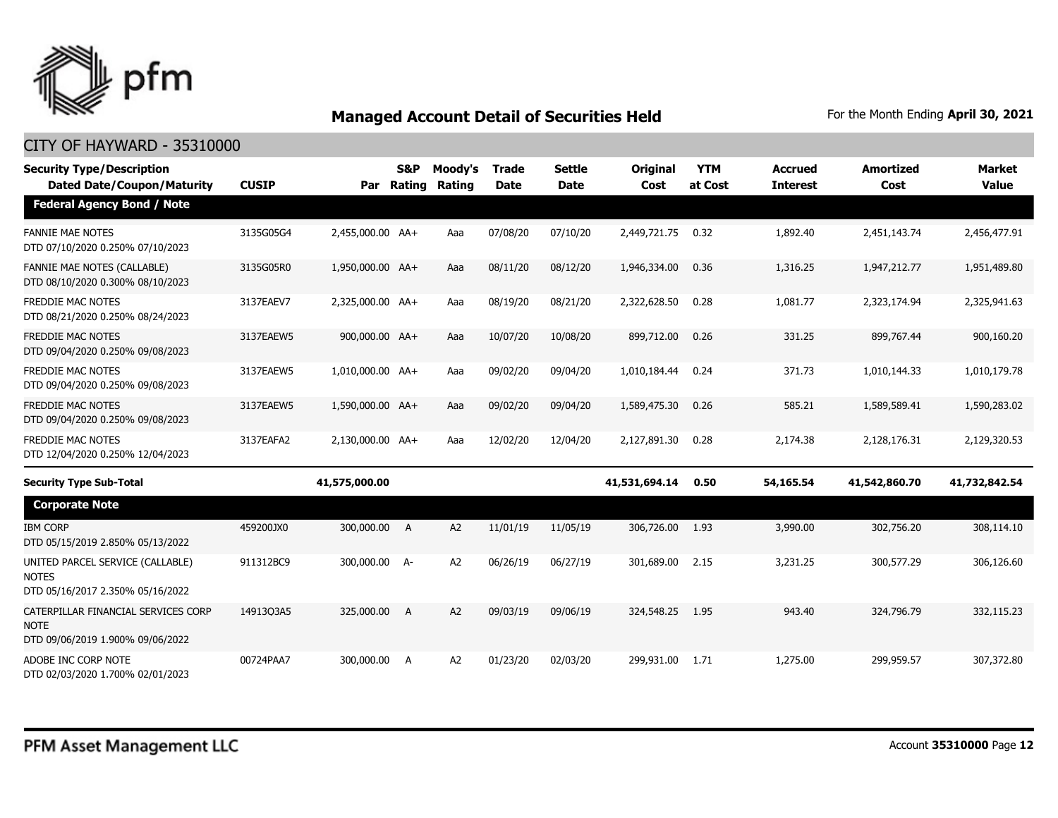## Managed Account Detail of Securities Held

For the Month Ending **April 30, 2021**

CITY OF HAYWARD - 35310000

| Security Type/Description Dated Date/Coupon/Maturity | CUSIP | Par | S&P Rating | Moody's Rating | Trade Date | Settle Date | Original Cost | YTM at Cost | Accrued Interest | Amortized Cost | Market Value |
|---|---|---|---|---|---|---|---|---|---|---|---|
| **Federal Agency Bond / Note** | | | | | | | | | | | |
| FANNIE MAE NOTES DTD 07/10/2020 0.250% 07/10/2023 | 3135G05G4 | 2,455,000.00 | AA+ | Aaa | 07/08/20 | 07/10/20 | 2,449,721.75 | 0.32 | 1,892.40 | 2,451,143.74 | 2,456,477.91 |
| FANNIE MAE NOTES (CALLABLE) DTD 08/10/2020 0.300% 08/10/2023 | 3135G05R0 | 1,950,000.00 | AA+ | Aaa | 08/11/20 | 08/12/20 | 1,946,334.00 | 0.36 | 1,316.25 | 1,947,212.77 | 1,951,489.80 |
| FREDDIE MAC NOTES DTD 08/21/2020 0.250% 08/24/2023 | 3137EAEV7 | 2,325,000.00 | AA+ | Aaa | 08/19/20 | 08/21/20 | 2,322,628.50 | 0.28 | 1,081.77 | 2,323,174.94 | 2,325,941.63 |
| FREDDIE MAC NOTES DTD 09/04/2020 0.250% 09/08/2023 | 3137EAEW5 | 900,000.00 | AA+ | Aaa | 10/07/20 | 10/08/20 | 899,712.00 | 0.26 | 331.25 | 899,767.44 | 900,160.20 |
| FREDDIE MAC NOTES DTD 09/04/2020 0.250% 09/08/2023 | 3137EAEW5 | 1,010,000.00 | AA+ | Aaa | 09/02/20 | 09/04/20 | 1,010,184.44 | 0.24 | 371.73 | 1,010,144.33 | 1,010,179.78 |
| FREDDIE MAC NOTES DTD 09/04/2020 0.250% 09/08/2023 | 3137EAEW5 | 1,590,000.00 | AA+ | Aaa | 09/02/20 | 09/04/20 | 1,589,475.30 | 0.26 | 585.21 | 1,589,589.41 | 1,590,283.02 |
| FREDDIE MAC NOTES DTD 12/04/2020 0.250% 12/04/2023 | 3137EAFA2 | 2,130,000.00 | AA+ | Aaa | 12/02/20 | 12/04/20 | 2,127,891.30 | 0.28 | 2,174.38 | 2,128,176.31 | 2,129,320.53 |
| **Security Type Sub-Total** | | **41,575,000.00** | | | | | **41,531,694.14** | **0.50** | **54,165.54** | **41,542,860.70** | **41,732,842.54** |
| **Corporate Note** | | | | | | | | | | | |
| IBM CORP DTD 05/15/2019 2.850% 05/13/2022 | 459200JX0 | 300,000.00 | A | A2 | 11/01/19 | 11/05/19 | 306,726.00 | 1.93 | 3,990.00 | 302,756.20 | 308,114.10 |
| UNITED PARCEL SERVICE (CALLABLE) NOTES DTD 05/16/2017 2.350% 05/16/2022 | 911312BC9 | 300,000.00 | A- | A2 | 06/26/19 | 06/27/19 | 301,689.00 | 2.15 | 3,231.25 | 300,577.29 | 306,126.60 |
| CATERPILLAR FINANCIAL SERVICES CORP NOTE DTD 09/06/2019 1.900% 09/06/2022 | 14913Q3A5 | 325,000.00 | A | A2 | 09/03/19 | 09/06/19 | 324,548.25 | 1.95 | 943.40 | 324,796.79 | 332,115.23 |
| ADOBE INC CORP NOTE DTD 02/03/2020 1.700% 02/01/2023 | 00724PAA7 | 300,000.00 | A | A2 | 01/23/20 | 02/03/20 | 299,931.00 | 1.71 | 1,275.00 | 299,959.57 | 307,372.80 |

PFM Asset Management LLC

Account **35310000**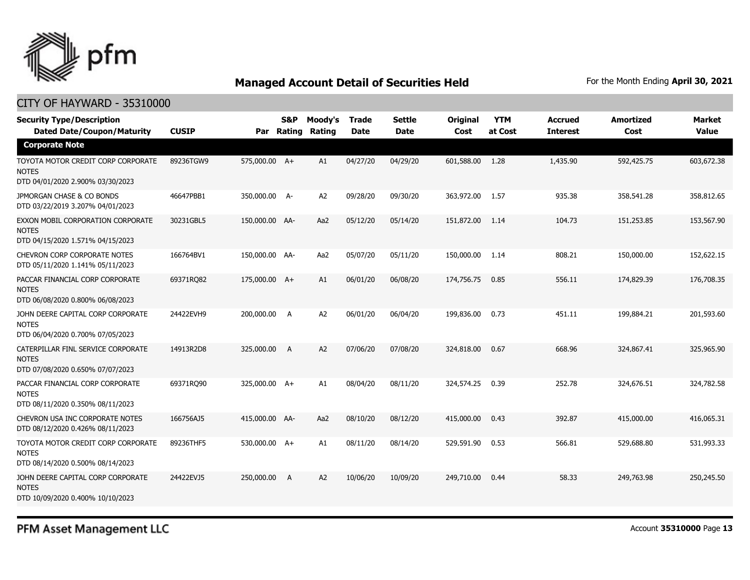# Managed Account Detail of Securities Held

For the Month Ending **April 30, 2021**

## CITY OF HAYWARD - 35310000

| Security Type/Description Dated Date/Coupon/Maturity | CUSIP | Par | S&P Rating | Moody's Rating | Trade Date | Settle Date | Original Cost | YTM at Cost | Accrued Interest | Amortized Cost | Market Value |
|---|---|---|---|---|---|---|---|---|---|---|---|
| **Corporate Note** | | | | | | | | | | | |
| TOYOTA MOTOR CREDIT CORP CORPORATE NOTES DTD 04/01/2020 2.900% 03/30/2023 | 89236TGW9 | 575,000.00 | A+ | A1 | 04/27/20 | 04/29/20 | 601,588.00 | 1.28 | 1,435.90 | 592,425.75 | 603,672.38 |
| JPMORGAN CHASE & CO BONDS DTD 03/22/2019 3.207% 04/01/2023 | 46647PBB1 | 350,000.00 | A- | A2 | 09/28/20 | 09/30/20 | 363,972.00 | 1.57 | 935.38 | 358,541.28 | 358,812.65 |
| EXXON MOBIL CORPORATION CORPORATE NOTES DTD 04/15/2020 1.571% 04/15/2023 | 30231GBL5 | 150,000.00 | AA- | Aa2 | 05/12/20 | 05/14/20 | 151,872.00 | 1.14 | 104.73 | 151,253.85 | 153,567.90 |
| CHEVRON CORP CORPORATE NOTES DTD 05/11/2020 1.141% 05/11/2023 | 166764BV1 | 150,000.00 | AA- | Aa2 | 05/07/20 | 05/11/20 | 150,000.00 | 1.14 | 808.21 | 150,000.00 | 152,622.15 |
| PACCAR FINANCIAL CORP CORPORATE NOTES DTD 06/08/2020 0.800% 06/08/2023 | 69371RQ82 | 175,000.00 | A+ | A1 | 06/01/20 | 06/08/20 | 174,756.75 | 0.85 | 556.11 | 174,829.39 | 176,708.35 |
| JOHN DEERE CAPITAL CORP CORPORATE NOTES DTD 06/04/2020 0.700% 07/05/2023 | 24422EVH9 | 200,000.00 | A | A2 | 06/01/20 | 06/04/20 | 199,836.00 | 0.73 | 451.11 | 199,884.21 | 201,593.60 |
| CATERPILLAR FINL SERVICE CORPORATE NOTES DTD 07/08/2020 0.650% 07/07/2023 | 14913R2D8 | 325,000.00 | A | A2 | 07/06/20 | 07/08/20 | 324,818.00 | 0.67 | 668.96 | 324,867.41 | 325,965.90 |
| PACCAR FINANCIAL CORP CORPORATE NOTES DTD 08/11/2020 0.350% 08/11/2023 | 69371RQ90 | 325,000.00 | A+ | A1 | 08/04/20 | 08/11/20 | 324,574.25 | 0.39 | 252.78 | 324,676.51 | 324,782.58 |
| CHEVRON USA INC CORPORATE NOTES DTD 08/12/2020 0.426% 08/11/2023 | 166756AJ5 | 415,000.00 | AA- | Aa2 | 08/10/20 | 08/12/20 | 415,000.00 | 0.43 | 392.87 | 415,000.00 | 416,065.31 |
| TOYOTA MOTOR CREDIT CORP CORPORATE NOTES DTD 08/14/2020 0.500% 08/14/2023 | 89236THF5 | 530,000.00 | A+ | A1 | 08/11/20 | 08/14/20 | 529,591.90 | 0.53 | 566.81 | 529,688.80 | 531,993.33 |
| JOHN DEERE CAPITAL CORP CORPORATE NOTES DTD 10/09/2020 0.400% 10/10/2023 | 24422EVJ5 | 250,000.00 | A | A2 | 10/06/20 | 10/09/20 | 249,710.00 | 0.44 | 58.33 | 249,763.98 | 250,245.50 |

PFM Asset Management LLC

Account **35310000** Page **13**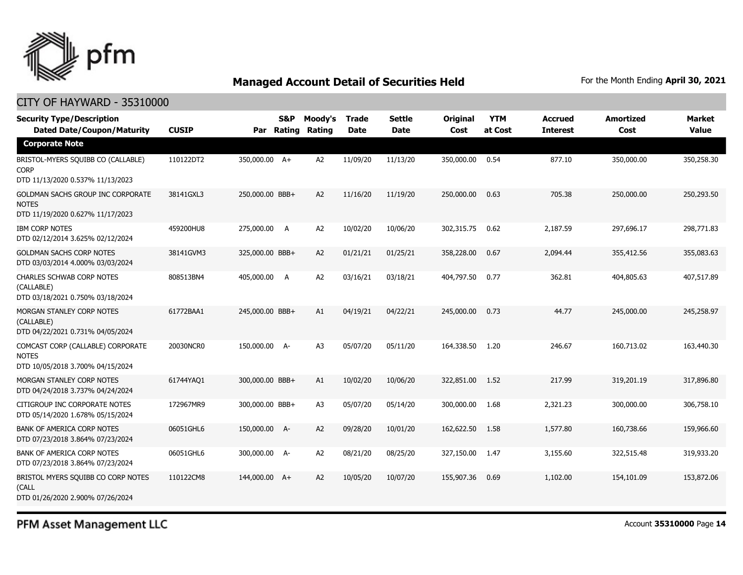## Managed Account Detail of Securities Held

For the Month Ending **April 30, 2021**

CITY OF HAYWARD - 35310000

| Security Type/Description Dated Date/Coupon/Maturity | CUSIP | Par | S&P Rating | Moody's Rating | Trade Date | Settle Date | Original Cost | YTM at Cost | Accrued Interest | Amortized Cost | Market Value |
|---|---|---|---|---|---|---|---|---|---|---|---|
| **Corporate Note** | | | | | | | | | | | |
| BRISTOL-MYERS SQUIBB CO (CALLABLE) CORP DTD 11/13/2020 0.537% 11/13/2023 | 110122DT2 | 350,000.00 | A+ | A2 | 11/09/20 | 11/13/20 | 350,000.00 | 0.54 | 877.10 | 350,000.00 | 350,258.30 |
| GOLDMAN SACHS GROUP INC CORPORATE NOTES DTD 11/19/2020 0.627% 11/17/2023 | 38141GXL3 | 250,000.00 | BBB+ | A2 | 11/16/20 | 11/19/20 | 250,000.00 | 0.63 | 705.38 | 250,000.00 | 250,293.50 |
| IBM CORP NOTES DTD 02/12/2014 3.625% 02/12/2024 | 459200HU8 | 275,000.00 | A | A2 | 10/02/20 | 10/06/20 | 302,315.75 | 0.62 | 2,187.59 | 297,696.17 | 298,771.83 |
| GOLDMAN SACHS CORP NOTES DTD 03/03/2014 4.000% 03/03/2024 | 38141GVM3 | 325,000.00 | BBB+ | A2 | 01/21/21 | 01/25/21 | 358,228.00 | 0.67 | 2,094.44 | 355,412.56 | 355,083.63 |
| CHARLES SCHWAB CORP NOTES (CALLABLE) DTD 03/18/2021 0.750% 03/18/2024 | 808513BN4 | 405,000.00 | A | A2 | 03/16/21 | 03/18/21 | 404,797.50 | 0.77 | 362.81 | 404,805.63 | 407,517.89 |
| MORGAN STANLEY CORP NOTES (CALLABLE) DTD 04/22/2021 0.731% 04/05/2024 | 61772BAA1 | 245,000.00 | BBB+ | A1 | 04/19/21 | 04/22/21 | 245,000.00 | 0.73 | 44.77 | 245,000.00 | 245,258.97 |
| COMCAST CORP (CALLABLE) CORPORATE NOTES DTD 10/05/2018 3.700% 04/15/2024 | 20030NCR0 | 150,000.00 | A- | A3 | 05/07/20 | 05/11/20 | 164,338.50 | 1.20 | 246.67 | 160,713.02 | 163,440.30 |
| MORGAN STANLEY CORP NOTES DTD 04/24/2018 3.737% 04/24/2024 | 61744YAQ1 | 300,000.00 | BBB+ | A1 | 10/02/20 | 10/06/20 | 322,851.00 | 1.52 | 217.99 | 319,201.19 | 317,896.80 |
| CITIGROUP INC CORPORATE NOTES DTD 05/14/2020 1.678% 05/15/2024 | 172967MR9 | 300,000.00 | BBB+ | A3 | 05/07/20 | 05/14/20 | 300,000.00 | 1.68 | 2,321.23 | 300,000.00 | 306,758.10 |
| BANK OF AMERICA CORP NOTES DTD 07/23/2018 3.864% 07/23/2024 | 06051GHL6 | 150,000.00 | A- | A2 | 09/28/20 | 10/01/20 | 162,622.50 | 1.58 | 1,577.80 | 160,738.66 | 159,966.60 |
| BANK OF AMERICA CORP NOTES DTD 07/23/2018 3.864% 07/23/2024 | 06051GHL6 | 300,000.00 | A- | A2 | 08/21/20 | 08/25/20 | 327,150.00 | 1.47 | 3,155.60 | 322,515.48 | 319,933.20 |
| BRISTOL MYERS SQUIBB CO CORP NOTES (CALL DTD 01/26/2020 2.900% 07/26/2024 | 110122CM8 | 144,000.00 | A+ | A2 | 10/05/20 | 10/07/20 | 155,907.36 | 0.69 | 1,102.00 | 154,101.09 | 153,872.06 |

PFM Asset Management LLC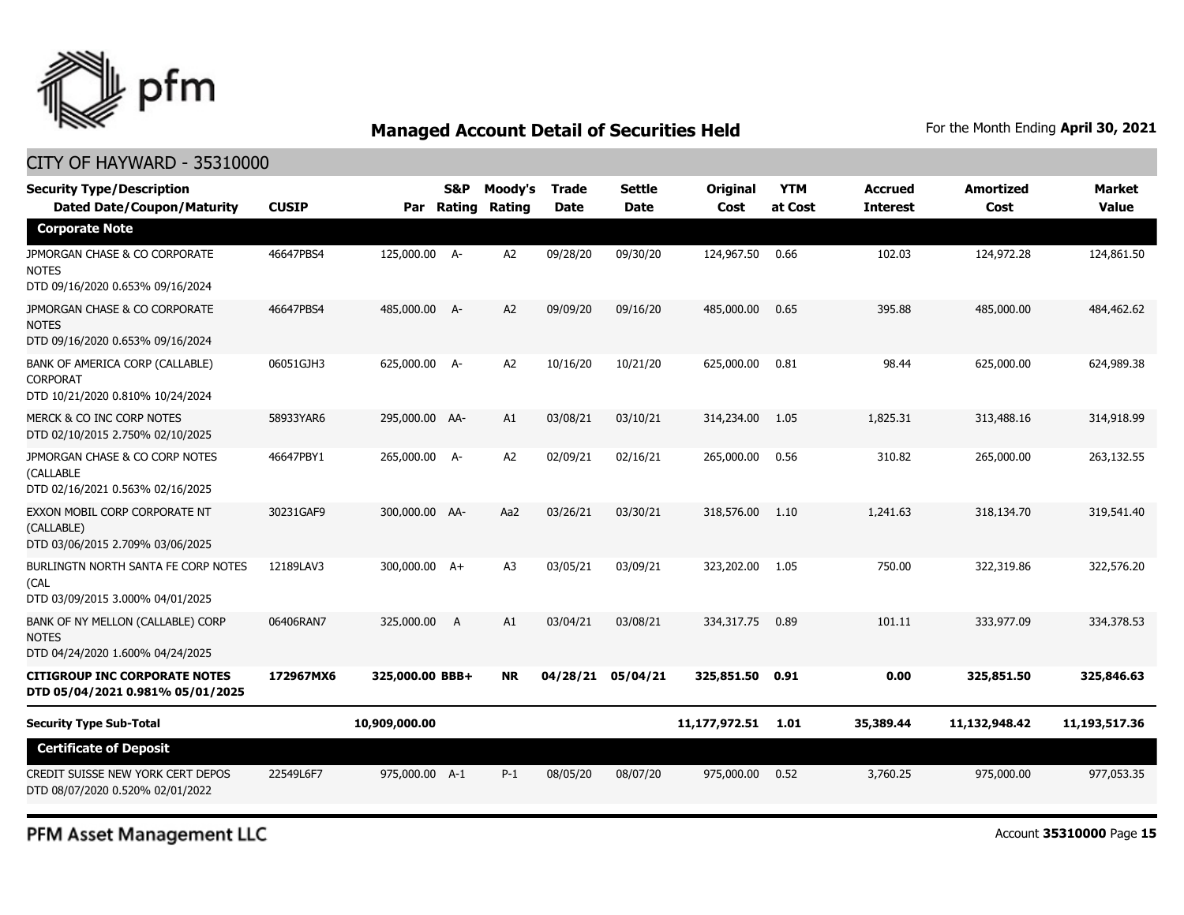## Managed Account Detail of Securities Held

For the Month Ending **April 30, 2021**

CITY OF HAYWARD - 35310000

| Security Type/Description Dated Date/Coupon/Maturity | CUSIP | Par | S&P Rating | Moody's Rating | Trade Date | Settle Date | Original Cost | YTM at Cost | Accrued Interest | Amortized Cost | Market Value |
|---|---|---|---|---|---|---|---|---|---|---|---|
| **Corporate Note** | | | | | | | | | | | |
| JPMORGAN CHASE & CO CORPORATE NOTES DTD 09/16/2020 0.653% 09/16/2024 | 46647PBS4 | 125,000.00 | A- | A2 | 09/28/20 | 09/30/20 | 124,967.50 | 0.66 | 102.03 | 124,972.28 | 124,861.50 |
| JPMORGAN CHASE & CO CORPORATE NOTES DTD 09/16/2020 0.653% 09/16/2024 | 46647PBS4 | 485,000.00 | A- | A2 | 09/09/20 | 09/16/20 | 485,000.00 | 0.65 | 395.88 | 485,000.00 | 484,462.62 |
| BANK OF AMERICA CORP (CALLABLE) CORPORAT DTD 10/21/2020 0.810% 10/24/2024 | 06051GJH3 | 625,000.00 | A- | A2 | 10/16/20 | 10/21/20 | 625,000.00 | 0.81 | 98.44 | 625,000.00 | 624,989.38 |
| MERCK & CO INC CORP NOTES DTD 02/10/2015 2.750% 02/10/2025 | 58933YAR6 | 295,000.00 | AA- | A1 | 03/08/21 | 03/10/21 | 314,234.00 | 1.05 | 1,825.31 | 313,488.16 | 314,918.99 |
| JPMORGAN CHASE & CO CORP NOTES (CALLABLE DTD 02/16/2021 0.563% 02/16/2025 | 46647PBY1 | 265,000.00 | A- | A2 | 02/09/21 | 02/16/21 | 265,000.00 | 0.56 | 310.82 | 265,000.00 | 263,132.55 |
| EXXON MOBIL CORP CORPORATE NT (CALLABLE) DTD 03/06/2015 2.709% 03/06/2025 | 30231GAF9 | 300,000.00 | AA- | Aa2 | 03/26/21 | 03/30/21 | 318,576.00 | 1.10 | 1,241.63 | 318,134.70 | 319,541.40 |
| BURLINGTN NORTH SANTA FE CORP NOTES (CAL DTD 03/09/2015 3.000% 04/01/2025 | 12189LAV3 | 300,000.00 | A+ | A3 | 03/05/21 | 03/09/21 | 323,202.00 | 1.05 | 750.00 | 322,319.86 | 322,576.20 |
| BANK OF NY MELLON (CALLABLE) CORP NOTES DTD 04/24/2020 1.600% 04/24/2025 | 06406RAN7 | 325,000.00 | A | A1 | 03/04/21 | 03/08/21 | 334,317.75 | 0.89 | 101.11 | 333,977.09 | 334,378.53 |
| **CITIGROUP INC CORPORATE NOTES DTD 05/04/2021 0.981% 05/01/2025** | **172967MX6** | **325,000.00** | **BBB+** | **NR** | **04/28/21** | **05/04/21** | **325,851.50** | **0.91** | **0.00** | **325,851.50** | **325,846.63** |
| **Security Type Sub-Total** | | **10,909,000.00** | | | | | **11,177,972.51** | **1.01** | **35,389.44** | **11,132,948.42** | **11,193,517.36** |
| **Certificate of Deposit** | | | | | | | | | | | |
| CREDIT SUISSE NEW YORK CERT DEPOS DTD 08/07/2020 0.520% 02/01/2022 | 22549L6F7 | 975,000.00 | A-1 | P-1 | 08/05/20 | 08/07/20 | 975,000.00 | 0.52 | 3,760.25 | 975,000.00 | 977,053.35 |

PFM Asset Management LLC

Account **35310000**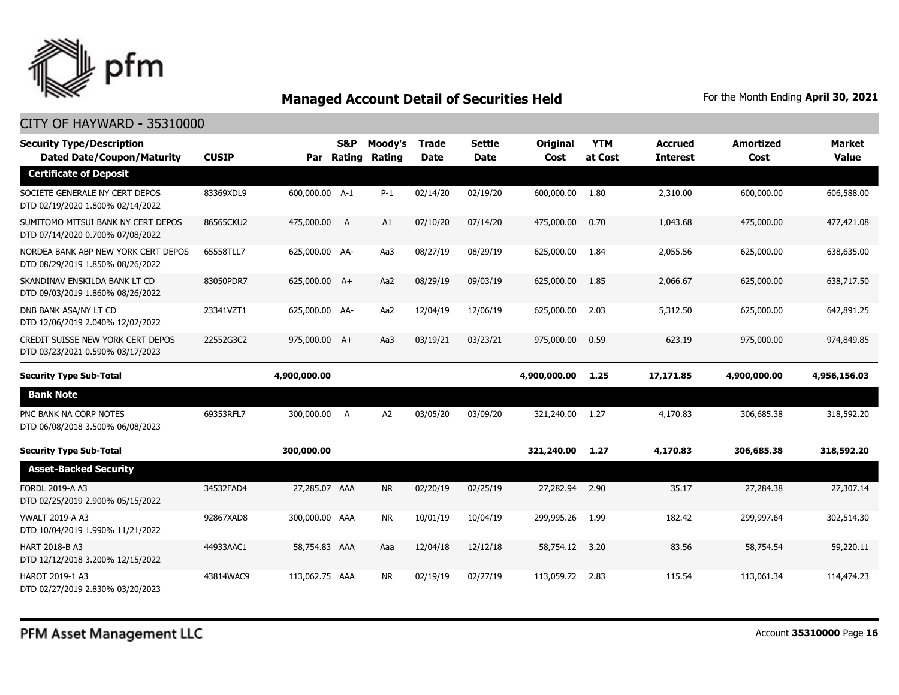## Managed Account Detail of Securities Held

For the Month Ending **April 30, 2021**

CITY OF HAYWARD - 35310000

| Security Type/Description Dated Date/Coupon/Maturity | CUSIP | Par | S&P Rating | Moody's Rating | Trade Date | Settle Date | Original Cost | YTM at Cost | Accrued Interest | Amortized Cost | Market Value |
|---|---|---|---|---|---|---|---|---|---|---|---|
| **Certificate of Deposit** | | | | | | | | | | | |
| SOCIETE GENERALE NY CERT DEPOS DTD 02/19/2020 1.800% 02/14/2022 | 83369XDL9 | 600,000.00 | A-1 | P-1 | 02/14/20 | 02/19/20 | 600,000.00 | 1.80 | 2,310.00 | 600,000.00 | 606,588.00 |
| SUMITOMO MITSUI BANK NY CERT DEPOS DTD 07/14/2020 0.700% 07/08/2022 | 86565CKU2 | 475,000.00 | A | A1 | 07/10/20 | 07/14/20 | 475,000.00 | 0.70 | 1,043.68 | 475,000.00 | 477,421.08 |
| NORDEA BANK ABP NEW YORK CERT DEPOS DTD 08/29/2019 1.850% 08/26/2022 | 65558TLL7 | 625,000.00 | AA- | Aa3 | 08/27/19 | 08/29/19 | 625,000.00 | 1.84 | 2,055.56 | 625,000.00 | 638,635.00 |
| SKANDINAV ENSKILDA BANK LT CD DTD 09/03/2019 1.860% 08/26/2022 | 83050PDR7 | 625,000.00 | A+ | Aa2 | 08/29/19 | 09/03/19 | 625,000.00 | 1.85 | 2,066.67 | 625,000.00 | 638,717.50 |
| DNB BANK ASA/NY LT CD DTD 12/06/2019 2.040% 12/02/2022 | 23341VZT1 | 625,000.00 | AA- | Aa2 | 12/04/19 | 12/06/19 | 625,000.00 | 2.03 | 5,312.50 | 625,000.00 | 642,891.25 |
| CREDIT SUISSE NEW YORK CERT DEPOS DTD 03/23/2021 0.590% 03/17/2023 | 22552G3C2 | 975,000.00 | A+ | Aa3 | 03/19/21 | 03/23/21 | 975,000.00 | 0.59 | 623.19 | 975,000.00 | 974,849.85 |
| **Security Type Sub-Total** | | **4,900,000.00** | | | | | **4,900,000.00** | **1.25** | **17,171.85** | **4,900,000.00** | **4,956,156.03** |
| **Bank Note** | | | | | | | | | | | |
| PNC BANK NA CORP NOTES DTD 06/08/2018 3.500% 06/08/2023 | 69353RFL7 | 300,000.00 | A | A2 | 03/05/20 | 03/09/20 | 321,240.00 | 1.27 | 4,170.83 | 306,685.38 | 318,592.20 |
| **Security Type Sub-Total** | | **300,000.00** | | | | | **321,240.00** | **1.27** | **4,170.83** | **306,685.38** | **318,592.20** |
| **Asset-Backed Security** | | | | | | | | | | | |
| FORDL 2019-A A3 DTD 02/25/2019 2.900% 05/15/2022 | 34532FAD4 | 27,285.07 | AAA | NR | 02/20/19 | 02/25/19 | 27,282.94 | 2.90 | 35.17 | 27,284.38 | 27,307.14 |
| VWALT 2019-A A3 DTD 10/04/2019 1.990% 11/21/2022 | 92867XAD8 | 300,000.00 | AAA | NR | 10/01/19 | 10/04/19 | 299,995.26 | 1.99 | 182.42 | 299,997.64 | 302,514.30 |
| HART 2018-B A3 DTD 12/12/2018 3.200% 12/15/2022 | 44933AAC1 | 58,754.83 | AAA | Aaa | 12/04/18 | 12/12/18 | 58,754.12 | 3.20 | 83.56 | 58,754.54 | 59,220.11 |
| HAROT 2019-1 A3 DTD 02/27/2019 2.830% 03/20/2023 | 43814WAC9 | 113,062.75 | AAA | NR | 02/19/19 | 02/27/19 | 113,059.72 | 2.83 | 115.54 | 113,061.34 | 114,474.23 |

PFM Asset Management LLC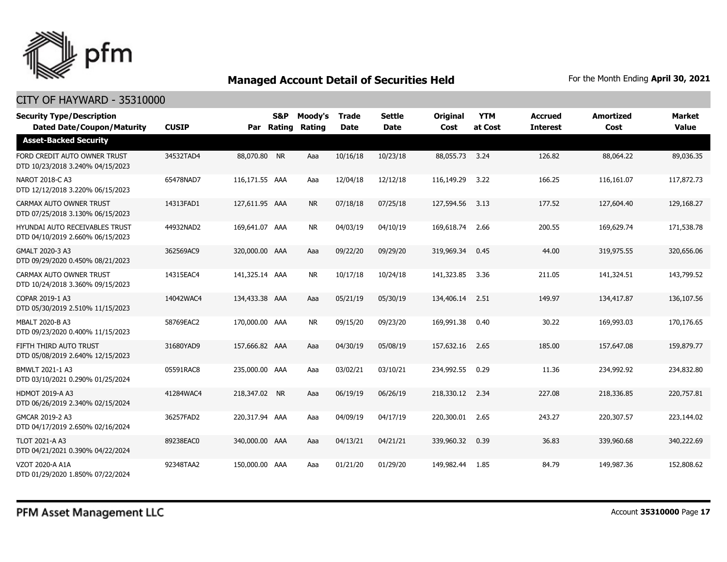# Managed Account Detail of Securities Held

For the Month Ending **April 30, 2021**

## CITY OF HAYWARD - 35310000

| Security Type/Description Dated Date/Coupon/Maturity | CUSIP | Par | S&P Rating | Moody's Rating | Trade Date | Settle Date | Original Cost | YTM at Cost | Accrued Interest | Amortized Cost | Market Value |
|---|---|---|---|---|---|---|---|---|---|---|---|
| **Asset-Backed Security** | | | | | | | | | | | |
| FORD CREDIT AUTO OWNER TRUST DTD 10/23/2018 3.240% 04/15/2023 | 34532TAD4 | 88,070.80 | NR | Aaa | 10/16/18 | 10/23/18 | 88,055.73 | 3.24 | 126.82 | 88,064.22 | 89,036.35 |
| NAROT 2018-C A3 DTD 12/12/2018 3.220% 06/15/2023 | 65478NAD7 | 116,171.55 | AAA | Aaa | 12/04/18 | 12/12/18 | 116,149.29 | 3.22 | 166.25 | 116,161.07 | 117,872.73 |
| CARMAX AUTO OWNER TRUST DTD 07/25/2018 3.130% 06/15/2023 | 14313FAD1 | 127,611.95 | AAA | NR | 07/18/18 | 07/25/18 | 127,594.56 | 3.13 | 177.52 | 127,604.40 | 129,168.27 |
| HYUNDAI AUTO RECEIVABLES TRUST DTD 04/10/2019 2.660% 06/15/2023 | 44932NAD2 | 169,641.07 | AAA | NR | 04/03/19 | 04/10/19 | 169,618.74 | 2.66 | 200.55 | 169,629.74 | 171,538.78 |
| GMALT 2020-3 A3 DTD 09/29/2020 0.450% 08/21/2023 | 362569AC9 | 320,000.00 | AAA | Aaa | 09/22/20 | 09/29/20 | 319,969.34 | 0.45 | 44.00 | 319,975.55 | 320,656.06 |
| CARMAX AUTO OWNER TRUST DTD 10/24/2018 3.360% 09/15/2023 | 14315EAC4 | 141,325.14 | AAA | NR | 10/17/18 | 10/24/18 | 141,323.85 | 3.36 | 211.05 | 141,324.51 | 143,799.52 |
| COPAR 2019-1 A3 DTD 05/30/2019 2.510% 11/15/2023 | 14042WAC4 | 134,433.38 | AAA | Aaa | 05/21/19 | 05/30/19 | 134,406.14 | 2.51 | 149.97 | 134,417.87 | 136,107.56 |
| MBALT 2020-B A3 DTD 09/23/2020 0.400% 11/15/2023 | 58769EAC2 | 170,000.00 | AAA | NR | 09/15/20 | 09/23/20 | 169,991.38 | 0.40 | 30.22 | 169,993.03 | 170,176.65 |
| FIFTH THIRD AUTO TRUST DTD 05/08/2019 2.640% 12/15/2023 | 31680YAD9 | 157,666.82 | AAA | Aaa | 04/30/19 | 05/08/19 | 157,632.16 | 2.65 | 185.00 | 157,647.08 | 159,879.77 |
| BMWLT 2021-1 A3 DTD 03/10/2021 0.290% 01/25/2024 | 05591RAC8 | 235,000.00 | AAA | Aaa | 03/02/21 | 03/10/21 | 234,992.55 | 0.29 | 11.36 | 234,992.92 | 234,832.80 |
| HDMOT 2019-A A3 DTD 06/26/2019 2.340% 02/15/2024 | 41284WAC4 | 218,347.02 | NR | Aaa | 06/19/19 | 06/26/19 | 218,330.12 | 2.34 | 227.08 | 218,336.85 | 220,757.81 |
| GMCAR 2019-2 A3 DTD 04/17/2019 2.650% 02/16/2024 | 36257FAD2 | 220,317.94 | AAA | Aaa | 04/09/19 | 04/17/19 | 220,300.01 | 2.65 | 243.27 | 220,307.57 | 223,144.02 |
| TLOT 2021-A A3 DTD 04/21/2021 0.390% 04/22/2024 | 89238EAC0 | 340,000.00 | AAA | Aaa | 04/13/21 | 04/21/21 | 339,960.32 | 0.39 | 36.83 | 339,960.68 | 340,222.69 |
| VZOT 2020-A A1A DTD 01/29/2020 1.850% 07/22/2024 | 92348TAA2 | 150,000.00 | AAA | Aaa | 01/21/20 | 01/29/20 | 149,982.44 | 1.85 | 84.79 | 149,987.36 | 152,808.62 |

PFM Asset Management LLC

Account **35310000** Page **17**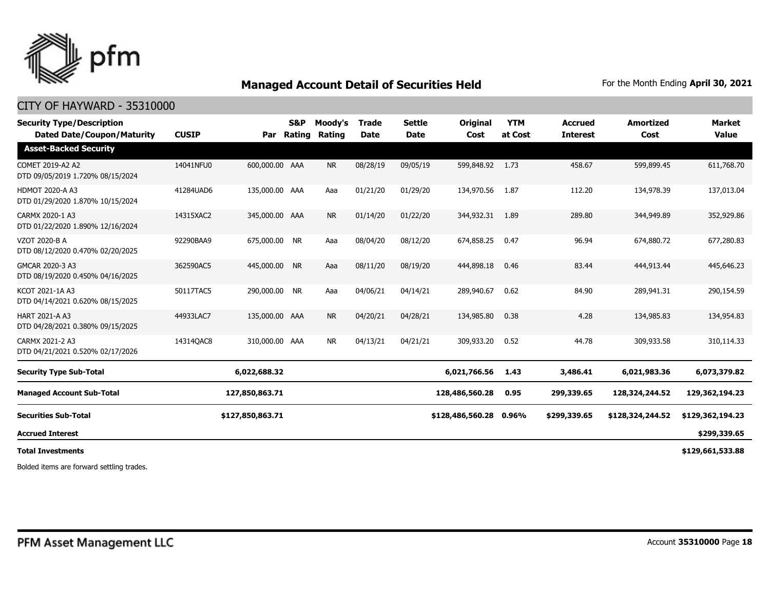## Managed Account Detail of Securities Held

For the Month Ending **April 30, 2021**

CITY OF HAYWARD - 35310000

| Security Type/Description Dated Date/Coupon/Maturity | CUSIP | Par | S&P Rating | Moody's Rating | Trade Date | Settle Date | Original Cost | YTM at Cost | Accrued Interest | Amortized Cost | Market Value |
|---|---|---|---|---|---|---|---|---|---|---|---|
| **Asset-Backed Security** | | | | | | | | | | | |
| COMET 2019-A2 A2 DTD 09/05/2019 1.720% 08/15/2024 | 14041NFU0 | 600,000.00 | AAA | NR | 08/28/19 | 09/05/19 | 599,848.92 | 1.73 | 458.67 | 599,899.45 | 611,768.70 |
| HDMOT 2020-A A3 DTD 01/29/2020 1.870% 10/15/2024 | 41284UAD6 | 135,000.00 | AAA | Aaa | 01/21/20 | 01/29/20 | 134,970.56 | 1.87 | 112.20 | 134,978.39 | 137,013.04 |
| CARMX 2020-1 A3 DTD 01/22/2020 1.890% 12/16/2024 | 14315XAC2 | 345,000.00 | AAA | NR | 01/14/20 | 01/22/20 | 344,932.31 | 1.89 | 289.80 | 344,949.89 | 352,929.86 |
| VZOT 2020-B A DTD 08/12/2020 0.470% 02/20/2025 | 92290BAA9 | 675,000.00 | NR | Aaa | 08/04/20 | 08/12/20 | 674,858.25 | 0.47 | 96.94 | 674,880.72 | 677,280.83 |
| GMCAR 2020-3 A3 DTD 08/19/2020 0.450% 04/16/2025 | 362590AC5 | 445,000.00 | NR | Aaa | 08/11/20 | 08/19/20 | 444,898.18 | 0.46 | 83.44 | 444,913.44 | 445,646.23 |
| KCOT 2021-1A A3 DTD 04/14/2021 0.620% 08/15/2025 | 50117TAC5 | 290,000.00 | NR | Aaa | 04/06/21 | 04/14/21 | 289,940.67 | 0.62 | 84.90 | 289,941.31 | 290,154.59 |
| HART 2021-A A3 DTD 04/28/2021 0.380% 09/15/2025 | 44933LAC7 | 135,000.00 | AAA | NR | 04/20/21 | 04/28/21 | 134,985.80 | 0.38 | 4.28 | 134,985.83 | 134,954.83 |
| CARMX 2021-2 A3 DTD 04/21/2021 0.520% 02/17/2026 | 14314QAC8 | 310,000.00 | AAA | NR | 04/13/21 | 04/21/21 | 309,933.20 | 0.52 | 44.78 | 309,933.58 | 310,114.33 |
| **Security Type Sub-Total** | | **6,022,688.32** | | | | | **6,021,766.56** | **1.43** | **3,486.41** | **6,021,983.36** | **6,073,379.82** |
| **Managed Account Sub-Total** | | **127,850,863.71** | | | | | **128,486,560.28** | **0.95** | **299,339.65** | **128,324,244.52** | **129,362,194.23** |
| **Securities Sub-Total** | | **$127,850,863.71** | | | | | **$128,486,560.28** | **0.96%** | **$299,339.65** | **$128,324,244.52** | **$129,362,194.23** |
| **Accrued Interest** | | | | | | | | | | | **$299,339.65** |
| **Total Investments** | | | | | | | | | | | **$129,661,533.88** |

Bolded items are forward settling trades.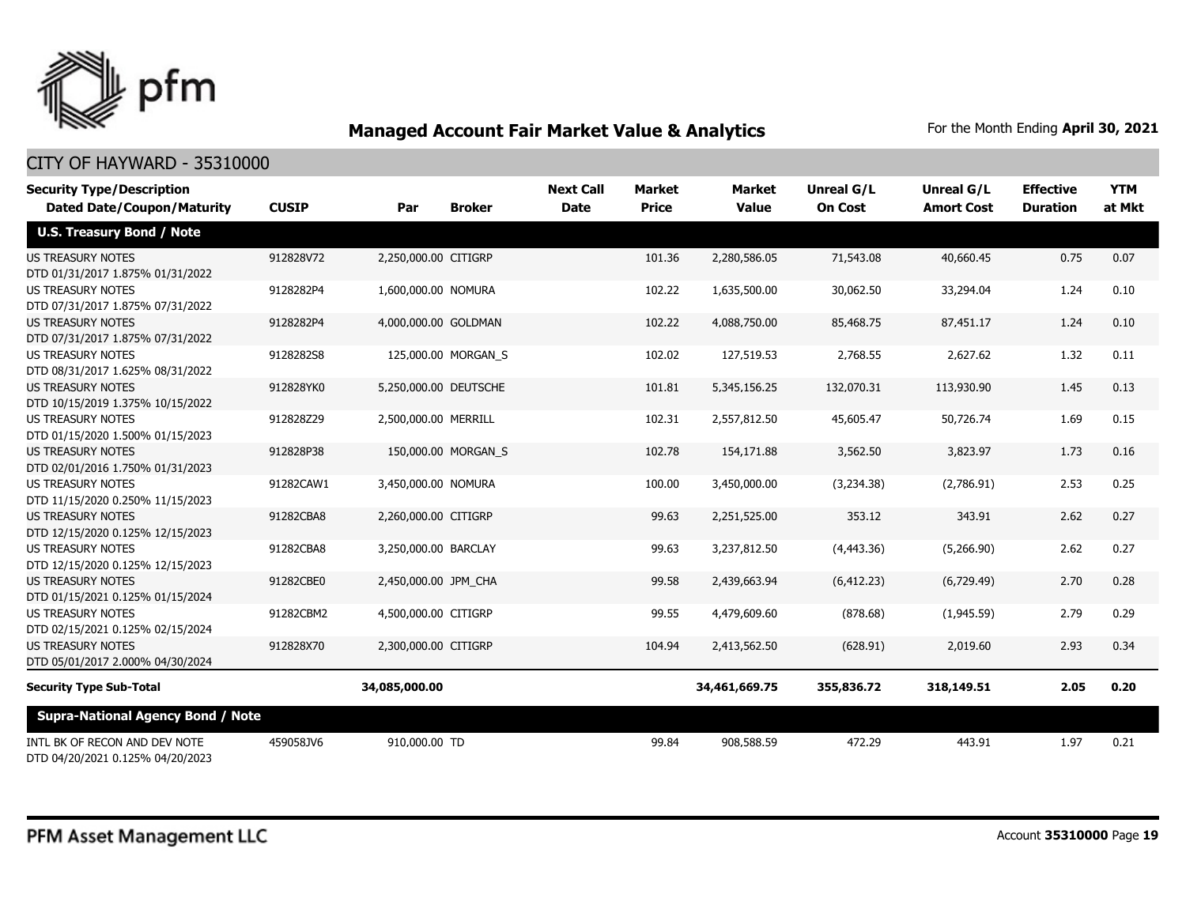## Managed Account Fair Market Value & Analytics

For the Month Ending **April 30, 2021**

CITY OF HAYWARD - 35310000

| Security Type/Description Dated Date/Coupon/Maturity | CUSIP | Par | Broker | Next Call Date | Market Price | Market Value | Unreal G/L On Cost | Unreal G/L Amort Cost | Effective Duration | YTM at Mkt |
|---|---|---|---|---|---|---|---|---|---|---|
| **U.S. Treasury Bond / Note** | | | | | | | | | | |
| US TREASURY NOTES DTD 01/31/2017 1.875% 01/31/2022 | 912828V72 | 2,250,000.00 | CITIGRP | | 101.36 | 2,280,586.05 | 71,543.08 | 40,660.45 | 0.75 | 0.07 |
| US TREASURY NOTES DTD 07/31/2017 1.875% 07/31/2022 | 9128282P4 | 1,600,000.00 | NOMURA | | 102.22 | 1,635,500.00 | 30,062.50 | 33,294.04 | 1.24 | 0.10 |
| US TREASURY NOTES DTD 07/31/2017 1.875% 07/31/2022 | 9128282P4 | 4,000,000.00 | GOLDMAN | | 102.22 | 4,088,750.00 | 85,468.75 | 87,451.17 | 1.24 | 0.10 |
| US TREASURY NOTES DTD 08/31/2017 1.625% 08/31/2022 | 9128282S8 | 125,000.00 | MORGAN_S | | 102.02 | 127,519.53 | 2,768.55 | 2,627.62 | 1.32 | 0.11 |
| US TREASURY NOTES DTD 10/15/2019 1.375% 10/15/2022 | 912828YK0 | 5,250,000.00 | DEUTSCHE | | 101.81 | 5,345,156.25 | 132,070.31 | 113,930.90 | 1.45 | 0.13 |
| US TREASURY NOTES DTD 01/15/2020 1.500% 01/15/2023 | 912828Z29 | 2,500,000.00 | MERRILL | | 102.31 | 2,557,812.50 | 45,605.47 | 50,726.74 | 1.69 | 0.15 |
| US TREASURY NOTES DTD 02/01/2016 1.750% 01/31/2023 | 912828P38 | 150,000.00 | MORGAN_S | | 102.78 | 154,171.88 | 3,562.50 | 3,823.97 | 1.73 | 0.16 |
| US TREASURY NOTES DTD 11/15/2020 0.250% 11/15/2023 | 91282CAW1 | 3,450,000.00 | NOMURA | | 100.00 | 3,450,000.00 | (3,234.38) | (2,786.91) | 2.53 | 0.25 |
| US TREASURY NOTES DTD 12/15/2020 0.125% 12/15/2023 | 91282CBA8 | 2,260,000.00 | CITIGRP | | 99.63 | 2,251,525.00 | 353.12 | 343.91 | 2.62 | 0.27 |
| US TREASURY NOTES DTD 12/15/2020 0.125% 12/15/2023 | 91282CBA8 | 3,250,000.00 | BARCLAY | | 99.63 | 3,237,812.50 | (4,443.36) | (5,266.90) | 2.62 | 0.27 |
| US TREASURY NOTES DTD 01/15/2021 0.125% 01/15/2024 | 91282CBE0 | 2,450,000.00 | JPM_CHA | | 99.58 | 2,439,663.94 | (6,412.23) | (6,729.49) | 2.70 | 0.28 |
| US TREASURY NOTES DTD 02/15/2021 0.125% 02/15/2024 | 91282CBM2 | 4,500,000.00 | CITIGRP | | 99.55 | 4,479,609.60 | (878.68) | (1,945.59) | 2.79 | 0.29 |
| US TREASURY NOTES DTD 05/01/2017 2.000% 04/30/2024 | 912828X70 | 2,300,000.00 | CITIGRP | | 104.94 | 2,413,562.50 | (628.91) | 2,019.60 | 2.93 | 0.34 |
| **Security Type Sub-Total** | | **34,085,000.00** | | | | **34,461,669.75** | **355,836.72** | **318,149.51** | **2.05** | **0.20** |
| **Supra-National Agency Bond / Note** | | | | | | | | | | |
| INTL BK OF RECON AND DEV NOTE DTD 04/20/2021 0.125% 04/20/2023 | 459058JV6 | 910,000.00 | TD | | 99.84 | 908,588.59 | 472.29 | 443.91 | 1.97 | 0.21 |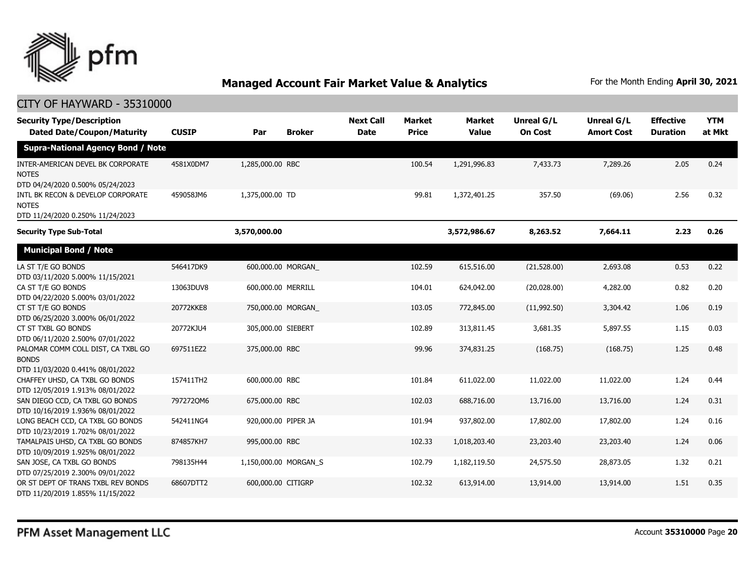# Managed Account Fair Market Value & Analytics

For the Month Ending **April 30, 2021**

## CITY OF HAYWARD - 35310000

| Security Type/Description<br>Dated Date/Coupon/Maturity | CUSIP | Par | Broker | Next Call Date | Market Price | Market Value | Unreal G/L On Cost | Unreal G/L Amort Cost | Effective Duration | YTM at Mkt |
|---|---|---|---|---|---|---|---|---|---|---|
| **Supra-National Agency Bond / Note** | | | | | | | | | | |
| INTER-AMERICAN DEVEL BK CORPORATE NOTES<br>DTD 04/24/2020 0.500% 05/24/2023 | 4581X0DM7 | 1,285,000.00 | RBC | | 100.54 | 1,291,996.83 | 7,433.73 | 7,289.26 | 2.05 | 0.24 |
| INTL BK RECON & DEVELOP CORPORATE NOTES<br>DTD 11/24/2020 0.250% 11/24/2023 | 459058JM6 | 1,375,000.00 | TD | | 99.81 | 1,372,401.25 | 357.50 | (69.06) | 2.56 | 0.32 |
| **Security Type Sub-Total** | | **3,570,000.00** | | | | **3,572,986.67** | **8,263.52** | **7,664.11** | **2.23** | **0.26** |
| **Municipal Bond / Note** | | | | | | | | | | |
| LA ST T/E GO BONDS<br>DTD 03/11/2020 5.000% 11/15/2021 | 546417DK9 | 600,000.00 | MORGAN_ | | 102.59 | 615,516.00 | (21,528.00) | 2,693.08 | 0.53 | 0.22 |
| CA ST T/E GO BONDS<br>DTD 04/22/2020 5.000% 03/01/2022 | 13063DUV8 | 600,000.00 | MERRILL | | 104.01 | 624,042.00 | (20,028.00) | 4,282.00 | 0.82 | 0.20 |
| CT ST T/E GO BONDS<br>DTD 06/25/2020 3.000% 06/01/2022 | 20772KKE8 | 750,000.00 | MORGAN_ | | 103.05 | 772,845.00 | (11,992.50) | 3,304.42 | 1.06 | 0.19 |
| CT ST TXBL GO BONDS<br>DTD 06/11/2020 2.500% 07/01/2022 | 20772KJU4 | 305,000.00 | SIEBERT | | 102.89 | 313,811.45 | 3,681.35 | 5,897.55 | 1.15 | 0.03 |
| PALOMAR COMM COLL DIST, CA TXBL GO BONDS<br>DTD 11/03/2020 0.441% 08/01/2022 | 697511EZ2 | 375,000.00 | RBC | | 99.96 | 374,831.25 | (168.75) | (168.75) | 1.25 | 0.48 |
| CHAFFEY UHSD, CA TXBL GO BONDS<br>DTD 12/05/2019 1.913% 08/01/2022 | 157411TH2 | 600,000.00 | RBC | | 101.84 | 611,022.00 | 11,022.00 | 11,022.00 | 1.24 | 0.44 |
| SAN DIEGO CCD, CA TXBL GO BONDS<br>DTD 10/16/2019 1.936% 08/01/2022 | 797272QM6 | 675,000.00 | RBC | | 102.03 | 688,716.00 | 13,716.00 | 13,716.00 | 1.24 | 0.31 |
| LONG BEACH CCD, CA TXBL GO BONDS<br>DTD 10/23/2019 1.702% 08/01/2022 | 542411NG4 | 920,000.00 | PIPER JA | | 101.94 | 937,802.00 | 17,802.00 | 17,802.00 | 1.24 | 0.16 |
| TAMALPAIS UHSD, CA TXBL GO BONDS<br>DTD 10/09/2019 1.925% 08/01/2022 | 874857KH7 | 995,000.00 | RBC | | 102.33 | 1,018,203.40 | 23,203.40 | 23,203.40 | 1.24 | 0.06 |
| SAN JOSE, CA TXBL GO BONDS<br>DTD 07/25/2019 2.300% 09/01/2022 | 798135H44 | 1,150,000.00 | MORGAN_S | | 102.79 | 1,182,119.50 | 24,575.50 | 28,873.05 | 1.32 | 0.21 |
| OR ST DEPT OF TRANS TXBL REV BONDS<br>DTD 11/20/2019 1.855% 11/15/2022 | 68607DTT2 | 600,000.00 | CITIGRP | | 102.32 | 613,914.00 | 13,914.00 | 13,914.00 | 1.51 | 0.35 |

PFM Asset Management LLC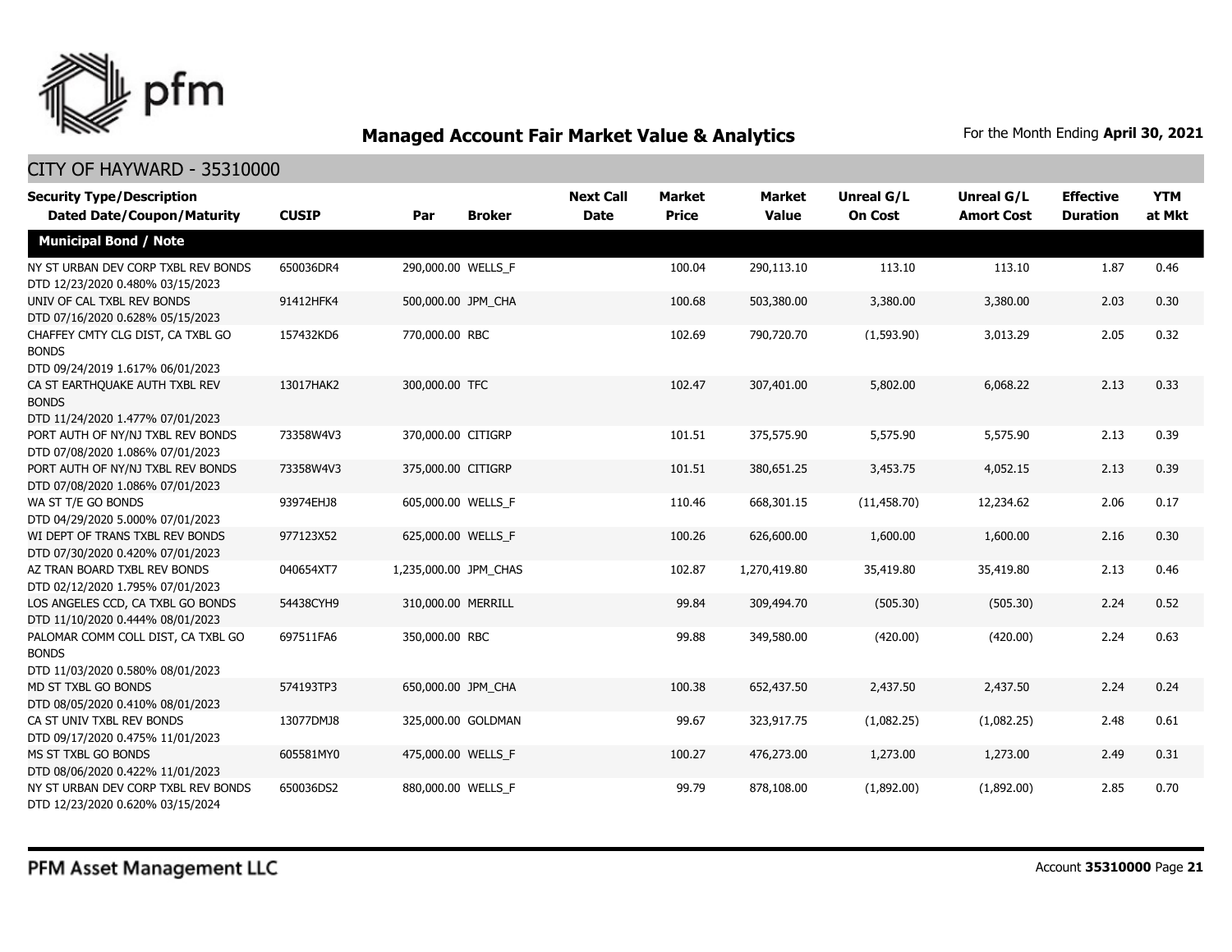## Managed Account Fair Market Value & Analytics

For the Month Ending **April 30, 2021**

### CITY OF HAYWARD - 35310000

| Security Type/Description Dated Date/Coupon/Maturity | CUSIP | Par | Broker | Next Call Date | Market Price | Market Value | Unreal G/L On Cost | Unreal G/L Amort Cost | Effective Duration | YTM at Mkt |
|---|---|---|---|---|---|---|---|---|---|---|
| **Municipal Bond / Note** | | | | | | | | | | |
| NY ST URBAN DEV CORP TXBL REV BONDS DTD 12/23/2020 0.480% 03/15/2023 | 650036DR4 | 290,000.00 | WELLS_F | | 100.04 | 290,113.10 | 113.10 | 113.10 | 1.87 | 0.46 |
| UNIV OF CAL TXBL REV BONDS DTD 07/16/2020 0.628% 05/15/2023 | 91412HFK4 | 500,000.00 | JPM_CHA | | 100.68 | 503,380.00 | 3,380.00 | 3,380.00 | 2.03 | 0.30 |
| CHAFFEY CMTY CLG DIST, CA TXBL GO BONDS DTD 09/24/2019 1.617% 06/01/2023 | 157432KD6 | 770,000.00 | RBC | | 102.69 | 790,720.70 | (1,593.90) | 3,013.29 | 2.05 | 0.32 |
| CA ST EARTHQUAKE AUTH TXBL REV BONDS DTD 11/24/2020 1.477% 07/01/2023 | 13017HAK2 | 300,000.00 | TFC | | 102.47 | 307,401.00 | 5,802.00 | 6,068.22 | 2.13 | 0.33 |
| PORT AUTH OF NY/NJ TXBL REV BONDS DTD 07/08/2020 1.086% 07/01/2023 | 73358W4V3 | 370,000.00 | CITIGRP | | 101.51 | 375,575.90 | 5,575.90 | 5,575.90 | 2.13 | 0.39 |
| PORT AUTH OF NY/NJ TXBL REV BONDS DTD 07/08/2020 1.086% 07/01/2023 | 73358W4V3 | 375,000.00 | CITIGRP | | 101.51 | 380,651.25 | 3,453.75 | 4,052.15 | 2.13 | 0.39 |
| WA ST T/E GO BONDS DTD 04/29/2020 5.000% 07/01/2023 | 93974EHJ8 | 605,000.00 | WELLS_F | | 110.46 | 668,301.15 | (11,458.70) | 12,234.62 | 2.06 | 0.17 |
| WI DEPT OF TRANS TXBL REV BONDS DTD 07/30/2020 0.420% 07/01/2023 | 977123X52 | 625,000.00 | WELLS_F | | 100.26 | 626,600.00 | 1,600.00 | 1,600.00 | 2.16 | 0.30 |
| AZ TRAN BOARD TXBL REV BONDS DTD 02/12/2020 1.795% 07/01/2023 | 040654XT7 | 1,235,000.00 | JPM_CHAS | | 102.87 | 1,270,419.80 | 35,419.80 | 35,419.80 | 2.13 | 0.46 |
| LOS ANGELES CCD, CA TXBL GO BONDS DTD 11/10/2020 0.444% 08/01/2023 | 54438CYH9 | 310,000.00 | MERRILL | | 99.84 | 309,494.70 | (505.30) | (505.30) | 2.24 | 0.52 |
| PALOMAR COMM COLL DIST, CA TXBL GO BONDS DTD 11/03/2020 0.580% 08/01/2023 | 697511FA6 | 350,000.00 | RBC | | 99.88 | 349,580.00 | (420.00) | (420.00) | 2.24 | 0.63 |
| MD ST TXBL GO BONDS DTD 08/05/2020 0.410% 08/01/2023 | 574193TP3 | 650,000.00 | JPM_CHA | | 100.38 | 652,437.50 | 2,437.50 | 2,437.50 | 2.24 | 0.24 |
| CA ST UNIV TXBL REV BONDS DTD 09/17/2020 0.475% 11/01/2023 | 13077DMJ8 | 325,000.00 | GOLDMAN | | 99.67 | 323,917.75 | (1,082.25) | (1,082.25) | 2.48 | 0.61 |
| MS ST TXBL GO BONDS DTD 08/06/2020 0.422% 11/01/2023 | 605581MY0 | 475,000.00 | WELLS_F | | 100.27 | 476,273.00 | 1,273.00 | 1,273.00 | 2.49 | 0.31 |
| NY ST URBAN DEV CORP TXBL REV BONDS DTD 12/23/2020 0.620% 03/15/2024 | 650036DS2 | 880,000.00 | WELLS_F | | 99.79 | 878,108.00 | (1,892.00) | (1,892.00) | 2.85 | 0.70 |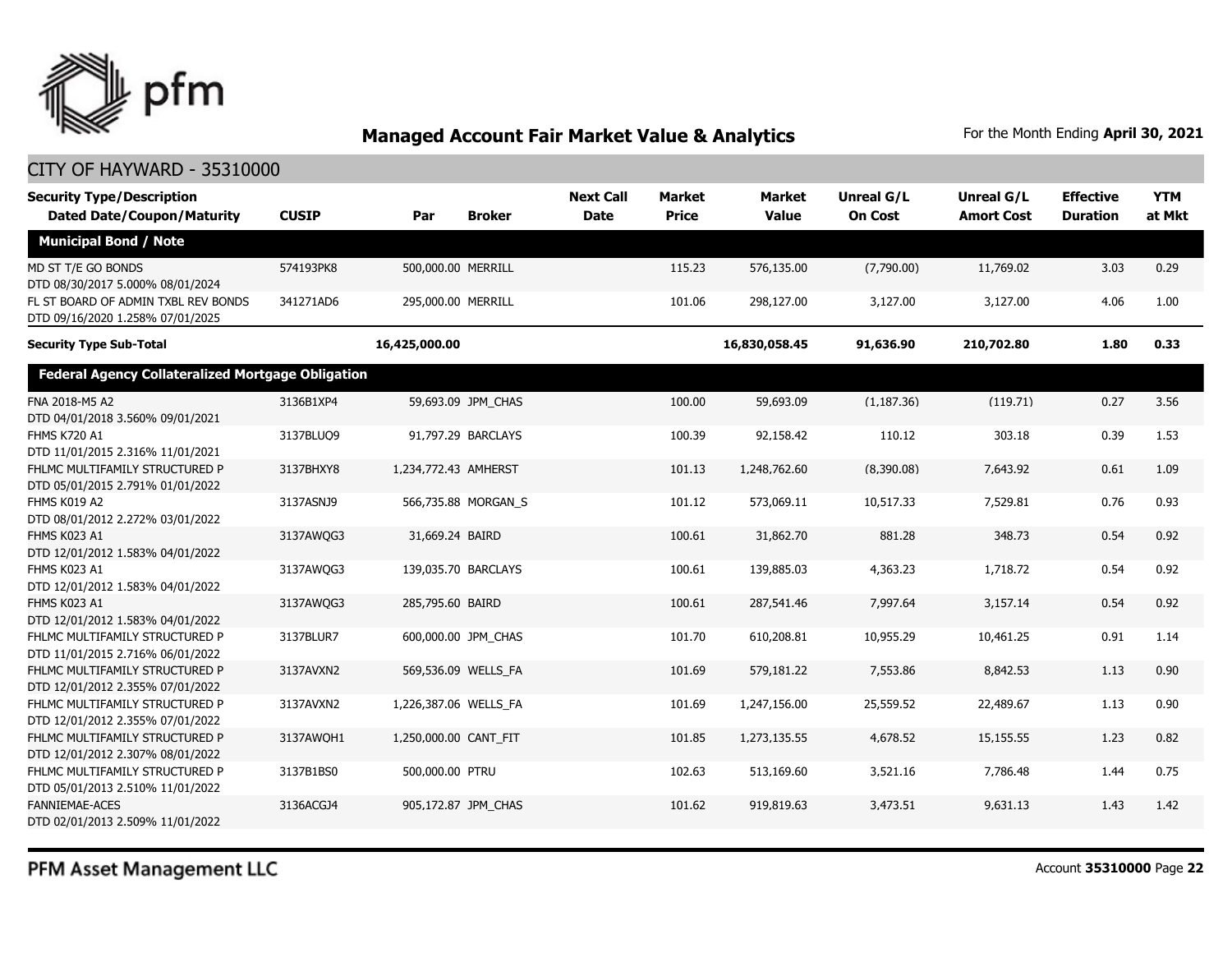## Managed Account Fair Market Value & Analytics

For the Month Ending **April 30, 2021**

CITY OF HAYWARD - 35310000

| Security Type/Description Dated Date/Coupon/Maturity | CUSIP | Par | Broker | Next Call Date | Market Price | Market Value | Unreal G/L On Cost | Unreal G/L Amort Cost | Effective Duration | YTM at Mkt |
|---|---|---|---|---|---|---|---|---|---|---|
| **Municipal Bond / Note** | | | | | | | | | | |
| MD ST T/E GO BONDS DTD 08/30/2017 5.000% 08/01/2024 | 574193PK8 | 500,000.00 | MERRILL | | 115.23 | 576,135.00 | (7,790.00) | 11,769.02 | 3.03 | 0.29 |
| FL ST BOARD OF ADMIN TXBL REV BONDS DTD 09/16/2020 1.258% 07/01/2025 | 341271AD6 | 295,000.00 | MERRILL | | 101.06 | 298,127.00 | 3,127.00 | 3,127.00 | 4.06 | 1.00 |
| **Security Type Sub-Total** | | **16,425,000.00** | | | | **16,830,058.45** | **91,636.90** | **210,702.80** | **1.80** | **0.33** |
| **Federal Agency Collateralized Mortgage Obligation** | | | | | | | | | | |
| FNA 2018-M5 A2 DTD 04/01/2018 3.560% 09/01/2021 | 3136B1XP4 | 59,693.09 | JPM_CHAS | | 100.00 | 59,693.09 | (1,187.36) | (119.71) | 0.27 | 3.56 |
| FHMS K720 A1 DTD 11/01/2015 2.316% 11/01/2021 | 3137BLUQ9 | 91,797.29 | BARCLAYS | | 100.39 | 92,158.42 | 110.12 | 303.18 | 0.39 | 1.53 |
| FHLMC MULTIFAMILY STRUCTURED P DTD 05/01/2015 2.791% 01/01/2022 | 3137BHXY8 | 1,234,772.43 | AMHERST | | 101.13 | 1,248,762.60 | (8,390.08) | 7,643.92 | 0.61 | 1.09 |
| FHMS K019 A2 DTD 08/01/2012 2.272% 03/01/2022 | 3137ASNJ9 | 566,735.88 | MORGAN_S | | 101.12 | 573,069.11 | 10,517.33 | 7,529.81 | 0.76 | 0.93 |
| FHMS K023 A1 DTD 12/01/2012 1.583% 04/01/2022 | 3137AWQG3 | 31,669.24 | BAIRD | | 100.61 | 31,862.70 | 881.28 | 348.73 | 0.54 | 0.92 |
| FHMS K023 A1 DTD 12/01/2012 1.583% 04/01/2022 | 3137AWQG3 | 139,035.70 | BARCLAYS | | 100.61 | 139,885.03 | 4,363.23 | 1,718.72 | 0.54 | 0.92 |
| FHMS K023 A1 DTD 12/01/2012 1.583% 04/01/2022 | 3137AWQG3 | 285,795.60 | BAIRD | | 100.61 | 287,541.46 | 7,997.64 | 3,157.14 | 0.54 | 0.92 |
| FHLMC MULTIFAMILY STRUCTURED P DTD 11/01/2015 2.716% 06/01/2022 | 3137BLUR7 | 600,000.00 | JPM_CHAS | | 101.70 | 610,208.81 | 10,955.29 | 10,461.25 | 0.91 | 1.14 |
| FHLMC MULTIFAMILY STRUCTURED P DTD 12/01/2012 2.355% 07/01/2022 | 3137AVXN2 | 569,536.09 | WELLS_FA | | 101.69 | 579,181.22 | 7,553.86 | 8,842.53 | 1.13 | 0.90 |
| FHLMC MULTIFAMILY STRUCTURED P DTD 12/01/2012 2.355% 07/01/2022 | 3137AVXN2 | 1,226,387.06 | WELLS_FA | | 101.69 | 1,247,156.00 | 25,559.52 | 22,489.67 | 1.13 | 0.90 |
| FHLMC MULTIFAMILY STRUCTURED P DTD 12/01/2012 2.307% 08/01/2022 | 3137AWQH1 | 1,250,000.00 | CANT_FIT | | 101.85 | 1,273,135.55 | 4,678.52 | 15,155.55 | 1.23 | 0.82 |
| FHLMC MULTIFAMILY STRUCTURED P DTD 05/01/2013 2.510% 11/01/2022 | 3137B1BS0 | 500,000.00 | PTRU | | 102.63 | 513,169.60 | 3,521.16 | 7,786.48 | 1.44 | 0.75 |
| FANNIEMAE-ACES DTD 02/01/2013 2.509% 11/01/2022 | 3136ACGJ4 | 905,172.87 | JPM_CHAS | | 101.62 | 919,819.63 | 3,473.51 | 9,631.13 | 1.43 | 1.42 |

PFM Asset Management LLC

Account **35310000**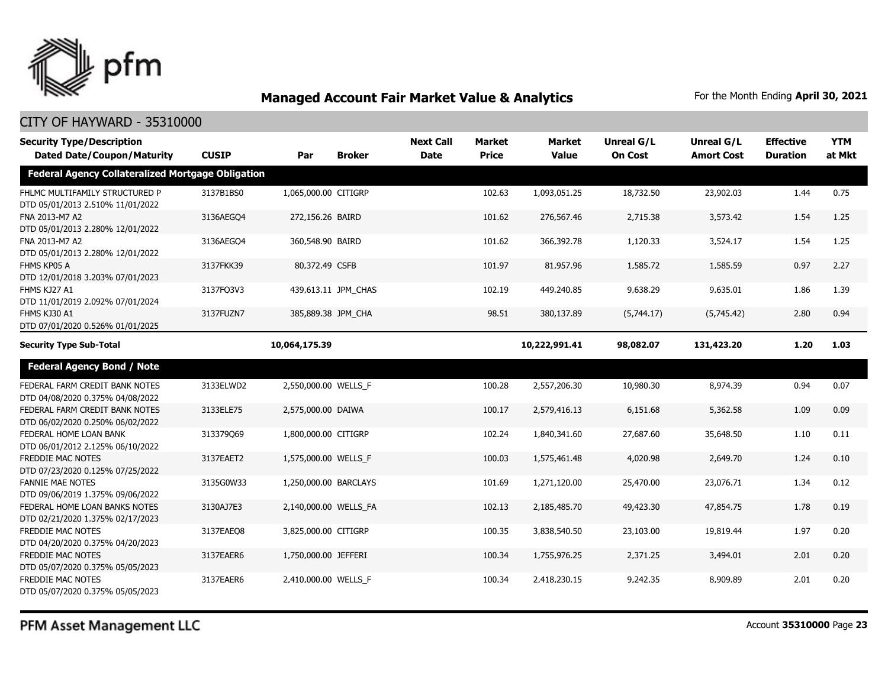## Managed Account Fair Market Value & Analytics

For the Month Ending **April 30, 2021**

CITY OF HAYWARD - 35310000

| Security Type/Description Dated Date/Coupon/Maturity | CUSIP | Par | Broker | Next Call Date | Market Price | Market Value | Unreal G/L On Cost | Unreal G/L Amort Cost | Effective Duration | YTM at Mkt |
|---|---|---|---|---|---|---|---|---|---|---|
| **Federal Agency Collateralized Mortgage Obligation** | | | | | | | | | | |
| FHLMC MULTIFAMILY STRUCTURED P DTD 05/01/2013 2.510% 11/01/2022 | 3137B1BS0 | 1,065,000.00 | CITIGRP | | 102.63 | 1,093,051.25 | 18,732.50 | 23,902.03 | 1.44 | 0.75 |
| FNA 2013-M7 A2 DTD 05/01/2013 2.280% 12/01/2022 | 3136AEGQ4 | 272,156.26 | BAIRD | | 101.62 | 276,567.46 | 2,715.38 | 3,573.42 | 1.54 | 1.25 |
| FNA 2013-M7 A2 DTD 05/01/2013 2.280% 12/01/2022 | 3136AEGQ4 | 360,548.90 | BAIRD | | 101.62 | 366,392.78 | 1,120.33 | 3,524.17 | 1.54 | 1.25 |
| FHMS KP05 A DTD 12/01/2018 3.203% 07/01/2023 | 3137FKK39 | 80,372.49 | CSFB | | 101.97 | 81,957.96 | 1,585.72 | 1,585.59 | 0.97 | 2.27 |
| FHMS KJ27 A1 DTD 11/01/2019 2.092% 07/01/2024 | 3137FQ3V3 | 439,613.11 | JPM_CHAS | | 102.19 | 449,240.85 | 9,638.29 | 9,635.01 | 1.86 | 1.39 |
| FHMS KJ30 A1 DTD 07/01/2020 0.526% 01/01/2025 | 3137FUZN7 | 385,889.38 | JPM_CHA | | 98.51 | 380,137.89 | (5,744.17) | (5,745.42) | 2.80 | 0.94 |
| **Security Type Sub-Total** | | **10,064,175.39** | | | | **10,222,991.41** | **98,082.07** | **131,423.20** | **1.20** | **1.03** |
| **Federal Agency Bond / Note** | | | | | | | | | | |
| FEDERAL FARM CREDIT BANK NOTES DTD 04/08/2020 0.375% 04/08/2022 | 3133ELWD2 | 2,550,000.00 | WELLS_F | | 100.28 | 2,557,206.30 | 10,980.30 | 8,974.39 | 0.94 | 0.07 |
| FEDERAL FARM CREDIT BANK NOTES DTD 06/02/2020 0.250% 06/02/2022 | 3133ELE75 | 2,575,000.00 | DAIWA | | 100.17 | 2,579,416.13 | 6,151.68 | 5,362.58 | 1.09 | 0.09 |
| FEDERAL HOME LOAN BANK DTD 06/01/2012 2.125% 06/10/2022 | 313379Q69 | 1,800,000.00 | CITIGRP | | 102.24 | 1,840,341.60 | 27,687.60 | 35,648.50 | 1.10 | 0.11 |
| FREDDIE MAC NOTES DTD 07/23/2020 0.125% 07/25/2022 | 3137EAET2 | 1,575,000.00 | WELLS_F | | 100.03 | 1,575,461.48 | 4,020.98 | 2,649.70 | 1.24 | 0.10 |
| FANNIE MAE NOTES DTD 09/06/2019 1.375% 09/06/2022 | 3135G0W33 | 1,250,000.00 | BARCLAYS | | 101.69 | 1,271,120.00 | 25,470.00 | 23,076.71 | 1.34 | 0.12 |
| FEDERAL HOME LOAN BANKS NOTES DTD 02/21/2020 1.375% 02/17/2023 | 3130AJ7E3 | 2,140,000.00 | WELLS_FA | | 102.13 | 2,185,485.70 | 49,423.30 | 47,854.75 | 1.78 | 0.19 |
| FREDDIE MAC NOTES DTD 04/20/2020 0.375% 04/20/2023 | 3137EAEQ8 | 3,825,000.00 | CITIGRP | | 100.35 | 3,838,540.50 | 23,103.00 | 19,819.44 | 1.97 | 0.20 |
| FREDDIE MAC NOTES DTD 05/07/2020 0.375% 05/05/2023 | 3137EAER6 | 1,750,000.00 | JEFFERI | | 100.34 | 1,755,976.25 | 2,371.25 | 3,494.01 | 2.01 | 0.20 |
| FREDDIE MAC NOTES DTD 05/07/2020 0.375% 05/05/2023 | 3137EAER6 | 2,410,000.00 | WELLS_F | | 100.34 | 2,418,230.15 | 9,242.35 | 8,909.89 | 2.01 | 0.20 |

PFM Asset Management LLC

Account **35310000** Page **23**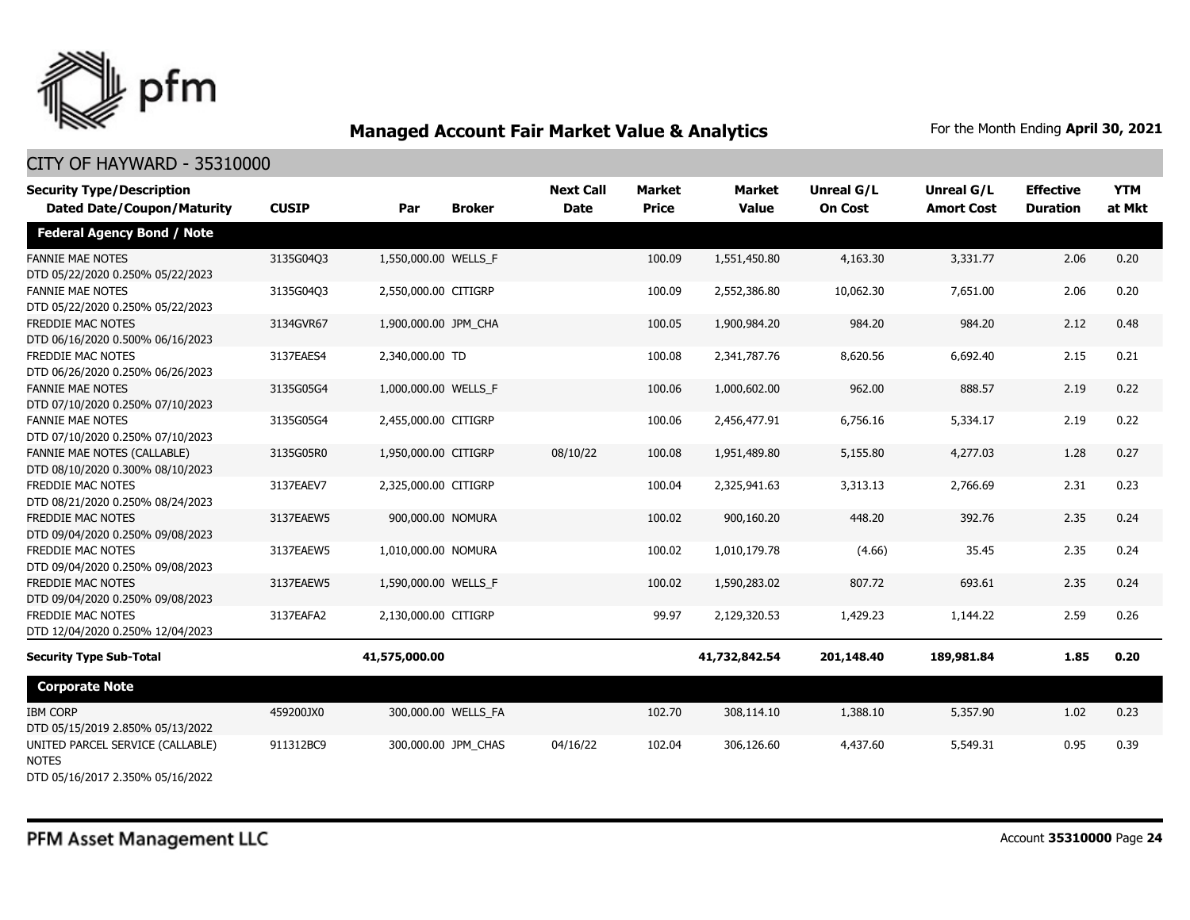## Managed Account Fair Market Value & Analytics

For the Month Ending **April 30, 2021**

CITY OF HAYWARD - 35310000

| Security Type/Description<br>Dated Date/Coupon/Maturity | CUSIP | Par | Broker | Next Call Date | Market Price | Market Value | Unreal G/L On Cost | Unreal G/L Amort Cost | Effective Duration | YTM at Mkt |
|---|---|---|---|---|---|---|---|---|---|---|
| **Federal Agency Bond / Note** | | | | | | | | | | |
| FANNIE MAE NOTES<br>DTD 05/22/2020 0.250% 05/22/2023 | 3135G04Q3 | 1,550,000.00 | WELLS_F | | 100.09 | 1,551,450.80 | 4,163.30 | 3,331.77 | 2.06 | 0.20 |
| FANNIE MAE NOTES<br>DTD 05/22/2020 0.250% 05/22/2023 | 3135G04Q3 | 2,550,000.00 | CITIGRP | | 100.09 | 2,552,386.80 | 10,062.30 | 7,651.00 | 2.06 | 0.20 |
| FREDDIE MAC NOTES<br>DTD 06/16/2020 0.500% 06/16/2023 | 3134GVR67 | 1,900,000.00 | JPM_CHA | | 100.05 | 1,900,984.20 | 984.20 | 984.20 | 2.12 | 0.48 |
| FREDDIE MAC NOTES<br>DTD 06/26/2020 0.250% 06/26/2023 | 3137EAES4 | 2,340,000.00 | TD | | 100.08 | 2,341,787.76 | 8,620.56 | 6,692.40 | 2.15 | 0.21 |
| FANNIE MAE NOTES<br>DTD 07/10/2020 0.250% 07/10/2023 | 3135G05G4 | 1,000,000.00 | WELLS_F | | 100.06 | 1,000,602.00 | 962.00 | 888.57 | 2.19 | 0.22 |
| FANNIE MAE NOTES<br>DTD 07/10/2020 0.250% 07/10/2023 | 3135G05G4 | 2,455,000.00 | CITIGRP | | 100.06 | 2,456,477.91 | 6,756.16 | 5,334.17 | 2.19 | 0.22 |
| FANNIE MAE NOTES (CALLABLE)<br>DTD 08/10/2020 0.300% 08/10/2023 | 3135G05R0 | 1,950,000.00 | CITIGRP | 08/10/22 | 100.08 | 1,951,489.80 | 5,155.80 | 4,277.03 | 1.28 | 0.27 |
| FREDDIE MAC NOTES<br>DTD 08/21/2020 0.250% 08/24/2023 | 3137EAEV7 | 2,325,000.00 | CITIGRP | | 100.04 | 2,325,941.63 | 3,313.13 | 2,766.69 | 2.31 | 0.23 |
| FREDDIE MAC NOTES<br>DTD 09/04/2020 0.250% 09/08/2023 | 3137EAEW5 | 900,000.00 | NOMURA | | 100.02 | 900,160.20 | 448.20 | 392.76 | 2.35 | 0.24 |
| FREDDIE MAC NOTES<br>DTD 09/04/2020 0.250% 09/08/2023 | 3137EAEW5 | 1,010,000.00 | NOMURA | | 100.02 | 1,010,179.78 | (4.66) | 35.45 | 2.35 | 0.24 |
| FREDDIE MAC NOTES<br>DTD 09/04/2020 0.250% 09/08/2023 | 3137EAEW5 | 1,590,000.00 | WELLS_F | | 100.02 | 1,590,283.02 | 807.72 | 693.61 | 2.35 | 0.24 |
| FREDDIE MAC NOTES<br>DTD 12/04/2020 0.250% 12/04/2023 | 3137EAFA2 | 2,130,000.00 | CITIGRP | | 99.97 | 2,129,320.53 | 1,429.23 | 1,144.22 | 2.59 | 0.26 |
| **Security Type Sub-Total** | | **41,575,000.00** | | | | **41,732,842.54** | **201,148.40** | **189,981.84** | **1.85** | **0.20** |
| **Corporate Note** | | | | | | | | | | |
| IBM CORP<br>DTD 05/15/2019 2.850% 05/13/2022 | 459200JX0 | 300,000.00 | WELLS_FA | | 102.70 | 308,114.10 | 1,388.10 | 5,357.90 | 1.02 | 0.23 |
| UNITED PARCEL SERVICE (CALLABLE) NOTES<br>DTD 05/16/2017 2.350% 05/16/2022 | 911312BC9 | 300,000.00 | JPM_CHAS | 04/16/22 | 102.04 | 306,126.60 | 4,437.60 | 5,549.31 | 0.95 | 0.39 |

PFM Asset Management LLC

Account **35310000**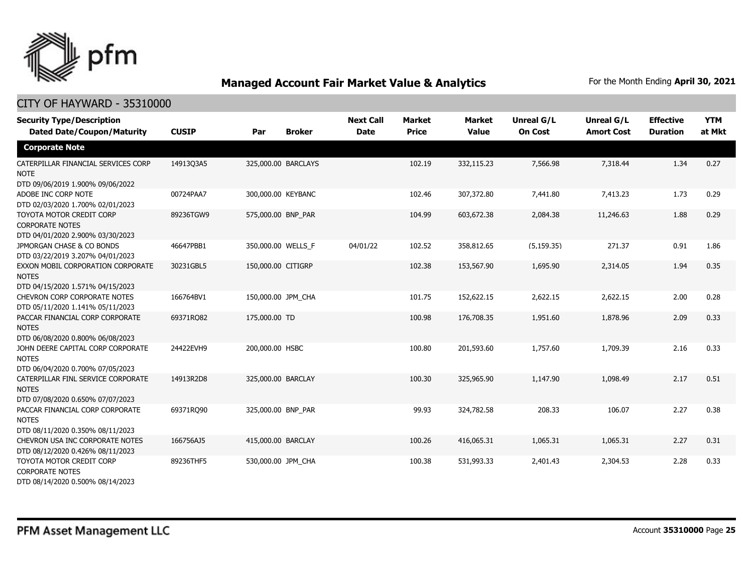## Managed Account Fair Market Value & Analytics

For the Month Ending **April 30, 2021**

### CITY OF HAYWARD - 35310000

| Security Type/Description Dated Date/Coupon/Maturity | CUSIP | Par | Broker | Next Call Date | Market Price | Market Value | Unreal G/L On Cost | Unreal G/L Amort Cost | Effective Duration | YTM at Mkt |
|---|---|---|---|---|---|---|---|---|---|---|
| **Corporate Note** | | | | | | | | | | |
| CATERPILLAR FINANCIAL SERVICES CORP NOTE DTD 09/06/2019 1.900% 09/06/2022 | 14913Q3A5 | 325,000.00 | BARCLAYS | | 102.19 | 332,115.23 | 7,566.98 | 7,318.44 | 1.34 | 0.27 |
| ADOBE INC CORP NOTE DTD 02/03/2020 1.700% 02/01/2023 | 00724PAA7 | 300,000.00 | KEYBANC | | 102.46 | 307,372.80 | 7,441.80 | 7,413.23 | 1.73 | 0.29 |
| TOYOTA MOTOR CREDIT CORP CORPORATE NOTES DTD 04/01/2020 2.900% 03/30/2023 | 89236TGW9 | 575,000.00 | BNP_PAR | | 104.99 | 603,672.38 | 2,084.38 | 11,246.63 | 1.88 | 0.29 |
| JPMORGAN CHASE & CO BONDS DTD 03/22/2019 3.207% 04/01/2023 | 46647PBB1 | 350,000.00 | WELLS_F | 04/01/22 | 102.52 | 358,812.65 | (5,159.35) | 271.37 | 0.91 | 1.86 |
| EXXON MOBIL CORPORATION CORPORATE NOTES DTD 04/15/2020 1.571% 04/15/2023 | 30231GBL5 | 150,000.00 | CITIGRP | | 102.38 | 153,567.90 | 1,695.90 | 2,314.05 | 1.94 | 0.35 |
| CHEVRON CORP CORPORATE NOTES DTD 05/11/2020 1.141% 05/11/2023 | 166764BV1 | 150,000.00 | JPM_CHA | | 101.75 | 152,622.15 | 2,622.15 | 2,622.15 | 2.00 | 0.28 |
| PACCAR FINANCIAL CORP CORPORATE NOTES DTD 06/08/2020 0.800% 06/08/2023 | 69371RQ82 | 175,000.00 | TD | | 100.98 | 176,708.35 | 1,951.60 | 1,878.96 | 2.09 | 0.33 |
| JOHN DEERE CAPITAL CORP CORPORATE NOTES DTD 06/04/2020 0.700% 07/05/2023 | 24422EVH9 | 200,000.00 | HSBC | | 100.80 | 201,593.60 | 1,757.60 | 1,709.39 | 2.16 | 0.33 |
| CATERPILLAR FINL SERVICE CORPORATE NOTES DTD 07/08/2020 0.650% 07/07/2023 | 14913R2D8 | 325,000.00 | BARCLAY | | 100.30 | 325,965.90 | 1,147.90 | 1,098.49 | 2.17 | 0.51 |
| PACCAR FINANCIAL CORP CORPORATE NOTES DTD 08/11/2020 0.350% 08/11/2023 | 69371RQ90 | 325,000.00 | BNP_PAR | | 99.93 | 324,782.58 | 208.33 | 106.07 | 2.27 | 0.38 |
| CHEVRON USA INC CORPORATE NOTES DTD 08/12/2020 0.426% 08/11/2023 | 166756AJ5 | 415,000.00 | BARCLAY | | 100.26 | 416,065.31 | 1,065.31 | 1,065.31 | 2.27 | 0.31 |
| TOYOTA MOTOR CREDIT CORP CORPORATE NOTES DTD 08/14/2020 0.500% 08/14/2023 | 89236THF5 | 530,000.00 | JPM_CHA | | 100.38 | 531,993.33 | 2,401.43 | 2,304.53 | 2.28 | 0.33 |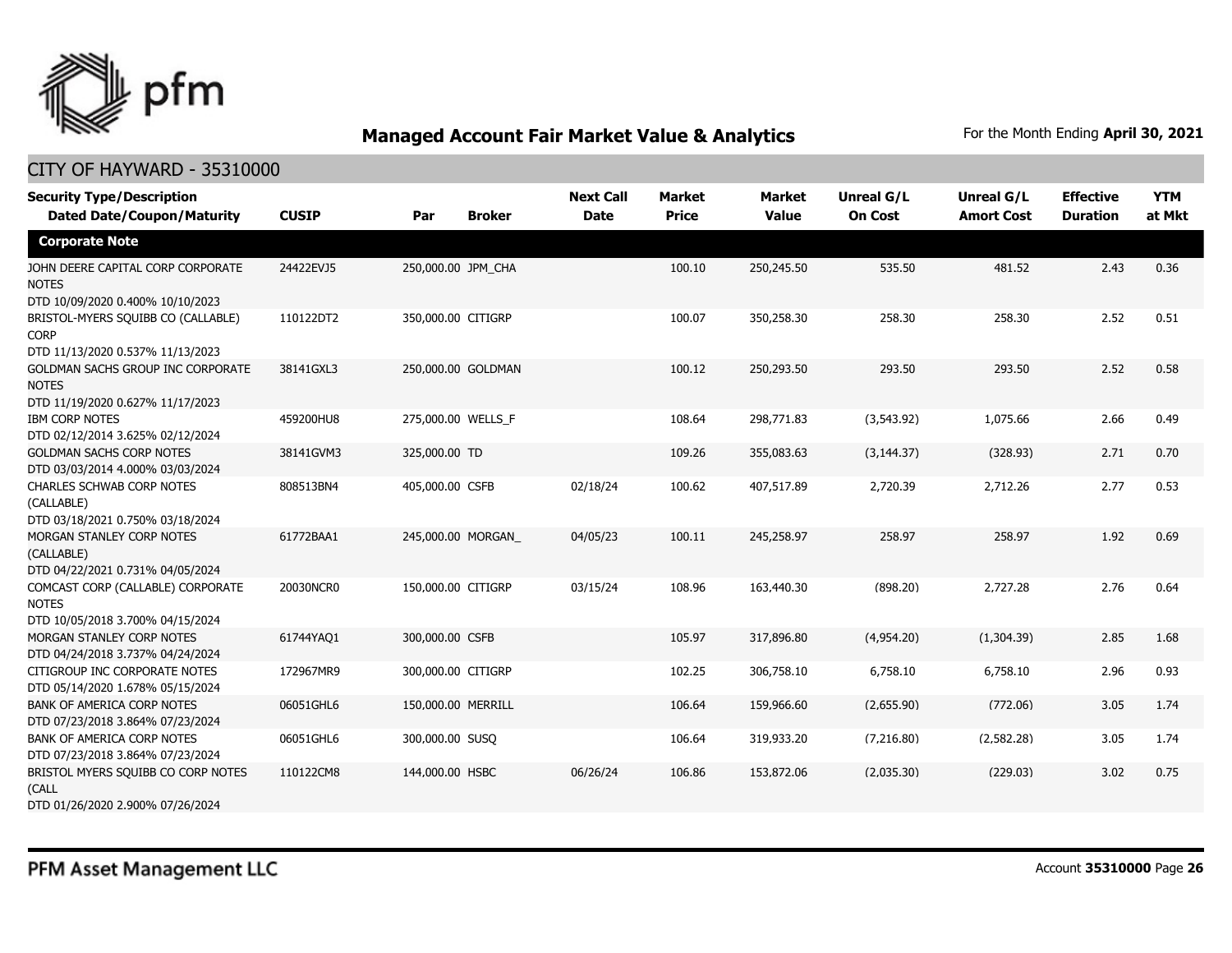## Managed Account Fair Market Value & Analytics

For the Month Ending **April 30, 2021**

### CITY OF HAYWARD - 35310000

| Security Type/Description Dated Date/Coupon/Maturity | CUSIP | Par | Broker | Next Call Date | Market Price | Market Value | Unreal G/L On Cost | Unreal G/L Amort Cost | Effective Duration | YTM at Mkt |
|---|---|---|---|---|---|---|---|---|---|---|
| **Corporate Note** | | | | | | | | | | |
| JOHN DEERE CAPITAL CORP CORPORATE NOTES DTD 10/09/2020 0.400% 10/10/2023 | 24422EVJ5 | 250,000.00 | JPM_CHA | | 100.10 | 250,245.50 | 535.50 | 481.52 | 2.43 | 0.36 |
| BRISTOL-MYERS SQUIBB CO (CALLABLE) CORP DTD 11/13/2020 0.537% 11/13/2023 | 110122DT2 | 350,000.00 | CITIGRP | | 100.07 | 350,258.30 | 258.30 | 258.30 | 2.52 | 0.51 |
| GOLDMAN SACHS GROUP INC CORPORATE NOTES DTD 11/19/2020 0.627% 11/17/2023 | 38141GXL3 | 250,000.00 | GOLDMAN | | 100.12 | 250,293.50 | 293.50 | 293.50 | 2.52 | 0.58 |
| IBM CORP NOTES DTD 02/12/2014 3.625% 02/12/2024 | 459200HU8 | 275,000.00 | WELLS_F | | 108.64 | 298,771.83 | (3,543.92) | 1,075.66 | 2.66 | 0.49 |
| GOLDMAN SACHS CORP NOTES DTD 03/03/2014 4.000% 03/03/2024 | 38141GVM3 | 325,000.00 | TD | | 109.26 | 355,083.63 | (3,144.37) | (328.93) | 2.71 | 0.70 |
| CHARLES SCHWAB CORP NOTES (CALLABLE) DTD 03/18/2021 0.750% 03/18/2024 | 808513BN4 | 405,000.00 | CSFB | 02/18/24 | 100.62 | 407,517.89 | 2,720.39 | 2,712.26 | 2.77 | 0.53 |
| MORGAN STANLEY CORP NOTES (CALLABLE) DTD 04/22/2021 0.731% 04/05/2024 | 61772BAA1 | 245,000.00 | MORGAN_ | 04/05/23 | 100.11 | 245,258.97 | 258.97 | 258.97 | 1.92 | 0.69 |
| COMCAST CORP (CALLABLE) CORPORATE NOTES DTD 10/05/2018 3.700% 04/15/2024 | 20030NCR0 | 150,000.00 | CITIGRP | 03/15/24 | 108.96 | 163,440.30 | (898.20) | 2,727.28 | 2.76 | 0.64 |
| MORGAN STANLEY CORP NOTES DTD 04/24/2018 3.737% 04/24/2024 | 61744YAQ1 | 300,000.00 | CSFB | | 105.97 | 317,896.80 | (4,954.20) | (1,304.39) | 2.85 | 1.68 |
| CITIGROUP INC CORPORATE NOTES DTD 05/14/2020 1.678% 05/15/2024 | 172967MR9 | 300,000.00 | CITIGRP | | 102.25 | 306,758.10 | 6,758.10 | 6,758.10 | 2.96 | 0.93 |
| BANK OF AMERICA CORP NOTES DTD 07/23/2018 3.864% 07/23/2024 | 06051GHL6 | 150,000.00 | MERRILL | | 106.64 | 159,966.60 | (2,655.90) | (772.06) | 3.05 | 1.74 |
| BANK OF AMERICA CORP NOTES DTD 07/23/2018 3.864% 07/23/2024 | 06051GHL6 | 300,000.00 | SUSQ | | 106.64 | 319,933.20 | (7,216.80) | (2,582.28) | 3.05 | 1.74 |
| BRISTOL MYERS SQUIBB CO CORP NOTES (CALL DTD 01/26/2020 2.900% 07/26/2024 | 110122CM8 | 144,000.00 | HSBC | 06/26/24 | 106.86 | 153,872.06 | (2,035.30) | (229.03) | 3.02 | 0.75 |

PFM Asset Management LLC

Account **35310000** Page **26**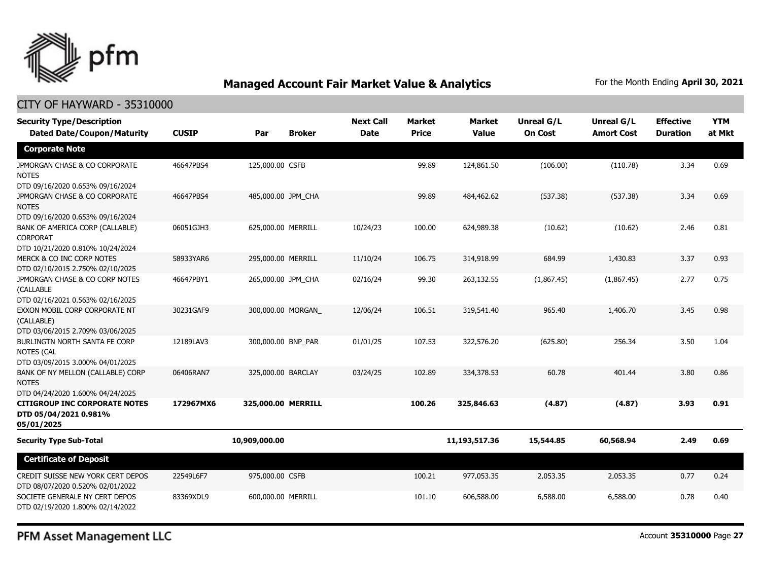## Managed Account Fair Market Value & Analytics

For the Month Ending **April 30, 2021**

CITY OF HAYWARD - 35310000

| Security Type/Description Dated Date/Coupon/Maturity | CUSIP | Par | Broker | Next Call Date | Market Price | Market Value | Unreal G/L On Cost | Unreal G/L Amort Cost | Effective Duration | YTM at Mkt |
|---|---|---|---|---|---|---|---|---|---|---|
| **Corporate Note** | | | | | | | | | | |
| JPMORGAN CHASE & CO CORPORATE NOTES DTD 09/16/2020 0.653% 09/16/2024 | 46647PBS4 | 125,000.00 | CSFB | | 99.89 | 124,861.50 | (106.00) | (110.78) | 3.34 | 0.69 |
| JPMORGAN CHASE & CO CORPORATE NOTES DTD 09/16/2020 0.653% 09/16/2024 | 46647PBS4 | 485,000.00 | JPM_CHA | | 99.89 | 484,462.62 | (537.38) | (537.38) | 3.34 | 0.69 |
| BANK OF AMERICA CORP (CALLABLE) CORPORAT DTD 10/21/2020 0.810% 10/24/2024 | 06051GJH3 | 625,000.00 | MERRILL | 10/24/23 | 100.00 | 624,989.38 | (10.62) | (10.62) | 2.46 | 0.81 |
| MERCK & CO INC CORP NOTES DTD 02/10/2015 2.750% 02/10/2025 | 58933YAR6 | 295,000.00 | MERRILL | 11/10/24 | 106.75 | 314,918.99 | 684.99 | 1,430.83 | 3.37 | 0.93 |
| JPMORGAN CHASE & CO CORP NOTES (CALLABLE DTD 02/16/2021 0.563% 02/16/2025 | 46647PBY1 | 265,000.00 | JPM_CHA | 02/16/24 | 99.30 | 263,132.55 | (1,867.45) | (1,867.45) | 2.77 | 0.75 |
| EXXON MOBIL CORP CORPORATE NT (CALLABLE) DTD 03/06/2015 2.709% 03/06/2025 | 30231GAF9 | 300,000.00 | MORGAN_ | 12/06/24 | 106.51 | 319,541.40 | 965.40 | 1,406.70 | 3.45 | 0.98 |
| BURLINGTN NORTH SANTA FE CORP NOTES (CAL DTD 03/09/2015 3.000% 04/01/2025 | 12189LAV3 | 300,000.00 | BNP_PAR | 01/01/25 | 107.53 | 322,576.20 | (625.80) | 256.34 | 3.50 | 1.04 |
| BANK OF NY MELLON (CALLABLE) CORP NOTES DTD 04/24/2020 1.600% 04/24/2025 | 06406RAN7 | 325,000.00 | BARCLAY | 03/24/25 | 102.89 | 334,378.53 | 60.78 | 401.44 | 3.80 | 0.86 |
| **CITIGROUP INC CORPORATE NOTES DTD 05/04/2021 0.981% 05/01/2025** | **172967MX6** | **325,000.00** | **MERRILL** | | **100.26** | **325,846.63** | **(4.87)** | **(4.87)** | **3.93** | **0.91** |
| **Security Type Sub-Total** | | **10,909,000.00** | | | | **11,193,517.36** | **15,544.85** | **60,568.94** | **2.49** | **0.69** |
| **Certificate of Deposit** | | | | | | | | | | |
| CREDIT SUISSE NEW YORK CERT DEPOS DTD 08/07/2020 0.520% 02/01/2022 | 22549L6F7 | 975,000.00 | CSFB | | 100.21 | 977,053.35 | 2,053.35 | 2,053.35 | 0.77 | 0.24 |
| SOCIETE GENERALE NY CERT DEPOS DTD 02/19/2020 1.800% 02/14/2022 | 83369XDL9 | 600,000.00 | MERRILL | | 101.10 | 606,588.00 | 6,588.00 | 6,588.00 | 0.78 | 0.40 |

PFM Asset Management LLC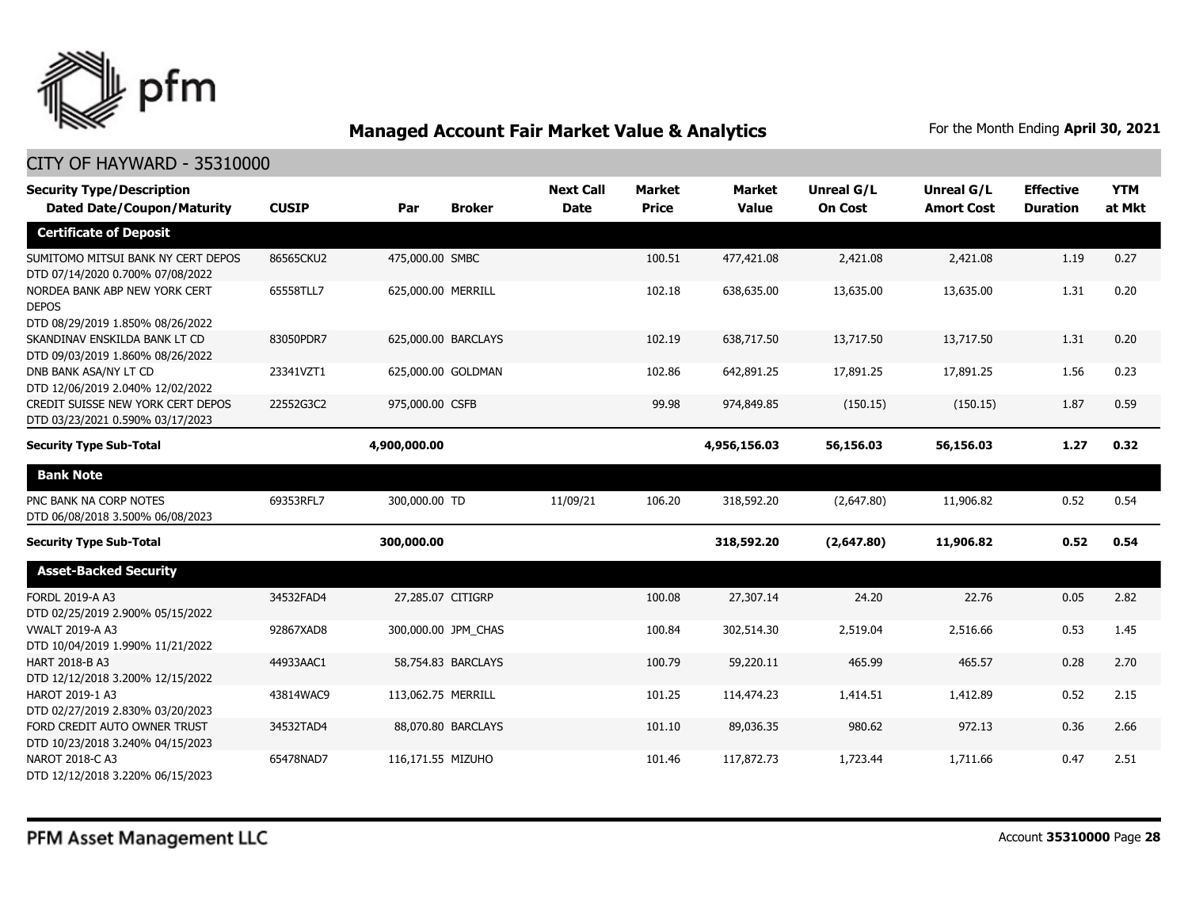## Managed Account Fair Market Value & Analytics

For the Month Ending **April 30, 2021**

### CITY OF HAYWARD - 35310000

| Security Type/Description<br>Dated Date/Coupon/Maturity | CUSIP | Par | Broker | Next Call Date | Market Price | Market Value | Unreal G/L On Cost | Unreal G/L Amort Cost | Effective Duration | YTM at Mkt |
|---|---|---|---|---|---|---|---|---|---|---|
| **Certificate of Deposit** | | | | | | | | | | |
| SUMITOMO MITSUI BANK NY CERT DEPOS<br>DTD 07/14/2020 0.700% 07/08/2022 | 86565CKU2 | 475,000.00 | SMBC | | 100.51 | 477,421.08 | 2,421.08 | 2,421.08 | 1.19 | 0.27 |
| NORDEA BANK ABP NEW YORK CERT DEPOS<br>DTD 08/29/2019 1.850% 08/26/2022 | 65558TLL7 | 625,000.00 | MERRILL | | 102.18 | 638,635.00 | 13,635.00 | 13,635.00 | 1.31 | 0.20 |
| SKANDINAV ENSKILDA BANK LT CD<br>DTD 09/03/2019 1.860% 08/26/2022 | 83050PDR7 | 625,000.00 | BARCLAYS | | 102.19 | 638,717.50 | 13,717.50 | 13,717.50 | 1.31 | 0.20 |
| DNB BANK ASA/NY LT CD<br>DTD 12/06/2019 2.040% 12/02/2022 | 23341VZT1 | 625,000.00 | GOLDMAN | | 102.86 | 642,891.25 | 17,891.25 | 17,891.25 | 1.56 | 0.23 |
| CREDIT SUISSE NEW YORK CERT DEPOS<br>DTD 03/23/2021 0.590% 03/17/2023 | 22552G3C2 | 975,000.00 | CSFB | | 99.98 | 974,849.85 | (150.15) | (150.15) | 1.87 | 0.59 |
| **Security Type Sub-Total** | | **4,900,000.00** | | | | **4,956,156.03** | **56,156.03** | **56,156.03** | **1.27** | **0.32** |
| **Bank Note** | | | | | | | | | | |
| PNC BANK NA CORP NOTES<br>DTD 06/08/2018 3.500% 06/08/2023 | 69353RFL7 | 300,000.00 | TD | 11/09/21 | 106.20 | 318,592.20 | (2,647.80) | 11,906.82 | 0.52 | 0.54 |
| **Security Type Sub-Total** | | **300,000.00** | | | | **318,592.20** | **(2,647.80)** | **11,906.82** | **0.52** | **0.54** |
| **Asset-Backed Security** | | | | | | | | | | |
| FORDL 2019-A A3<br>DTD 02/25/2019 2.900% 05/15/2022 | 34532FAD4 | 27,285.07 | CITIGRP | | 100.08 | 27,307.14 | 24.20 | 22.76 | 0.05 | 2.82 |
| VWALT 2019-A A3<br>DTD 10/04/2019 1.990% 11/21/2022 | 92867XAD8 | 300,000.00 | JPM_CHAS | | 100.84 | 302,514.30 | 2,519.04 | 2,516.66 | 0.53 | 1.45 |
| HART 2018-B A3<br>DTD 12/12/2018 3.200% 12/15/2022 | 44933AAC1 | 58,754.83 | BARCLAYS | | 100.79 | 59,220.11 | 465.99 | 465.57 | 0.28 | 2.70 |
| HAROT 2019-1 A3<br>DTD 02/27/2019 2.830% 03/20/2023 | 43814WAC9 | 113,062.75 | MERRILL | | 101.25 | 114,474.23 | 1,414.51 | 1,412.89 | 0.52 | 2.15 |
| FORD CREDIT AUTO OWNER TRUST<br>DTD 10/23/2018 3.240% 04/15/2023 | 34532TAD4 | 88,070.80 | BARCLAYS | | 101.10 | 89,036.35 | 980.62 | 972.13 | 0.36 | 2.66 |
| NAROT 2018-C A3<br>DTD 12/12/2018 3.220% 06/15/2023 | 65478NAD7 | 116,171.55 | MIZUHO | | 101.46 | 117,872.73 | 1,723.44 | 1,711.66 | 0.47 | 2.51 |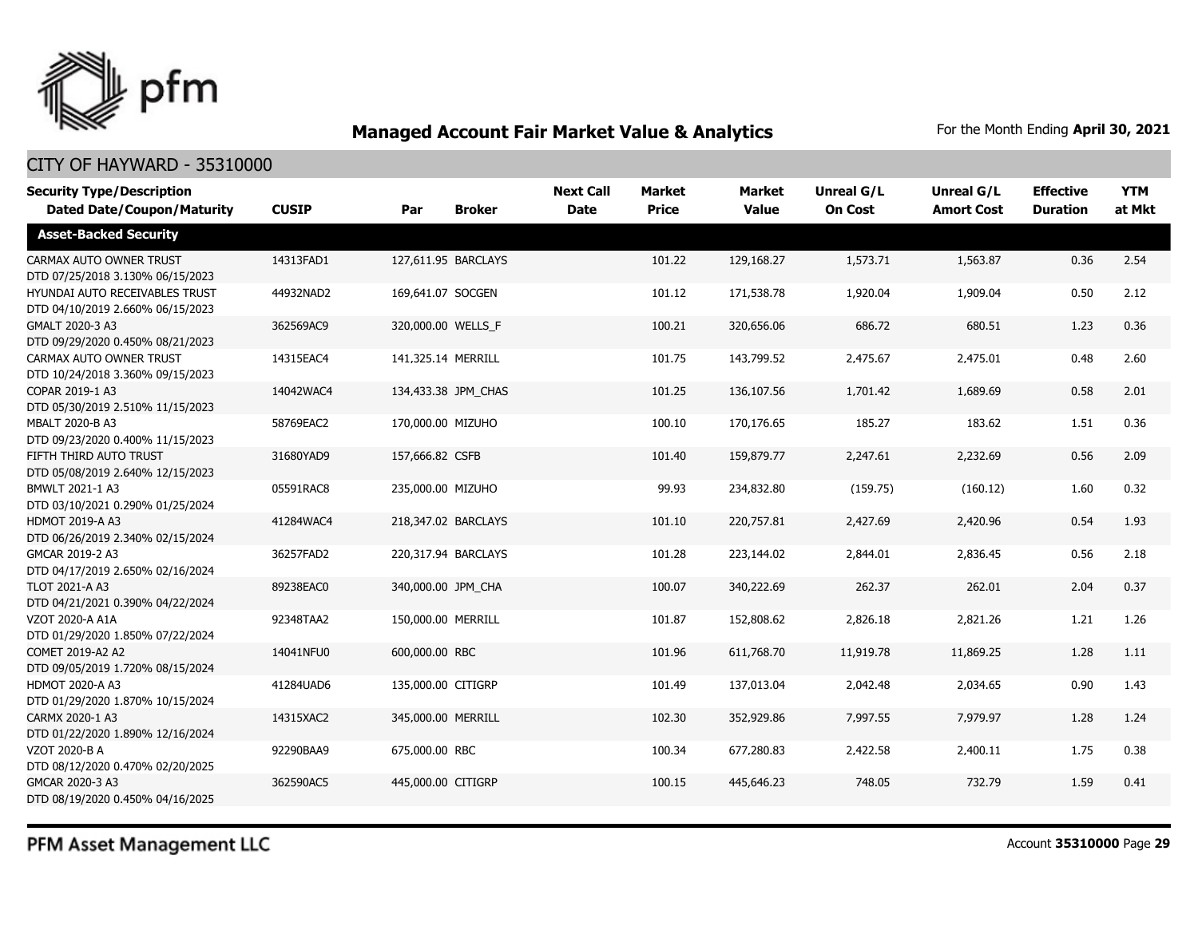## Managed Account Fair Market Value & Analytics

For the Month Ending **April 30, 2021**

CITY OF HAYWARD - 35310000

| Security Type/Description<br>Dated Date/Coupon/Maturity | CUSIP | Par | Broker | Next Call Date | Market Price | Market Value | Unreal G/L On Cost | Unreal G/L Amort Cost | Effective Duration | YTM at Mkt |
|---|---|---|---|---|---|---|---|---|---|---|
| **Asset-Backed Security** | | | | | | | | | | |
| CARMAX AUTO OWNER TRUST<br>DTD 07/25/2018 3.130% 06/15/2023 | 14313FAD1 | 127,611.95 | BARCLAYS | | 101.22 | 129,168.27 | 1,573.71 | 1,563.87 | 0.36 | 2.54 |
| HYUNDAI AUTO RECEIVABLES TRUST<br>DTD 04/10/2019 2.660% 06/15/2023 | 44932NAD2 | 169,641.07 | SOCGEN | | 101.12 | 171,538.78 | 1,920.04 | 1,909.04 | 0.50 | 2.12 |
| GMALT 2020-3 A3<br>DTD 09/29/2020 0.450% 08/21/2023 | 362569AC9 | 320,000.00 | WELLS_F | | 100.21 | 320,656.06 | 686.72 | 680.51 | 1.23 | 0.36 |
| CARMAX AUTO OWNER TRUST<br>DTD 10/24/2018 3.360% 09/15/2023 | 14315EAC4 | 141,325.14 | MERRILL | | 101.75 | 143,799.52 | 2,475.67 | 2,475.01 | 0.48 | 2.60 |
| COPAR 2019-1 A3<br>DTD 05/30/2019 2.510% 11/15/2023 | 14042WAC4 | 134,433.38 | JPM_CHAS | | 101.25 | 136,107.56 | 1,701.42 | 1,689.69 | 0.58 | 2.01 |
| MBALT 2020-B A3<br>DTD 09/23/2020 0.400% 11/15/2023 | 58769EAC2 | 170,000.00 | MIZUHO | | 100.10 | 170,176.65 | 185.27 | 183.62 | 1.51 | 0.36 |
| FIFTH THIRD AUTO TRUST<br>DTD 05/08/2019 2.640% 12/15/2023 | 31680YAD9 | 157,666.82 | CSFB | | 101.40 | 159,879.77 | 2,247.61 | 2,232.69 | 0.56 | 2.09 |
| BMWLT 2021-1 A3<br>DTD 03/10/2021 0.290% 01/25/2024 | 05591RAC8 | 235,000.00 | MIZUHO | | 99.93 | 234,832.80 | (159.75) | (160.12) | 1.60 | 0.32 |
| HDMOT 2019-A A3<br>DTD 06/26/2019 2.340% 02/15/2024 | 41284WAC4 | 218,347.02 | BARCLAYS | | 101.10 | 220,757.81 | 2,427.69 | 2,420.96 | 0.54 | 1.93 |
| GMCAR 2019-2 A3<br>DTD 04/17/2019 2.650% 02/16/2024 | 36257FAD2 | 220,317.94 | BARCLAYS | | 101.28 | 223,144.02 | 2,844.01 | 2,836.45 | 0.56 | 2.18 |
| TLOT 2021-A A3<br>DTD 04/21/2021 0.390% 04/22/2024 | 89238EAC0 | 340,000.00 | JPM_CHA | | 100.07 | 340,222.69 | 262.37 | 262.01 | 2.04 | 0.37 |
| VZOT 2020-A A1A<br>DTD 01/29/2020 1.850% 07/22/2024 | 92348TAA2 | 150,000.00 | MERRILL | | 101.87 | 152,808.62 | 2,826.18 | 2,821.26 | 1.21 | 1.26 |
| COMET 2019-A2 A2<br>DTD 09/05/2019 1.720% 08/15/2024 | 14041NFU0 | 600,000.00 | RBC | | 101.96 | 611,768.70 | 11,919.78 | 11,869.25 | 1.28 | 1.11 |
| HDMOT 2020-A A3<br>DTD 01/29/2020 1.870% 10/15/2024 | 41284UAD6 | 135,000.00 | CITIGRP | | 101.49 | 137,013.04 | 2,042.48 | 2,034.65 | 0.90 | 1.43 |
| CARMX 2020-1 A3<br>DTD 01/22/2020 1.890% 12/16/2024 | 14315XAC2 | 345,000.00 | MERRILL | | 102.30 | 352,929.86 | 7,997.55 | 7,979.97 | 1.28 | 1.24 |
| VZOT 2020-B A<br>DTD 08/12/2020 0.470% 02/20/2025 | 92290BAA9 | 675,000.00 | RBC | | 100.34 | 677,280.83 | 2,422.58 | 2,400.11 | 1.75 | 0.38 |
| GMCAR 2020-3 A3<br>DTD 08/19/2020 0.450% 04/16/2025 | 362590AC5 | 445,000.00 | CITIGRP | | 100.15 | 445,646.23 | 748.05 | 732.79 | 1.59 | 0.41 |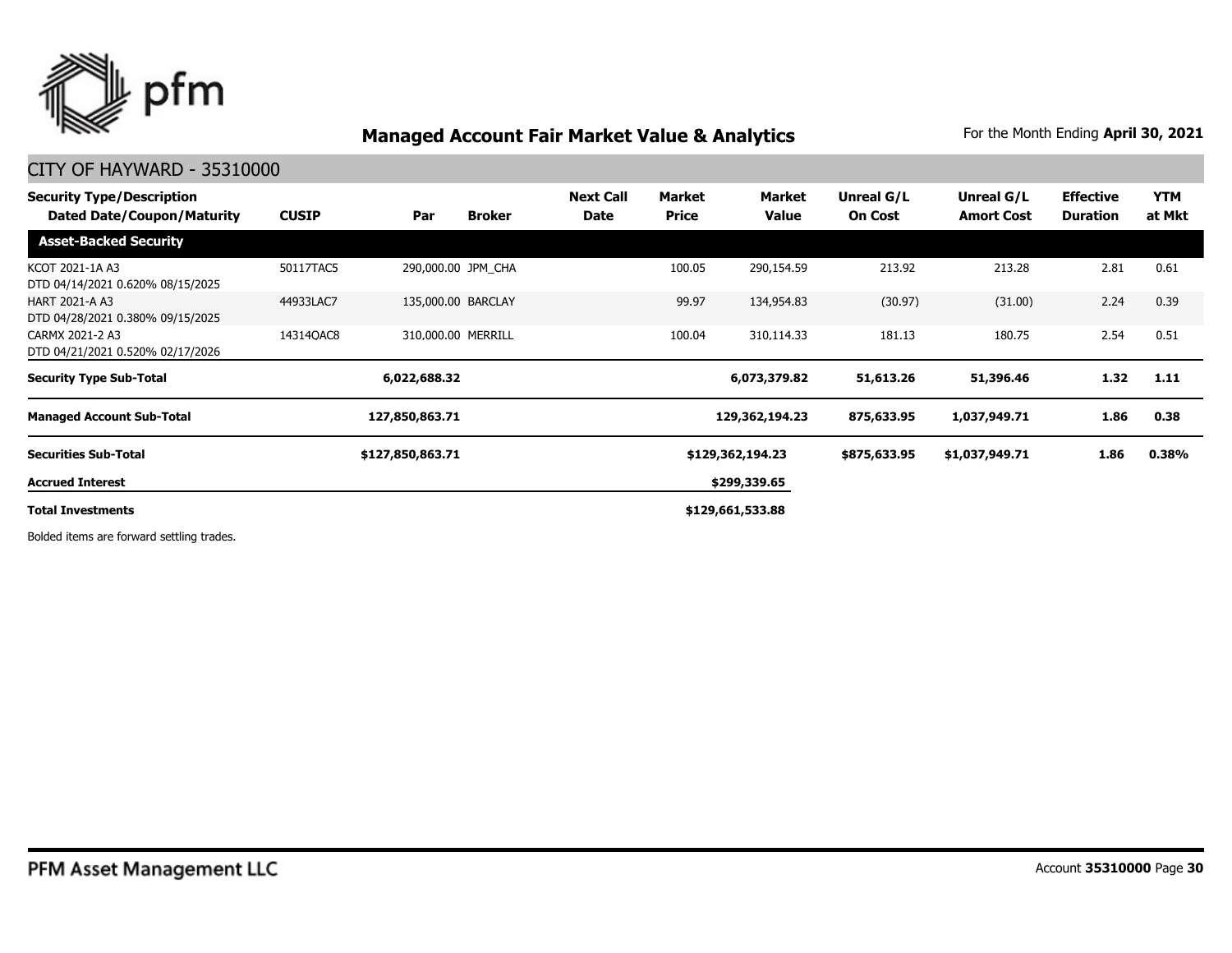## Managed Account Fair Market Value & Analytics

For the Month Ending **April 30, 2021**

### CITY OF HAYWARD - 35310000

| Security Type/Description Dated Date/Coupon/Maturity | CUSIP | Par | Broker | Next Call Date | Market Price | Market Value | Unreal G/L On Cost | Unreal G/L Amort Cost | Effective Duration | YTM at Mkt |
|---|---|---|---|---|---|---|---|---|---|---|
| **Asset-Backed Security** | | | | | | | | | | |
| KCOT 2021-1A A3 DTD 04/14/2021 0.620% 08/15/2025 | 50117TAC5 | 290,000.00 | JPM_CHA | | 100.05 | 290,154.59 | 213.92 | 213.28 | 2.81 | 0.61 |
| HART 2021-A A3 DTD 04/28/2021 0.380% 09/15/2025 | 44933LAC7 | 135,000.00 | BARCLAY | | 99.97 | 134,954.83 | (30.97) | (31.00) | 2.24 | 0.39 |
| CARMX 2021-2 A3 DTD 04/21/2021 0.520% 02/17/2026 | 14314QAC8 | 310,000.00 | MERRILL | | 100.04 | 310,114.33 | 181.13 | 180.75 | 2.54 | 0.51 |
| **Security Type Sub-Total** | | **6,022,688.32** | | | | **6,073,379.82** | **51,613.26** | **51,396.46** | **1.32** | **1.11** |
| **Managed Account Sub-Total** | | **127,850,863.71** | | | | **129,362,194.23** | **875,633.95** | **1,037,949.71** | **1.86** | **0.38** |
| **Securities Sub-Total** | | **$127,850,863.71** | | | | **$129,362,194.23** | **$875,633.95** | **$1,037,949.71** | **1.86** | **0.38%** |
| **Accrued Interest** | | | | | | **$299,339.65** | | | | |
| **Total Investments** | | | | | | **$129,661,533.88** | | | | |

Bolded items are forward settling trades.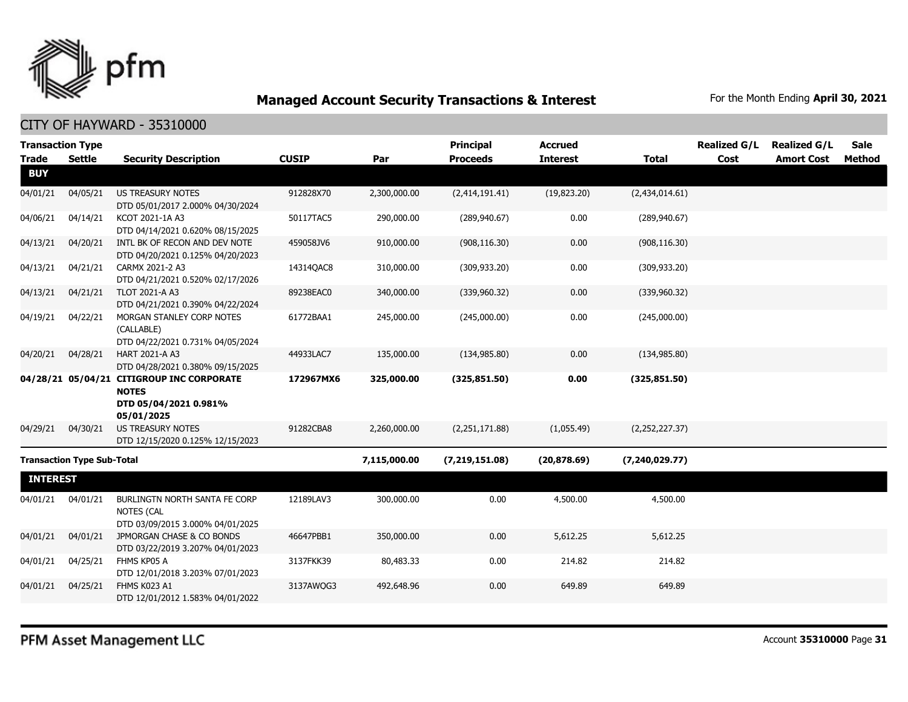# Managed Account Security Transactions & Interest

For the Month Ending **April 30, 2021**

## CITY OF HAYWARD - 35310000

| Transaction Type Trade | Settle | Security Description | CUSIP | Par | Principal Proceeds | Accrued Interest | Total | Realized G/L Cost | Realized G/L Amort Cost | Sale Method |
|---|---|---|---|---|---|---|---|---|---|---|
| **BUY** | | | | | | | | | | |
| 04/01/21 | 04/05/21 | US TREASURY NOTES DTD 05/01/2017 2.000% 04/30/2024 | 912828X70 | 2,300,000.00 | (2,414,191.41) | (19,823.20) | (2,434,014.61) | | | |
| 04/06/21 | 04/14/21 | KCOT 2021-1A A3 DTD 04/14/2021 0.620% 08/15/2025 | 50117TAC5 | 290,000.00 | (289,940.67) | 0.00 | (289,940.67) | | | |
| 04/13/21 | 04/20/21 | INTL BK OF RECON AND DEV NOTE DTD 04/20/2021 0.125% 04/20/2023 | 459058JV6 | 910,000.00 | (908,116.30) | 0.00 | (908,116.30) | | | |
| 04/13/21 | 04/21/21 | CARMX 2021-2 A3 DTD 04/21/2021 0.520% 02/17/2026 | 14314QAC8 | 310,000.00 | (309,933.20) | 0.00 | (309,933.20) | | | |
| 04/13/21 | 04/21/21 | TLOT 2021-A A3 DTD 04/21/2021 0.390% 04/22/2024 | 89238EAC0 | 340,000.00 | (339,960.32) | 0.00 | (339,960.32) | | | |
| 04/19/21 | 04/22/21 | MORGAN STANLEY CORP NOTES (CALLABLE) DTD 04/22/2021 0.731% 04/05/2024 | 61772BAA1 | 245,000.00 | (245,000.00) | 0.00 | (245,000.00) | | | |
| 04/20/21 | 04/28/21 | HART 2021-A A3 DTD 04/28/2021 0.380% 09/15/2025 | 44933LAC7 | 135,000.00 | (134,985.80) | 0.00 | (134,985.80) | | | |
| **04/28/21** | **05/04/21** | **CITIGROUP INC CORPORATE NOTES DTD 05/04/2021 0.981% 05/01/2025** | **172967MX6** | **325,000.00** | **(325,851.50)** | **0.00** | **(325,851.50)** | | | |
| 04/29/21 | 04/30/21 | US TREASURY NOTES DTD 12/15/2020 0.125% 12/15/2023 | 91282CBA8 | 2,260,000.00 | (2,251,171.88) | (1,055.49) | (2,252,227.37) | | | |
| **Transaction Type Sub-Total** | | | | **7,115,000.00** | **(7,219,151.08)** | **(20,878.69)** | **(7,240,029.77)** | | | |
| **INTEREST** | | | | | | | | | | |
| 04/01/21 | 04/01/21 | BURLINGTN NORTH SANTA FE CORP NOTES (CAL DTD 03/09/2015 3.000% 04/01/2025 | 12189LAV3 | 300,000.00 | 0.00 | 4,500.00 | 4,500.00 | | | |
| 04/01/21 | 04/01/21 | JPMORGAN CHASE & CO BONDS DTD 03/22/2019 3.207% 04/01/2023 | 46647PBB1 | 350,000.00 | 0.00 | 5,612.25 | 5,612.25 | | | |
| 04/01/21 | 04/25/21 | FHMS KP05 A DTD 12/01/2018 3.203% 07/01/2023 | 3137FKK39 | 80,483.33 | 0.00 | 214.82 | 214.82 | | | |
| 04/01/21 | 04/25/21 | FHMS K023 A1 DTD 12/01/2012 1.583% 04/01/2022 | 3137AWQG3 | 492,648.96 | 0.00 | 649.89 | 649.89 | | | |

PFM Asset Management LLC

Account **35310000**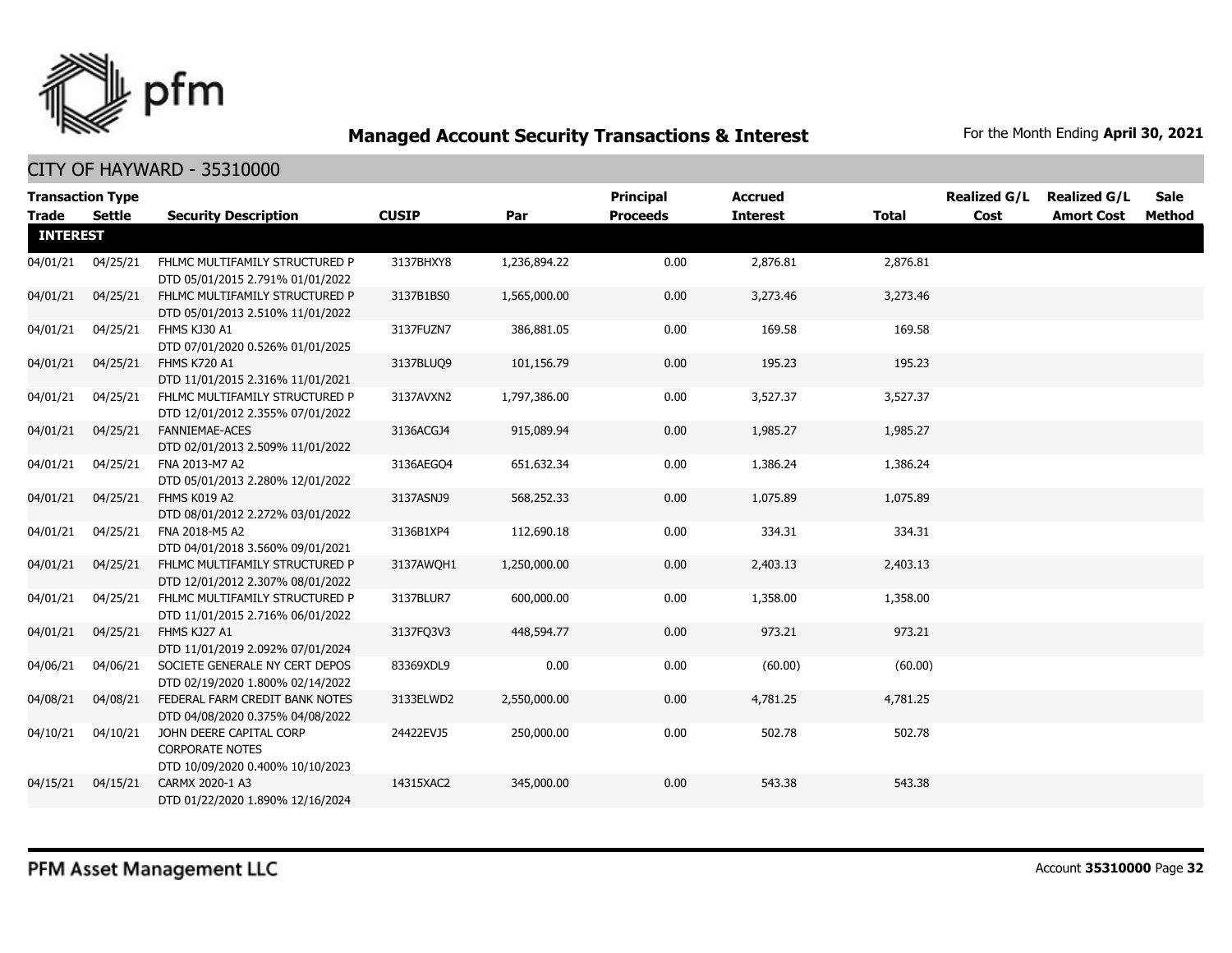## Managed Account Security Transactions & Interest

For the Month Ending **April 30, 2021**

CITY OF HAYWARD - 35310000

| Transaction Type Trade | Settle | Security Description | CUSIP | Par | Principal Proceeds | Accrued Interest | Total | Realized G/L Cost | Realized G/L Amort Cost | Sale Method |
|---|---|---|---|---|---|---|---|---|---|---|
| **INTEREST** | | | | | | | | | | |
| 04/01/21 | 04/25/21 | FHLMC MULTIFAMILY STRUCTURED P DTD 05/01/2015 2.791% 01/01/2022 | 3137BHXY8 | 1,236,894.22 | 0.00 | 2,876.81 | 2,876.81 | | | |
| 04/01/21 | 04/25/21 | FHLMC MULTIFAMILY STRUCTURED P DTD 05/01/2013 2.510% 11/01/2022 | 3137B1BS0 | 1,565,000.00 | 0.00 | 3,273.46 | 3,273.46 | | | |
| 04/01/21 | 04/25/21 | FHMS KJ30 A1 DTD 07/01/2020 0.526% 01/01/2025 | 3137FUZN7 | 386,881.05 | 0.00 | 169.58 | 169.58 | | | |
| 04/01/21 | 04/25/21 | FHMS K720 A1 DTD 11/01/2015 2.316% 11/01/2021 | 3137BLUQ9 | 101,156.79 | 0.00 | 195.23 | 195.23 | | | |
| 04/01/21 | 04/25/21 | FHLMC MULTIFAMILY STRUCTURED P DTD 12/01/2012 2.355% 07/01/2022 | 3137AVXN2 | 1,797,386.00 | 0.00 | 3,527.37 | 3,527.37 | | | |
| 04/01/21 | 04/25/21 | FANNIEMAE-ACES DTD 02/01/2013 2.509% 11/01/2022 | 3136ACGJ4 | 915,089.94 | 0.00 | 1,985.27 | 1,985.27 | | | |
| 04/01/21 | 04/25/21 | FNA 2013-M7 A2 DTD 05/01/2013 2.280% 12/01/2022 | 3136AEGO4 | 651,632.34 | 0.00 | 1,386.24 | 1,386.24 | | | |
| 04/01/21 | 04/25/21 | FHMS K019 A2 DTD 08/01/2012 2.272% 03/01/2022 | 3137ASNJ9 | 568,252.33 | 0.00 | 1,075.89 | 1,075.89 | | | |
| 04/01/21 | 04/25/21 | FNA 2018-M5 A2 DTD 04/01/2018 3.560% 09/01/2021 | 3136B1XP4 | 112,690.18 | 0.00 | 334.31 | 334.31 | | | |
| 04/01/21 | 04/25/21 | FHLMC MULTIFAMILY STRUCTURED P DTD 12/01/2012 2.307% 08/01/2022 | 3137AWQH1 | 1,250,000.00 | 0.00 | 2,403.13 | 2,403.13 | | | |
| 04/01/21 | 04/25/21 | FHLMC MULTIFAMILY STRUCTURED P DTD 11/01/2015 2.716% 06/01/2022 | 3137BLUR7 | 600,000.00 | 0.00 | 1,358.00 | 1,358.00 | | | |
| 04/01/21 | 04/25/21 | FHMS KJ27 A1 DTD 11/01/2019 2.092% 07/01/2024 | 3137FQ3V3 | 448,594.77 | 0.00 | 973.21 | 973.21 | | | |
| 04/06/21 | 04/06/21 | SOCIETE GENERALE NY CERT DEPOS DTD 02/19/2020 1.800% 02/14/2022 | 83369XDL9 | 0.00 | 0.00 | (60.00) | (60.00) | | | |
| 04/08/21 | 04/08/21 | FEDERAL FARM CREDIT BANK NOTES DTD 04/08/2020 0.375% 04/08/2022 | 3133ELWD2 | 2,550,000.00 | 0.00 | 4,781.25 | 4,781.25 | | | |
| 04/10/21 | 04/10/21 | JOHN DEERE CAPITAL CORP CORPORATE NOTES DTD 10/09/2020 0.400% 10/10/2023 | 24422EVJ5 | 250,000.00 | 0.00 | 502.78 | 502.78 | | | |
| 04/15/21 | 04/15/21 | CARMX 2020-1 A3 DTD 01/22/2020 1.890% 12/16/2024 | 14315XAC2 | 345,000.00 | 0.00 | 543.38 | 543.38 | | | |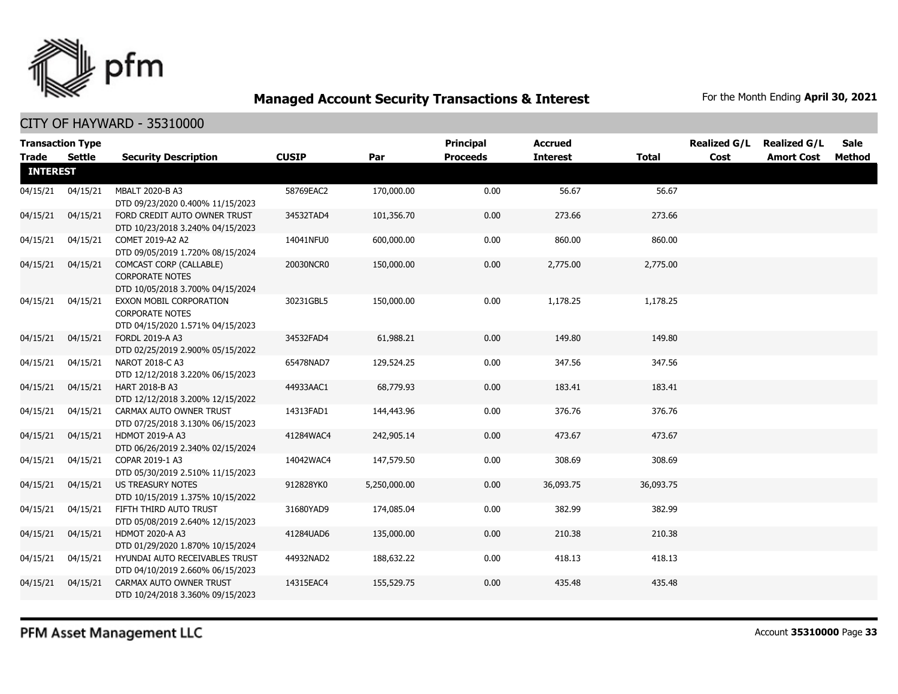# Managed Account Security Transactions & Interest

For the Month Ending **April 30, 2021**

## CITY OF HAYWARD - 35310000

| Transaction Type Trade | Settle | Security Description | CUSIP | Par | Principal Proceeds | Accrued Interest | Total | Realized G/L Cost | Realized G/L Amort Cost | Sale Method |
|---|---|---|---|---|---|---|---|---|---|---|
| **INTEREST** | | | | | | | | | | |
| 04/15/21 | 04/15/21 | MBALT 2020-B A3 DTD 09/23/2020 0.400% 11/15/2023 | 58769EAC2 | 170,000.00 | 0.00 | 56.67 | 56.67 | | | |
| 04/15/21 | 04/15/21 | FORD CREDIT AUTO OWNER TRUST DTD 10/23/2018 3.240% 04/15/2023 | 34532TAD4 | 101,356.70 | 0.00 | 273.66 | 273.66 | | | |
| 04/15/21 | 04/15/21 | COMET 2019-A2 A2 DTD 09/05/2019 1.720% 08/15/2024 | 14041NFU0 | 600,000.00 | 0.00 | 860.00 | 860.00 | | | |
| 04/15/21 | 04/15/21 | COMCAST CORP (CALLABLE) CORPORATE NOTES DTD 10/05/2018 3.700% 04/15/2024 | 20030NCR0 | 150,000.00 | 0.00 | 2,775.00 | 2,775.00 | | | |
| 04/15/21 | 04/15/21 | EXXON MOBIL CORPORATION CORPORATE NOTES DTD 04/15/2020 1.571% 04/15/2023 | 30231GBL5 | 150,000.00 | 0.00 | 1,178.25 | 1,178.25 | | | |
| 04/15/21 | 04/15/21 | FORDL 2019-A A3 DTD 02/25/2019 2.900% 05/15/2022 | 34532FAD4 | 61,988.21 | 0.00 | 149.80 | 149.80 | | | |
| 04/15/21 | 04/15/21 | NAROT 2018-C A3 DTD 12/12/2018 3.220% 06/15/2023 | 65478NAD7 | 129,524.25 | 0.00 | 347.56 | 347.56 | | | |
| 04/15/21 | 04/15/21 | HART 2018-B A3 DTD 12/12/2018 3.200% 12/15/2022 | 44933AAC1 | 68,779.93 | 0.00 | 183.41 | 183.41 | | | |
| 04/15/21 | 04/15/21 | CARMAX AUTO OWNER TRUST DTD 07/25/2018 3.130% 06/15/2023 | 14313FAD1 | 144,443.96 | 0.00 | 376.76 | 376.76 | | | |
| 04/15/21 | 04/15/21 | HDMOT 2019-A A3 DTD 06/26/2019 2.340% 02/15/2024 | 41284WAC4 | 242,905.14 | 0.00 | 473.67 | 473.67 | | | |
| 04/15/21 | 04/15/21 | COPAR 2019-1 A3 DTD 05/30/2019 2.510% 11/15/2023 | 14042WAC4 | 147,579.50 | 0.00 | 308.69 | 308.69 | | | |
| 04/15/21 | 04/15/21 | US TREASURY NOTES DTD 10/15/2019 1.375% 10/15/2022 | 912828YK0 | 5,250,000.00 | 0.00 | 36,093.75 | 36,093.75 | | | |
| 04/15/21 | 04/15/21 | FIFTH THIRD AUTO TRUST DTD 05/08/2019 2.640% 12/15/2023 | 31680YAD9 | 174,085.04 | 0.00 | 382.99 | 382.99 | | | |
| 04/15/21 | 04/15/21 | HDMOT 2020-A A3 DTD 01/29/2020 1.870% 10/15/2024 | 41284UAD6 | 135,000.00 | 0.00 | 210.38 | 210.38 | | | |
| 04/15/21 | 04/15/21 | HYUNDAI AUTO RECEIVABLES TRUST DTD 04/10/2019 2.660% 06/15/2023 | 44932NAD2 | 188,632.22 | 0.00 | 418.13 | 418.13 | | | |
| 04/15/21 | 04/15/21 | CARMAX AUTO OWNER TRUST DTD 10/24/2018 3.360% 09/15/2023 | 14315EAC4 | 155,529.75 | 0.00 | 435.48 | 435.48 | | | |

PFM Asset Management LLC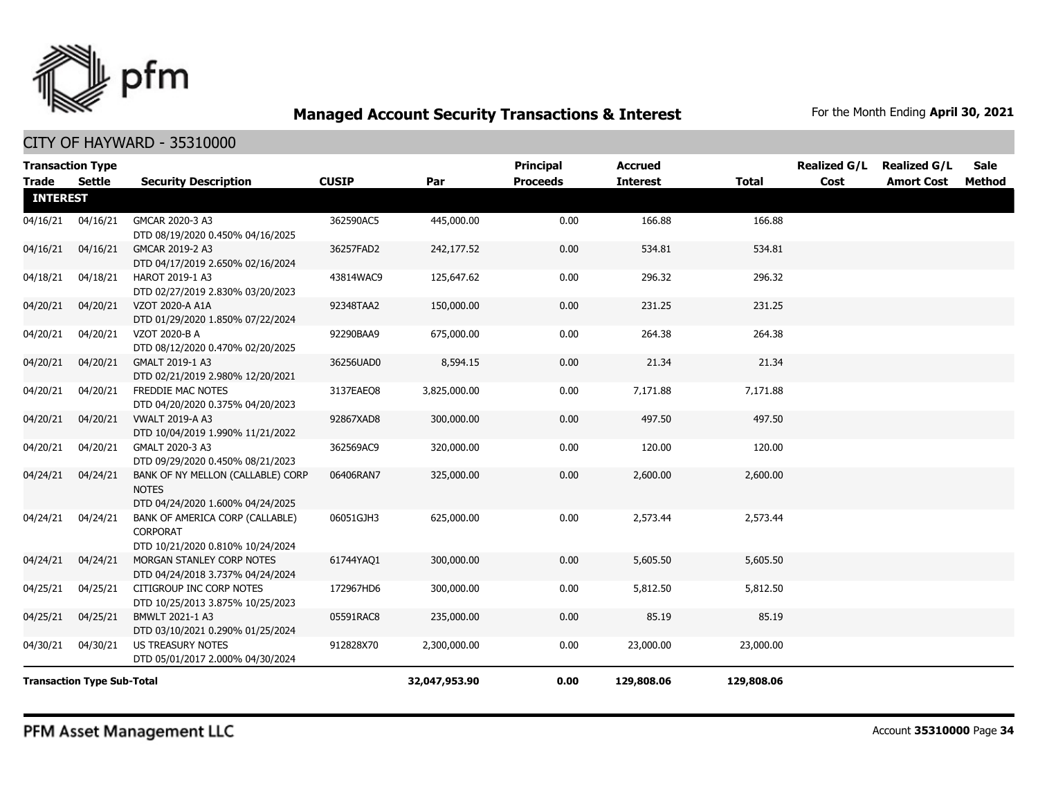## Managed Account Security Transactions & Interest

For the Month Ending **April 30, 2021**

CITY OF HAYWARD - 35310000

| Transaction Type Trade | Settle | Security Description | CUSIP | Par | Principal Proceeds | Accrued Interest | Total | Realized G/L Cost | Realized G/L Amort Cost | Sale Method |
|---|---|---|---|---|---|---|---|---|---|---|
| **INTEREST** | | | | | | | | | | |
| 04/16/21 | 04/16/21 | GMCAR 2020-3 A3 DTD 08/19/2020 0.450% 04/16/2025 | 362590AC5 | 445,000.00 | 0.00 | 166.88 | 166.88 | | | |
| 04/16/21 | 04/16/21 | GMCAR 2019-2 A3 DTD 04/17/2019 2.650% 02/16/2024 | 36257FAD2 | 242,177.52 | 0.00 | 534.81 | 534.81 | | | |
| 04/18/21 | 04/18/21 | HAROT 2019-1 A3 DTD 02/27/2019 2.830% 03/20/2023 | 43814WAC9 | 125,647.62 | 0.00 | 296.32 | 296.32 | | | |
| 04/20/21 | 04/20/21 | VZOT 2020-A A1A DTD 01/29/2020 1.850% 07/22/2024 | 92348TAA2 | 150,000.00 | 0.00 | 231.25 | 231.25 | | | |
| 04/20/21 | 04/20/21 | VZOT 2020-B A DTD 08/12/2020 0.470% 02/20/2025 | 92290BAA9 | 675,000.00 | 0.00 | 264.38 | 264.38 | | | |
| 04/20/21 | 04/20/21 | GMALT 2019-1 A3 DTD 02/21/2019 2.980% 12/20/2021 | 36256UAD0 | 8,594.15 | 0.00 | 21.34 | 21.34 | | | |
| 04/20/21 | 04/20/21 | FREDDIE MAC NOTES DTD 04/20/2020 0.375% 04/20/2023 | 3137EAEQ8 | 3,825,000.00 | 0.00 | 7,171.88 | 7,171.88 | | | |
| 04/20/21 | 04/20/21 | VWALT 2019-A A3 DTD 10/04/2019 1.990% 11/21/2022 | 92867XAD8 | 300,000.00 | 0.00 | 497.50 | 497.50 | | | |
| 04/20/21 | 04/20/21 | GMALT 2020-3 A3 DTD 09/29/2020 0.450% 08/21/2023 | 362569AC9 | 320,000.00 | 0.00 | 120.00 | 120.00 | | | |
| 04/24/21 | 04/24/21 | BANK OF NY MELLON (CALLABLE) CORP NOTES DTD 04/24/2020 1.600% 04/24/2025 | 06406RAN7 | 325,000.00 | 0.00 | 2,600.00 | 2,600.00 | | | |
| 04/24/21 | 04/24/21 | BANK OF AMERICA CORP (CALLABLE) CORPORAT DTD 10/21/2020 0.810% 10/24/2024 | 06051GJH3 | 625,000.00 | 0.00 | 2,573.44 | 2,573.44 | | | |
| 04/24/21 | 04/24/21 | MORGAN STANLEY CORP NOTES DTD 04/24/2018 3.737% 04/24/2024 | 61744YAQ1 | 300,000.00 | 0.00 | 5,605.50 | 5,605.50 | | | |
| 04/25/21 | 04/25/21 | CITIGROUP INC CORP NOTES DTD 10/25/2013 3.875% 10/25/2023 | 172967HD6 | 300,000.00 | 0.00 | 5,812.50 | 5,812.50 | | | |
| 04/25/21 | 04/25/21 | BMWLT 2021-1 A3 DTD 03/10/2021 0.290% 01/25/2024 | 05591RAC8 | 235,000.00 | 0.00 | 85.19 | 85.19 | | | |
| 04/30/21 | 04/30/21 | US TREASURY NOTES DTD 05/01/2017 2.000% 04/30/2024 | 912828X70 | 2,300,000.00 | 0.00 | 23,000.00 | 23,000.00 | | | |
| **Transaction Type Sub-Total** | | | | **32,047,953.90** | **0.00** | **129,808.06** | **129,808.06** | | | |

PFM Asset Management LLC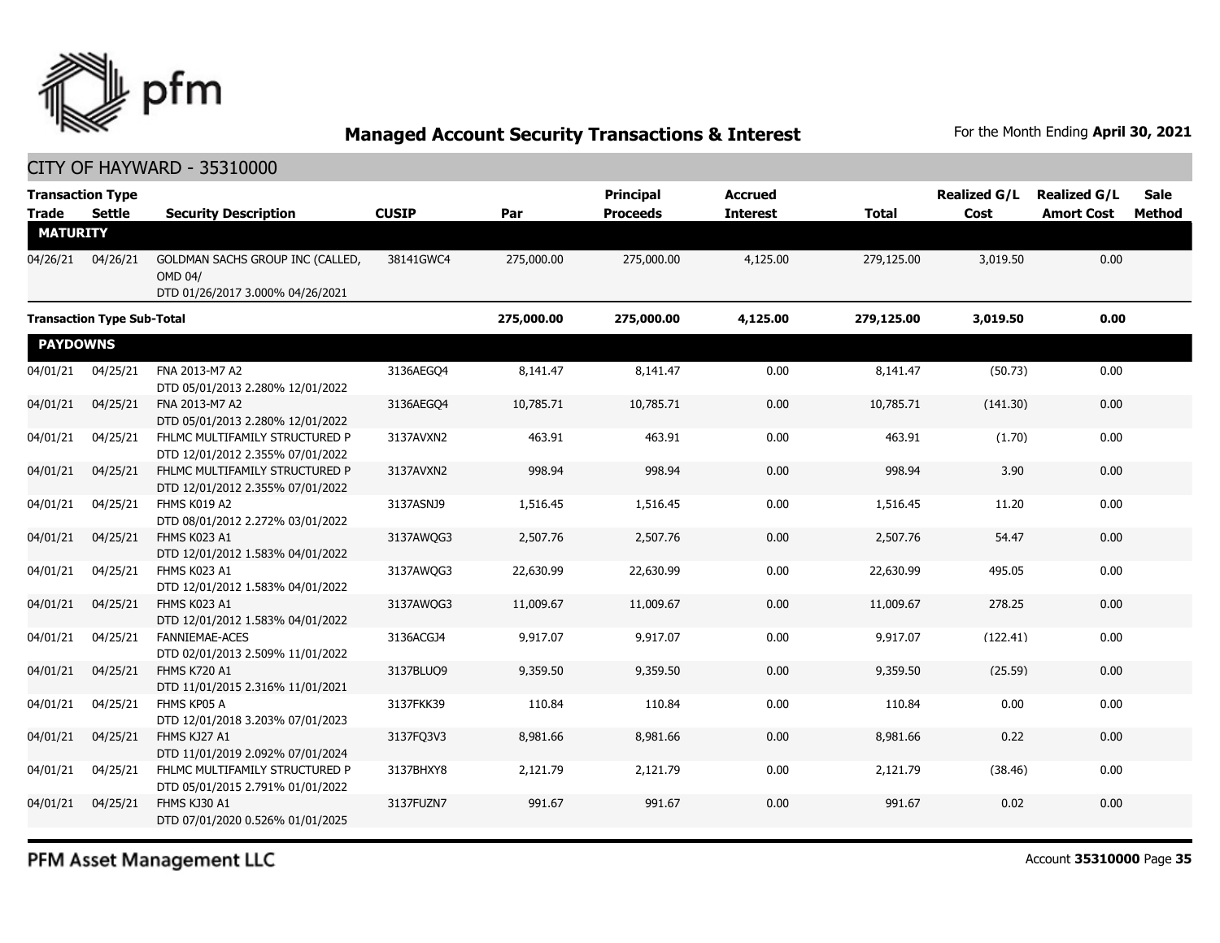# Managed Account Security Transactions & Interest

For the Month Ending **April 30, 2021**

## CITY OF HAYWARD - 35310000

| Transaction Type Trade | Settle | Security Description | CUSIP | Par | Principal Proceeds | Accrued Interest | Total | Realized G/L Cost | Realized G/L Amort Cost | Sale Method |
|---|---|---|---|---|---|---|---|---|---|---|
| **MATURITY** | | | | | | | | | | |
| 04/26/21 | 04/26/21 | GOLDMAN SACHS GROUP INC (CALLED, OMD 04/ DTD 01/26/2017 3.000% 04/26/2021 | 38141GWC4 | 275,000.00 | 275,000.00 | 4,125.00 | 279,125.00 | 3,019.50 | 0.00 | |
| **Transaction Type Sub-Total** | | | | **275,000.00** | **275,000.00** | **4,125.00** | **279,125.00** | **3,019.50** | **0.00** | |
| **PAYDOWNS** | | | | | | | | | | |
| 04/01/21 | 04/25/21 | FNA 2013-M7 A2 DTD 05/01/2013 2.280% 12/01/2022 | 3136AEGQ4 | 8,141.47 | 8,141.47 | 0.00 | 8,141.47 | (50.73) | 0.00 | |
| 04/01/21 | 04/25/21 | FNA 2013-M7 A2 DTD 05/01/2013 2.280% 12/01/2022 | 3136AEGQ4 | 10,785.71 | 10,785.71 | 0.00 | 10,785.71 | (141.30) | 0.00 | |
| 04/01/21 | 04/25/21 | FHLMC MULTIFAMILY STRUCTURED P DTD 12/01/2012 2.355% 07/01/2022 | 3137AVXN2 | 463.91 | 463.91 | 0.00 | 463.91 | (1.70) | 0.00 | |
| 04/01/21 | 04/25/21 | FHLMC MULTIFAMILY STRUCTURED P DTD 12/01/2012 2.355% 07/01/2022 | 3137AVXN2 | 998.94 | 998.94 | 0.00 | 998.94 | 3.90 | 0.00 | |
| 04/01/21 | 04/25/21 | FHMS K019 A2 DTD 08/01/2012 2.272% 03/01/2022 | 3137ASNJ9 | 1,516.45 | 1,516.45 | 0.00 | 1,516.45 | 11.20 | 0.00 | |
| 04/01/21 | 04/25/21 | FHMS K023 A1 DTD 12/01/2012 1.583% 04/01/2022 | 3137AWQG3 | 2,507.76 | 2,507.76 | 0.00 | 2,507.76 | 54.47 | 0.00 | |
| 04/01/21 | 04/25/21 | FHMS K023 A1 DTD 12/01/2012 1.583% 04/01/2022 | 3137AWQG3 | 22,630.99 | 22,630.99 | 0.00 | 22,630.99 | 495.05 | 0.00 | |
| 04/01/21 | 04/25/21 | FHMS K023 A1 DTD 12/01/2012 1.583% 04/01/2022 | 3137AWQG3 | 11,009.67 | 11,009.67 | 0.00 | 11,009.67 | 278.25 | 0.00 | |
| 04/01/21 | 04/25/21 | FANNIEMAE-ACES DTD 02/01/2013 2.509% 11/01/2022 | 3136ACGJ4 | 9,917.07 | 9,917.07 | 0.00 | 9,917.07 | (122.41) | 0.00 | |
| 04/01/21 | 04/25/21 | FHMS K720 A1 DTD 11/01/2015 2.316% 11/01/2021 | 3137BLUQ9 | 9,359.50 | 9,359.50 | 0.00 | 9,359.50 | (25.59) | 0.00 | |
| 04/01/21 | 04/25/21 | FHMS KP05 A DTD 12/01/2018 3.203% 07/01/2023 | 3137FKK39 | 110.84 | 110.84 | 0.00 | 110.84 | 0.00 | 0.00 | |
| 04/01/21 | 04/25/21 | FHMS KJ27 A1 DTD 11/01/2019 2.092% 07/01/2024 | 3137FQ3V3 | 8,981.66 | 8,981.66 | 0.00 | 8,981.66 | 0.22 | 0.00 | |
| 04/01/21 | 04/25/21 | FHLMC MULTIFAMILY STRUCTURED P DTD 05/01/2015 2.791% 01/01/2022 | 3137BHXY8 | 2,121.79 | 2,121.79 | 0.00 | 2,121.79 | (38.46) | 0.00 | |
| 04/01/21 | 04/25/21 | FHMS KJ30 A1 DTD 07/01/2020 0.526% 01/01/2025 | 3137FUZN7 | 991.67 | 991.67 | 0.00 | 991.67 | 0.02 | 0.00 | |

PFM Asset Management LLC

Account **35310000**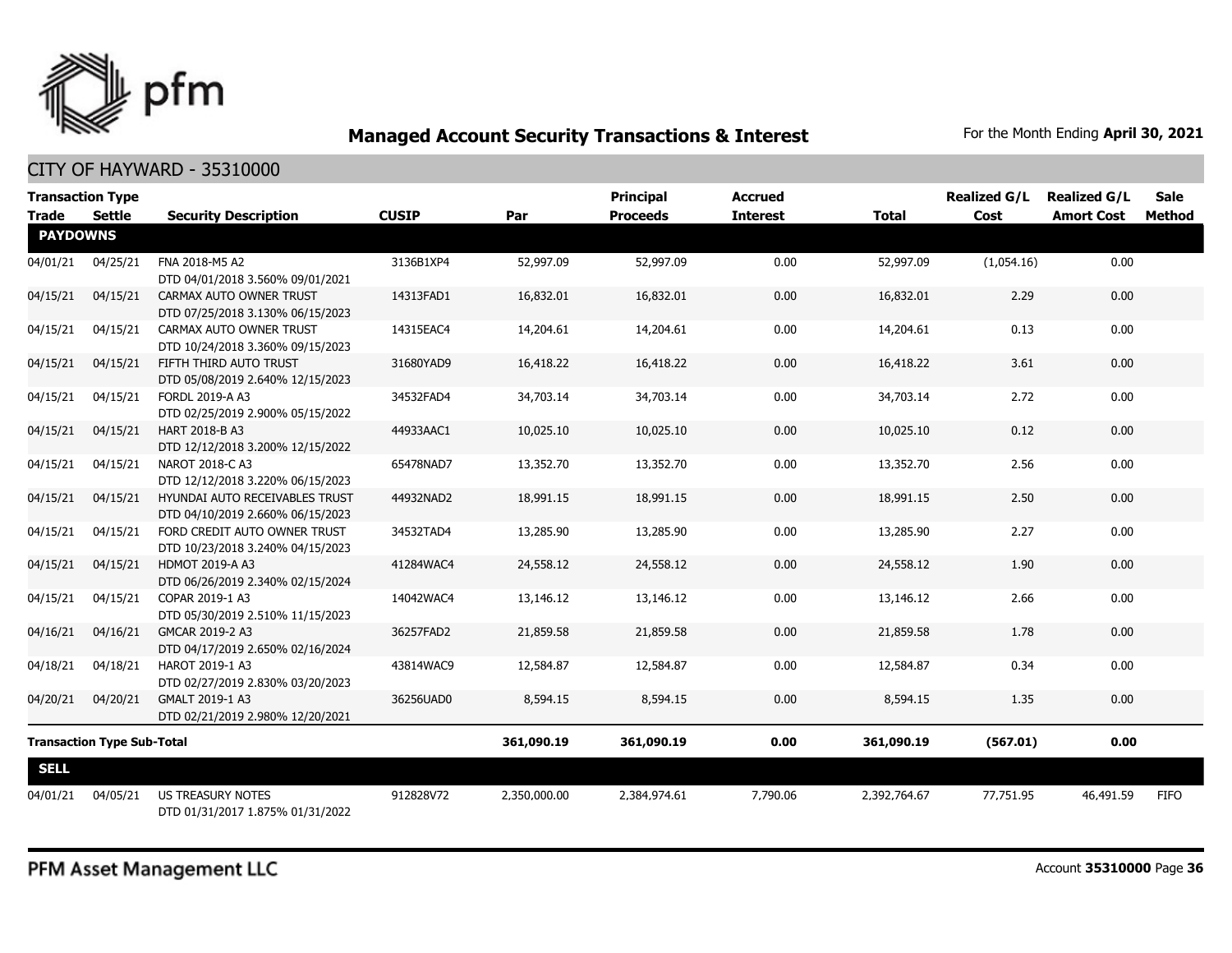## Managed Account Security Transactions & Interest

For the Month Ending **April 30, 2021**

CITY OF HAYWARD - 35310000

| Transaction Type Trade | Settle | Security Description | CUSIP | Par | Principal Proceeds | Accrued Interest | Total | Realized G/L Cost | Realized G/L Amort Cost | Sale Method |
|---|---|---|---|---|---|---|---|---|---|---|
| **PAYDOWNS** | | | | | | | | | | |
| 04/01/21 | 04/25/21 | FNA 2018-M5 A2 DTD 04/01/2018 3.560% 09/01/2021 | 3136B1XP4 | 52,997.09 | 52,997.09 | 0.00 | 52,997.09 | (1,054.16) | 0.00 | |
| 04/15/21 | 04/15/21 | CARMAX AUTO OWNER TRUST DTD 07/25/2018 3.130% 06/15/2023 | 14313FAD1 | 16,832.01 | 16,832.01 | 0.00 | 16,832.01 | 2.29 | 0.00 | |
| 04/15/21 | 04/15/21 | CARMAX AUTO OWNER TRUST DTD 10/24/2018 3.360% 09/15/2023 | 14315EAC4 | 14,204.61 | 14,204.61 | 0.00 | 14,204.61 | 0.13 | 0.00 | |
| 04/15/21 | 04/15/21 | FIFTH THIRD AUTO TRUST DTD 05/08/2019 2.640% 12/15/2023 | 31680YAD9 | 16,418.22 | 16,418.22 | 0.00 | 16,418.22 | 3.61 | 0.00 | |
| 04/15/21 | 04/15/21 | FORDL 2019-A A3 DTD 02/25/2019 2.900% 05/15/2022 | 34532FAD4 | 34,703.14 | 34,703.14 | 0.00 | 34,703.14 | 2.72 | 0.00 | |
| 04/15/21 | 04/15/21 | HART 2018-B A3 DTD 12/12/2018 3.200% 12/15/2022 | 44933AAC1 | 10,025.10 | 10,025.10 | 0.00 | 10,025.10 | 0.12 | 0.00 | |
| 04/15/21 | 04/15/21 | NAROT 2018-C A3 DTD 12/12/2018 3.220% 06/15/2023 | 65478NAD7 | 13,352.70 | 13,352.70 | 0.00 | 13,352.70 | 2.56 | 0.00 | |
| 04/15/21 | 04/15/21 | HYUNDAI AUTO RECEIVABLES TRUST DTD 04/10/2019 2.660% 06/15/2023 | 44932NAD2 | 18,991.15 | 18,991.15 | 0.00 | 18,991.15 | 2.50 | 0.00 | |
| 04/15/21 | 04/15/21 | FORD CREDIT AUTO OWNER TRUST DTD 10/23/2018 3.240% 04/15/2023 | 34532TAD4 | 13,285.90 | 13,285.90 | 0.00 | 13,285.90 | 2.27 | 0.00 | |
| 04/15/21 | 04/15/21 | HDMOT 2019-A A3 DTD 06/26/2019 2.340% 02/15/2024 | 41284WAC4 | 24,558.12 | 24,558.12 | 0.00 | 24,558.12 | 1.90 | 0.00 | |
| 04/15/21 | 04/15/21 | COPAR 2019-1 A3 DTD 05/30/2019 2.510% 11/15/2023 | 14042WAC4 | 13,146.12 | 13,146.12 | 0.00 | 13,146.12 | 2.66 | 0.00 | |
| 04/16/21 | 04/16/21 | GMCAR 2019-2 A3 DTD 04/17/2019 2.650% 02/16/2024 | 36257FAD2 | 21,859.58 | 21,859.58 | 0.00 | 21,859.58 | 1.78 | 0.00 | |
| 04/18/21 | 04/18/21 | HAROT 2019-1 A3 DTD 02/27/2019 2.830% 03/20/2023 | 43814WAC9 | 12,584.87 | 12,584.87 | 0.00 | 12,584.87 | 0.34 | 0.00 | |
| 04/20/21 | 04/20/21 | GMALT 2019-1 A3 DTD 02/21/2019 2.980% 12/20/2021 | 36256UAD0 | 8,594.15 | 8,594.15 | 0.00 | 8,594.15 | 1.35 | 0.00 | |
| **Transaction Type Sub-Total** | | | | **361,090.19** | **361,090.19** | **0.00** | **361,090.19** | **(567.01)** | **0.00** | |
| **SELL** | | | | | | | | | | |
| 04/01/21 | 04/05/21 | US TREASURY NOTES DTD 01/31/2017 1.875% 01/31/2022 | 912828V72 | 2,350,000.00 | 2,384,974.61 | 7,790.06 | 2,392,764.67 | 77,751.95 | 46,491.59 | FIFO |

PFM Asset Management LLC

Account **35310000** Page **36**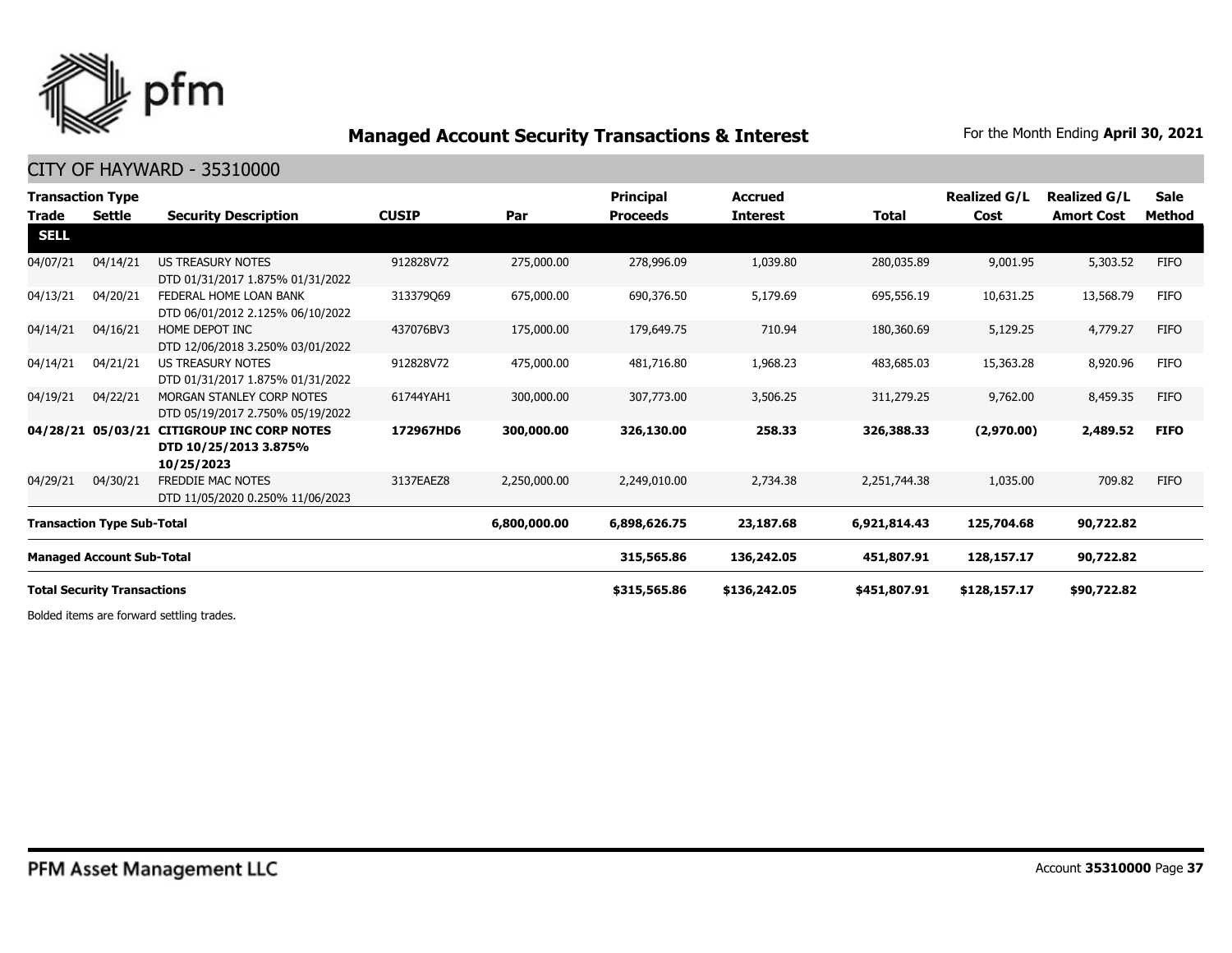## Managed Account Security Transactions & Interest

For the Month Ending **April 30, 2021**

### CITY OF HAYWARD - 35310000

| Transaction Type Trade | Settle | Security Description | CUSIP | Par | Principal Proceeds | Accrued Interest | Total | Realized G/L Cost | Realized G/L Amort Cost | Sale Method |
|---|---|---|---|---|---|---|---|---|---|---|
| **SELL** | | | | | | | | | | |
| 04/07/21 | 04/14/21 | US TREASURY NOTES DTD 01/31/2017 1.875% 01/31/2022 | 912828V72 | 275,000.00 | 278,996.09 | 1,039.80 | 280,035.89 | 9,001.95 | 5,303.52 | FIFO |
| 04/13/21 | 04/20/21 | FEDERAL HOME LOAN BANK DTD 06/01/2012 2.125% 06/10/2022 | 313379Q69 | 675,000.00 | 690,376.50 | 5,179.69 | 695,556.19 | 10,631.25 | 13,568.79 | FIFO |
| 04/14/21 | 04/16/21 | HOME DEPOT INC DTD 12/06/2018 3.250% 03/01/2022 | 437076BV3 | 175,000.00 | 179,649.75 | 710.94 | 180,360.69 | 5,129.25 | 4,779.27 | FIFO |
| 04/14/21 | 04/21/21 | US TREASURY NOTES DTD 01/31/2017 1.875% 01/31/2022 | 912828V72 | 475,000.00 | 481,716.80 | 1,968.23 | 483,685.03 | 15,363.28 | 8,920.96 | FIFO |
| 04/19/21 | 04/22/21 | MORGAN STANLEY CORP NOTES DTD 05/19/2017 2.750% 05/19/2022 | 61744YAH1 | 300,000.00 | 307,773.00 | 3,506.25 | 311,279.25 | 9,762.00 | 8,459.35 | FIFO |
| **04/28/21** | **05/03/21** | **CITIGROUP INC CORP NOTES DTD 10/25/2013 3.875% 10/25/2023** | **172967HD6** | **300,000.00** | **326,130.00** | **258.33** | **326,388.33** | **(2,970.00)** | **2,489.52** | **FIFO** |
| 04/29/21 | 04/30/21 | FREDDIE MAC NOTES DTD 11/05/2020 0.250% 11/06/2023 | 3137EAEZ8 | 2,250,000.00 | 2,249,010.00 | 2,734.38 | 2,251,744.38 | 1,035.00 | 709.82 | FIFO |
| **Transaction Type Sub-Total** | | | | **6,800,000.00** | **6,898,626.75** | **23,187.68** | **6,921,814.43** | **125,704.68** | **90,722.82** | |
| **Managed Account Sub-Total** | | | | | **315,565.86** | **136,242.05** | **451,807.91** | **128,157.17** | **90,722.82** | |
| **Total Security Transactions** | | | | | **$315,565.86** | **$136,242.05** | **$451,807.91** | **$128,157.17** | **$90,722.82** | |

Bolded items are forward settling trades.